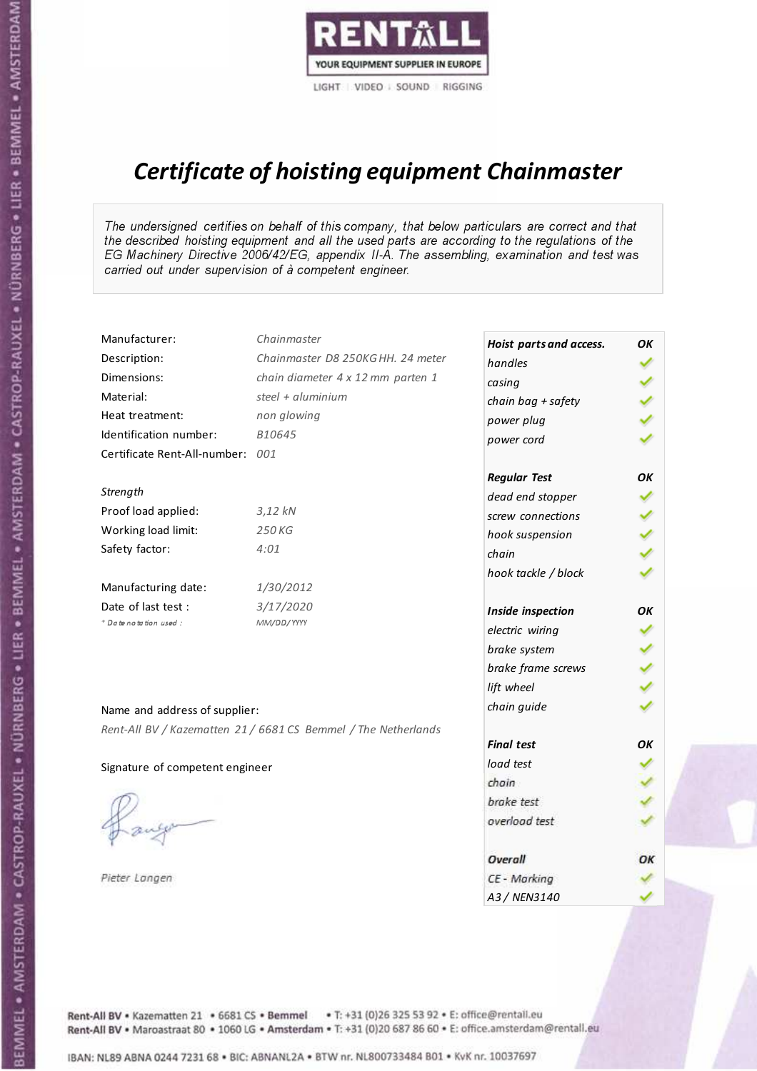RENTALL

YOUR EQUIPMENT SUPPLIER IN EUROPE

LIGHT | VIDEO | SOUND | RIGGING

# *Certificate of hoisting equipment Chainmaster*

*The undersigned certifies on behalf of this company, that below particulars are correct and that the described hoisting equipment and all the used parts are according to the regulations of the EG Machinery Directive 2006/42/EG, appendix II-A. The assembling, examination and test was carried out under supervision of à competent engineer.*

| | |
|---|---|
| Manufacturer: | *Chainmaster* |
| Description: | *Chainmaster D8 250KG HH. 24 meter* |
| Dimensions: | *chain diameter 4 x 12 mm parten 1* |
| Material: | *steel + aluminium* |
| Heat treatment: | *non glowing* |
| Identification number: | *B10645* |
| Certificate Rent-All-number: | *001* |

*Strength*

| | |
|---|---|
| Proof load applied: | *3,12 kN* |
| Working load limit: | *250 KG* |
| Safety factor: | *4:01* |

| | |
|---|---|
| Manufacturing date: | *1/30/2012* |
| Date of last test : | *3/17/2020* |
| *\* Date notation used :* | *MM/DD/YYYY* |

Name and address of supplier:

*Rent-All BV / Kazematten 21 / 6681 CS Bemmel / The Netherlands*

Signature of competent engineer

*Pieter Langen*

| ***Hoist parts and access.*** | ***OK*** |
|---|---|
| *handles* | ✓ |
| *casing* | ✓ |
| *chain bag + safety* | ✓ |
| *power plug* | ✓ |
| *power cord* | ✓ |
| ***Regular Test*** | ***OK*** |
| *dead end stopper* | ✓ |
| *screw connections* | ✓ |
| *hook suspension* | ✓ |
| *chain* | ✓ |
| *hook tackle / block* | ✓ |
| ***Inside inspection*** | ***OK*** |
| *electric wiring* | ✓ |
| *brake system* | ✓ |
| *brake frame screws* | ✓ |
| *lift wheel* | ✓ |
| *chain guide* | ✓ |
| ***Final test*** | ***OK*** |
| *load test* | ✓ |
| *chain* | ✓ |
| *brake test* | ✓ |
| *overload test* | ✓ |
| ***Overall*** | ***OK*** |
| *CE - Marking* | ✓ |
| *A3 / NEN3140* | ✓ |

Rent-All BV • Kazematten 21 • 6681 CS • **Bemmel** • T: +31 (0)26 325 53 92 • E: office@rentall.eu
Rent-All BV • Maroastraat 80 • 1060 LG • **Amsterdam** • T: +31 (0)20 687 86 60 • E: office.amsterdam@rentall.eu

IBAN: NL89 ABNA 0244 7231 68 • BIC: ABNANL2A • BTW nr. NL800733484 B01 • KvK nr. 10037697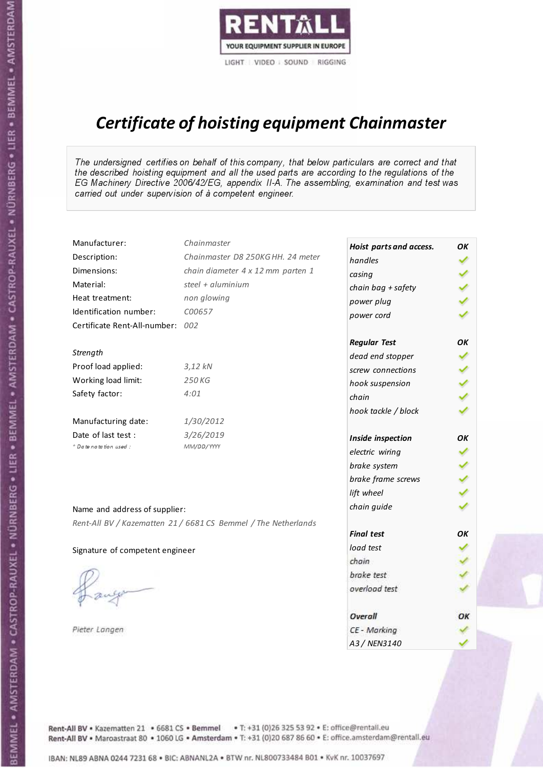RENTALL
YOUR EQUIPMENT SUPPLIER IN EUROPE
LIGHT | VIDEO | SOUND | RIGGING

# *Certificate of hoisting equipment Chainmaster*

*The undersigned certifies on behalf of this company, that below particulars are correct and that the described hoisting equipment and all the used parts are according to the regulations of the EG Machinery Directive 2006/42/EG, appendix II-A. The assembling, examination and test was carried out under supervision of à competent engineer.*

| | |
|---|---|
| Manufacturer: | *Chainmaster* |
| Description: | *Chainmaster D8 250KG HH. 24 meter* |
| Dimensions: | *chain diameter 4 x 12 mm parten 1* |
| Material: | *steel + aluminium* |
| Heat treatment: | *non glowing* |
| Identification number: | *C00657* |
| Certificate Rent-All-number: | *002* |

*Strength*

| | |
|---|---|
| Proof load applied: | *3,12 kN* |
| Working load limit: | *250 KG* |
| Safety factor: | *4:01* |

| | |
|---|---|
| Manufacturing date: | *1/30/2012* |
| Date of last test : | *3/26/2019* |
| *\* Date notation used :* | *MM/DD/YYYY* |

| ***Hoist parts and access.*** | ***OK*** |
|---|---|
| *handles* | ✓ |
| *casing* | ✓ |
| *chain bag + safety* | ✓ |
| *power plug* | ✓ |
| *power cord* | ✓ |
| ***Regular Test*** | ***OK*** |
| *dead end stopper* | ✓ |
| *screw connections* | ✓ |
| *hook suspension* | ✓ |
| *chain* | ✓ |
| *hook tackle / block* | ✓ |
| ***Inside inspection*** | ***OK*** |
| *electric wiring* | ✓ |
| *brake system* | ✓ |
| *brake frame screws* | ✓ |
| *lift wheel* | ✓ |
| *chain guide* | ✓ |
| ***Final test*** | ***OK*** |
| *load test* | ✓ |
| *chain* | ✓ |
| *brake test* | ✓ |
| *overload test* | ✓ |
| ***Overall*** | ***OK*** |
| *CE - Marking* | ✓ |
| *A3 / NEN3140* | ✓ |

Name and address of supplier:

*Rent-All BV / Kazematten 21 / 6681 CS Bemmel / The Netherlands*

Signature of competent engineer

*Pieter Langen*

Rent-All BV • Kazematten 21 • 6681 CS • **Bemmel** • T: +31 (0)26 325 53 92 • E: office@rentall.eu
Rent-All BV • Maroastraat 80 • 1060 LG • **Amsterdam** • T: +31 (0)20 687 86 60 • E: office.amsterdam@rentall.eu

IBAN: NL89 ABNA 0244 7231 68 • BIC: ABNANL2A • BTW nr. NL800733484 B01 • KvK nr. 10037697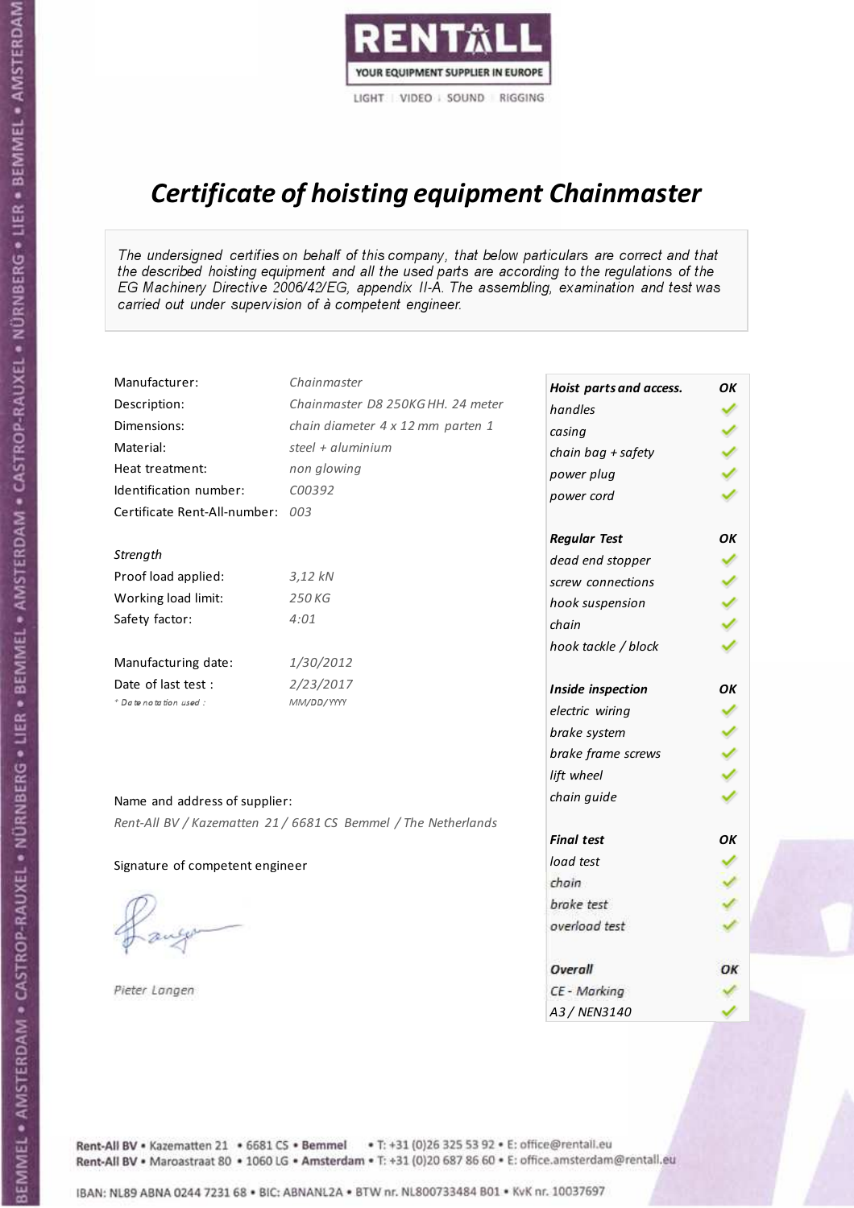RENTALL
YOUR EQUIPMENT SUPPLIER IN EUROPE
LIGHT | VIDEO | SOUND | RIGGING

# *Certificate of hoisting equipment Chainmaster*

*The undersigned certifies on behalf of this company, that below particulars are correct and that the described hoisting equipment and all the used parts are according to the regulations of the EG Machinery Directive 2006/42/EG, appendix II-A. The assembling, examination and test was carried out under supervision of à competent engineer.*

| | |
|---|---|
| Manufacturer: | *Chainmaster* |
| Description: | *Chainmaster D8 250KG HH. 24 meter* |
| Dimensions: | *chain diameter 4 x 12 mm parten 1* |
| Material: | *steel + aluminium* |
| Heat treatment: | *non glowing* |
| Identification number: | *C00392* |
| Certificate Rent-All-number: | *003* |

*Strength*

| | |
|---|---|
| Proof load applied: | *3,12 kN* |
| Working load limit: | *250 KG* |
| Safety factor: | *4:01* |

| | |
|---|---|
| Manufacturing date: | *1/30/2012* |
| Date of last test : | *2/23/2017* |
| *\* Date notation used :* | *MM/DD/YYYY* |

Name and address of supplier:

*Rent-All BV / Kazematten 21 / 6681 CS Bemmel / The Netherlands*

Signature of competent engineer

*Pieter Langen*

| ***Hoist parts and access.*** | ***OK*** |
|---|---|
| *handles* | ✓ |
| *casing* | ✓ |
| *chain bag + safety* | ✓ |
| *power plug* | ✓ |
| *power cord* | ✓ |
| ***Regular Test*** | ***OK*** |
| *dead end stopper* | ✓ |
| *screw connections* | ✓ |
| *hook suspension* | ✓ |
| *chain* | ✓ |
| *hook tackle / block* | ✓ |
| ***Inside inspection*** | ***OK*** |
| *electric wiring* | ✓ |
| *brake system* | ✓ |
| *brake frame screws* | ✓ |
| *lift wheel* | ✓ |
| *chain guide* | ✓ |
| ***Final test*** | ***OK*** |
| *load test* | ✓ |
| *chain* | ✓ |
| *brake test* | ✓ |
| *overload test* | ✓ |
| ***Overall*** | ***OK*** |
| *CE - Marking* | ✓ |
| *A3 / NEN3140* | ✓ |

Rent-All BV • Kazematten 21 • 6681 CS • **Bemmel** • T: +31 (0)26 325 53 92 • E: office@rentall.eu
Rent-All BV • Maroastraat 80 • 1060 LG • **Amsterdam** • T: +31 (0)20 687 86 60 • E: office.amsterdam@rentall.eu

IBAN: NL89 ABNA 0244 7231 68 • BIC: ABNANL2A • BTW nr. NL800733484 B01 • KvK nr. 10037697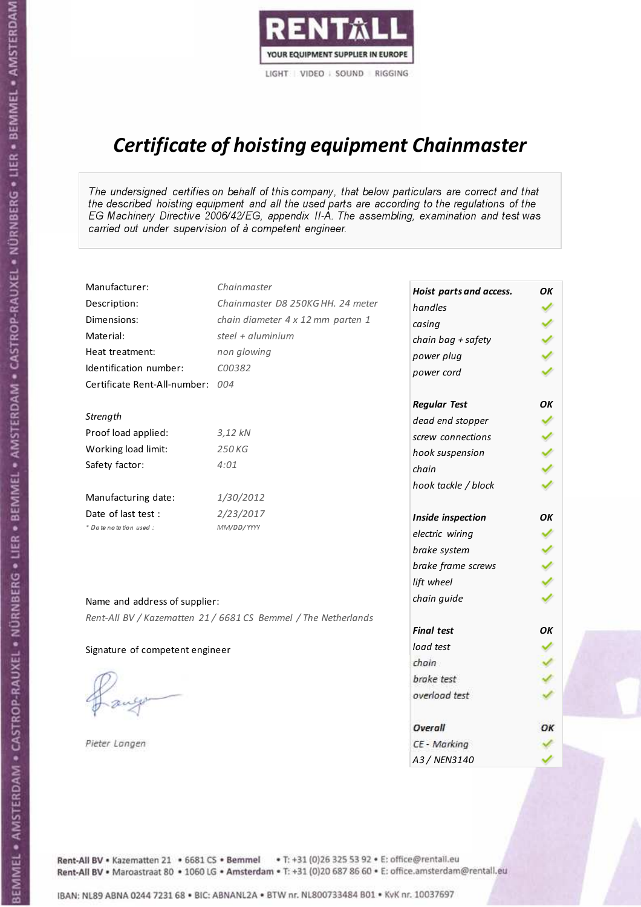RENTALL

YOUR EQUIPMENT SUPPLIER IN EUROPE

LIGHT | VIDEO | SOUND | RIGGING

# *Certificate of hoisting equipment Chainmaster*

*The undersigned certifies on behalf of this company, that below particulars are correct and that the described hoisting equipment and all the used parts are according to the regulations of the EG Machinery Directive 2006/42/EG, appendix II-A. The assembling, examination and test was carried out under supervision of à competent engineer.*

| | |
|---|---|
| Manufacturer: | *Chainmaster* |
| Description: | *Chainmaster D8 250KG HH. 24 meter* |
| Dimensions: | *chain diameter 4 x 12 mm parten 1* |
| Material: | *steel + aluminium* |
| Heat treatment: | *non glowing* |
| Identification number: | *C00382* |
| Certificate Rent-All-number: | *004* |

*Strength*

| | |
|---|---|
| Proof load applied: | *3,12 kN* |
| Working load limit: | *250 KG* |
| Safety factor: | *4:01* |

| | |
|---|---|
| Manufacturing date: | *1/30/2012* |
| Date of last test : | *2/23/2017* |
| *\* Date notation used :* | *MM/DD/YYYY* |

| *Hoist parts and access.* | *OK* |
|---|---|
| *handles* | ✓ |
| *casing* | ✓ |
| *chain bag + safety* | ✓ |
| *power plug* | ✓ |
| *power cord* | ✓ |
| ***Regular Test*** | ***OK*** |
| *dead end stopper* | ✓ |
| *screw connections* | ✓ |
| *hook suspension* | ✓ |
| *chain* | ✓ |
| *hook tackle / block* | ✓ |
| ***Inside inspection*** | ***OK*** |
| *electric wiring* | ✓ |
| *brake system* | ✓ |
| *brake frame screws* | ✓ |
| *lift wheel* | ✓ |
| *chain guide* | ✓ |
| ***Final test*** | ***OK*** |
| *load test* | ✓ |
| *chain* | ✓ |
| *brake test* | ✓ |
| *overload test* | ✓ |
| ***Overall*** | ***OK*** |
| *CE - Marking* | ✓ |
| *A3 / NEN3140* | ✓ |

Name and address of supplier:

*Rent-All BV / Kazematten 21 / 6681 CS Bemmel / The Netherlands*

Signature of competent engineer

*Pieter Langen*

Rent-All BV • Kazematten 21 • 6681 CS • **Bemmel** • T: +31 (0)26 325 53 92 • E: office@rentall.eu
Rent-All BV • Maroastraat 80 • 1060 LG • **Amsterdam** • T: +31 (0)20 687 86 60 • E: office.amsterdam@rentall.eu

IBAN: NL89 ABNA 0244 7231 68 • BIC: ABNANL2A • BTW nr. NL800733484 B01 • KvK nr. 10037697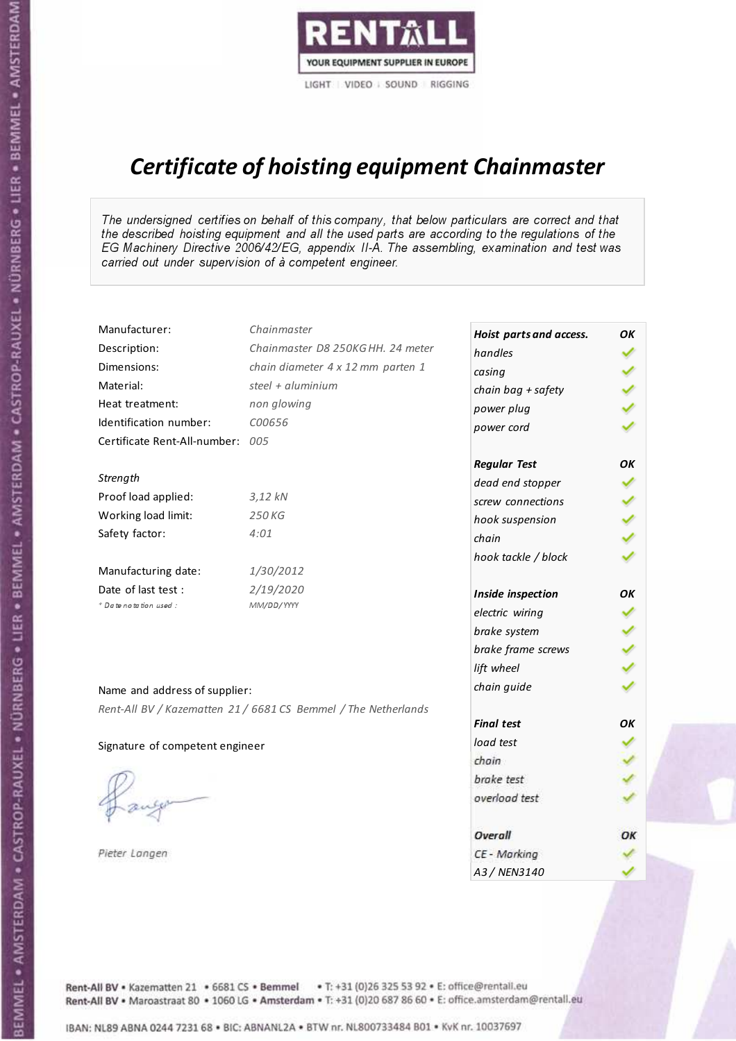RENTALL

YOUR EQUIPMENT SUPPLIER IN EUROPE

LIGHT | VIDEO | SOUND | RIGGING

# *Certificate of hoisting equipment Chainmaster*

*The undersigned certifies on behalf of this company, that below particulars are correct and that the described hoisting equipment and all the used parts are according to the regulations of the EG Machinery Directive 2006/42/EG, appendix II-A. The assembling, examination and test was carried out under supervision of à competent engineer.*

| | |
|---|---|
| Manufacturer: | *Chainmaster* |
| Description: | *Chainmaster D8 250KG HH. 24 meter* |
| Dimensions: | *chain diameter 4 x 12 mm parten 1* |
| Material: | *steel + aluminium* |
| Heat treatment: | *non glowing* |
| Identification number: | *C00656* |
| Certificate Rent-All-number: | *005* |

*Strength*

| | |
|---|---|
| Proof load applied: | *3,12 kN* |
| Working load limit: | *250 KG* |
| Safety factor: | *4:01* |

| | |
|---|---|
| Manufacturing date: | *1/30/2012* |
| Date of last test : | *2/19/2020* |
| *\* Date notation used :* | *MM/DD/YYYY* |

Name and address of supplier:

*Rent-All BV / Kazematten 21 / 6681 CS Bemmel / The Netherlands*

Signature of competent engineer

*Pieter Langen*

| ***Hoist parts and access.*** | ***OK*** |
|---|---|
| *handles* | ✓ |
| *casing* | ✓ |
| *chain bag + safety* | ✓ |
| *power plug* | ✓ |
| *power cord* | ✓ |
| ***Regular Test*** | ***OK*** |
| *dead end stopper* | ✓ |
| *screw connections* | ✓ |
| *hook suspension* | ✓ |
| *chain* | ✓ |
| *hook tackle / block* | ✓ |
| ***Inside inspection*** | ***OK*** |
| *electric wiring* | ✓ |
| *brake system* | ✓ |
| *brake frame screws* | ✓ |
| *lift wheel* | ✓ |
| *chain guide* | ✓ |
| ***Final test*** | ***OK*** |
| *load test* | ✓ |
| *chain* | ✓ |
| *brake test* | ✓ |
| *overload test* | ✓ |
| ***Overall*** | ***OK*** |
| *CE - Marking* | ✓ |
| *A3 / NEN3140* | ✓ |

Rent-All BV • Kazematten 21 • 6681 CS • **Bemmel** • T: +31 (0)26 325 53 92 • E: office@rentall.eu
Rent-All BV • Maroastraat 80 • 1060 LG • **Amsterdam** • T: +31 (0)20 687 86 60 • E: office.amsterdam@rentall.eu

IBAN: NL89 ABNA 0244 7231 68 • BIC: ABNANL2A • BTW nr. NL800733484 B01 • KvK nr. 10037697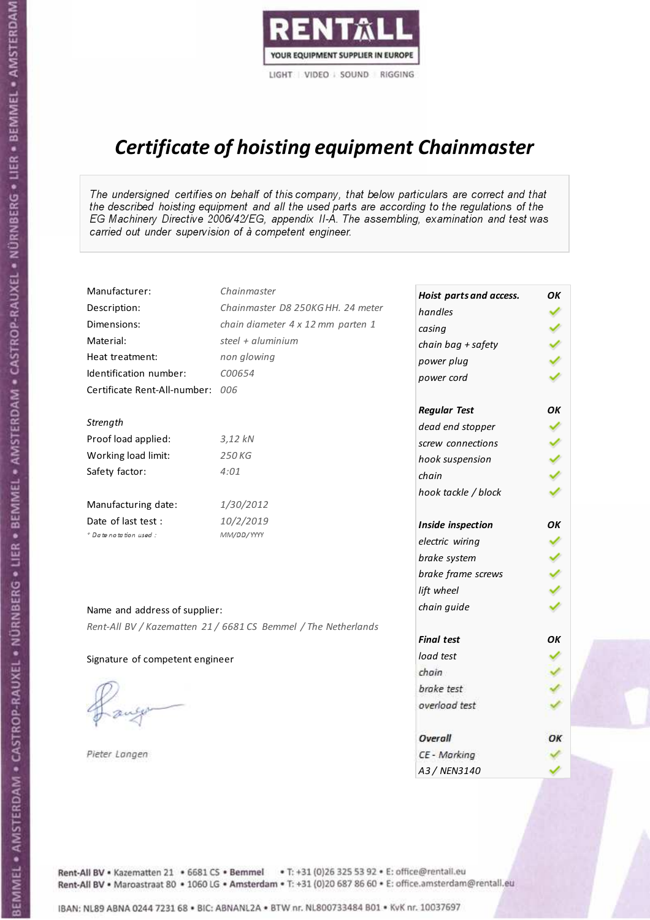RENTALL

YOUR EQUIPMENT SUPPLIER IN EUROPE

LIGHT | VIDEO | SOUND | RIGGING

# *Certificate of hoisting equipment Chainmaster*

*The undersigned certifies on behalf of this company, that below particulars are correct and that the described hoisting equipment and all the used parts are according to the regulations of the EG Machinery Directive 2006/42/EG, appendix II-A. The assembling, examination and test was carried out under supervision of à competent engineer.*

| | |
|---|---|
| Manufacturer: | *Chainmaster* |
| Description: | *Chainmaster D8 250KG HH. 24 meter* |
| Dimensions: | *chain diameter 4 x 12 mm parten 1* |
| Material: | *steel + aluminium* |
| Heat treatment: | *non glowing* |
| Identification number: | *C00654* |
| Certificate Rent-All-number: | *006* |

*Strength*

| | |
|---|---|
| Proof load applied: | *3,12 kN* |
| Working load limit: | *250 KG* |
| Safety factor: | *4:01* |

| | |
|---|---|
| Manufacturing date: | *1/30/2012* |
| Date of last test : | *10/2/2019* |
| *\* Date notation used :* | *MM/DD/YYYY* |

Name and address of supplier:

*Rent-All BV / Kazematten 21 / 6681 CS Bemmel / The Netherlands*

Signature of competent engineer

*Pieter Langen*

| ***Hoist parts and access.*** | ***OK*** |
|---|---|
| *handles* | ✓ |
| *casing* | ✓ |
| *chain bag + safety* | ✓ |
| *power plug* | ✓ |
| *power cord* | ✓ |
| ***Regular Test*** | ***OK*** |
| *dead end stopper* | ✓ |
| *screw connections* | ✓ |
| *hook suspension* | ✓ |
| *chain* | ✓ |
| *hook tackle / block* | ✓ |
| ***Inside inspection*** | ***OK*** |
| *electric wiring* | ✓ |
| *brake system* | ✓ |
| *brake frame screws* | ✓ |
| *lift wheel* | ✓ |
| *chain guide* | ✓ |
| ***Final test*** | ***OK*** |
| *load test* | ✓ |
| *chain* | ✓ |
| *brake test* | ✓ |
| *overload test* | ✓ |
| ***Overall*** | ***OK*** |
| *CE - Marking* | ✓ |
| *A3 / NEN3140* | ✓ |

Rent-All BV • Kazematten 21 • 6681 CS • **Bemmel** • T: +31 (0)26 325 53 92 • E: office@rentall.eu
Rent-All BV • Maroastraat 80 • 1060 LG • **Amsterdam** • T: +31 (0)20 687 86 60 • E: office.amsterdam@rentall.eu

IBAN: NL89 ABNA 0244 7231 68 • BIC: ABNANL2A • BTW nr. NL800733484 B01 • KvK nr. 10037697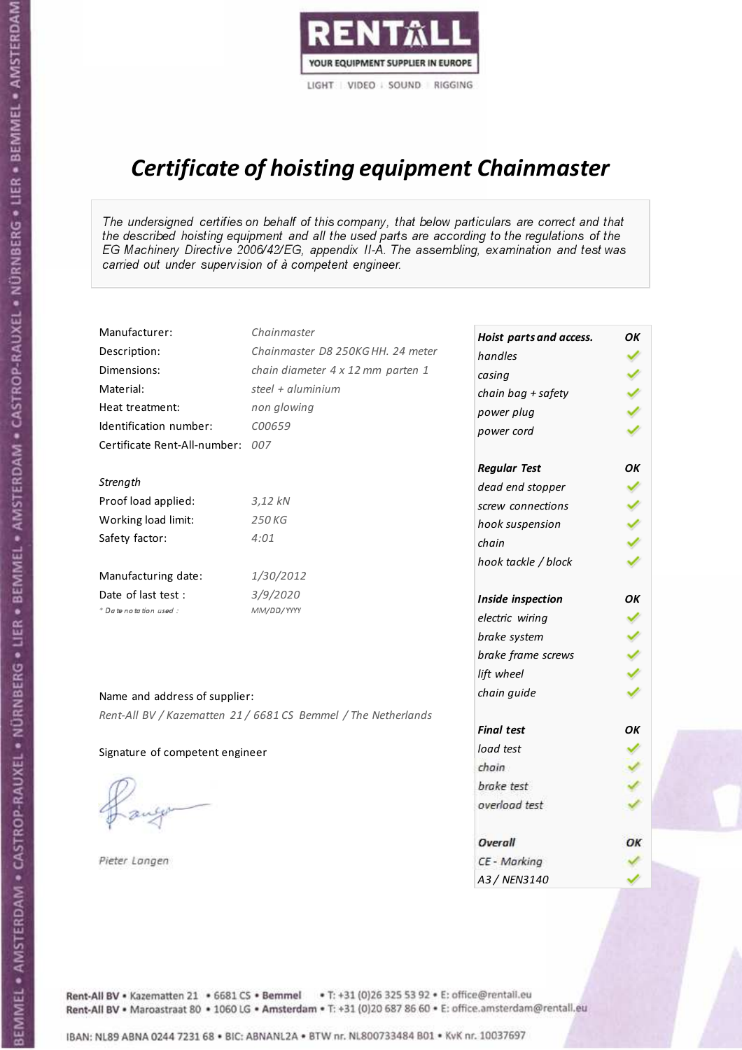RENTALL
YOUR EQUIPMENT SUPPLIER IN EUROPE
LIGHT | VIDEO | SOUND | RIGGING

# *Certificate of hoisting equipment Chainmaster*

*The undersigned certifies on behalf of this company, that below particulars are correct and that the described hoisting equipment and all the used parts are according to the regulations of the EG Machinery Directive 2006/42/EG, appendix II-A. The assembling, examination and test was carried out under supervision of à competent engineer.*

| | |
|---|---|
| Manufacturer: | *Chainmaster* |
| Description: | *Chainmaster D8 250KG HH. 24 meter* |
| Dimensions: | *chain diameter 4 x 12 mm parten 1* |
| Material: | *steel + aluminium* |
| Heat treatment: | *non glowing* |
| Identification number: | *C00659* |
| Certificate Rent-All-number: | *007* |

*Strength*

| | |
|---|---|
| Proof load applied: | *3,12 kN* |
| Working load limit: | *250 KG* |
| Safety factor: | *4:01* |

| | |
|---|---|
| Manufacturing date: | *1/30/2012* |
| Date of last test : | *3/9/2020* |
| *\* Date notation used :* | *MM/DD/YYYY* |

| ***Hoist parts and access.*** | ***OK*** |
|---|---|
| *handles* | ✓ |
| *casing* | ✓ |
| *chain bag + safety* | ✓ |
| *power plug* | ✓ |
| *power cord* | ✓ |
| ***Regular Test*** | ***OK*** |
| *dead end stopper* | ✓ |
| *screw connections* | ✓ |
| *hook suspension* | ✓ |
| *chain* | ✓ |
| *hook tackle / block* | ✓ |
| ***Inside inspection*** | ***OK*** |
| *electric wiring* | ✓ |
| *brake system* | ✓ |
| *brake frame screws* | ✓ |
| *lift wheel* | ✓ |
| *chain guide* | ✓ |
| ***Final test*** | ***OK*** |
| *load test* | ✓ |
| *chain* | ✓ |
| *brake test* | ✓ |
| *overload test* | ✓ |
| ***Overall*** | ***OK*** |
| *CE - Marking* | ✓ |
| *A3 / NEN3140* | ✓ |

Name and address of supplier:

*Rent-All BV / Kazematten 21 / 6681 CS Bemmel / The Netherlands*

Signature of competent engineer

*Pieter Langen*

Rent-All BV • Kazematten 21 • 6681 CS • **Bemmel** • T: +31 (0)26 325 53 92 • E: office@rentall.eu
Rent-All BV • Maroastraat 80 • 1060 LG • **Amsterdam** • T: +31 (0)20 687 86 60 • E: office.amsterdam@rentall.eu

IBAN: NL89 ABNA 0244 7231 68 • BIC: ABNANL2A • BTW nr. NL800733484 B01 • KvK nr. 10037697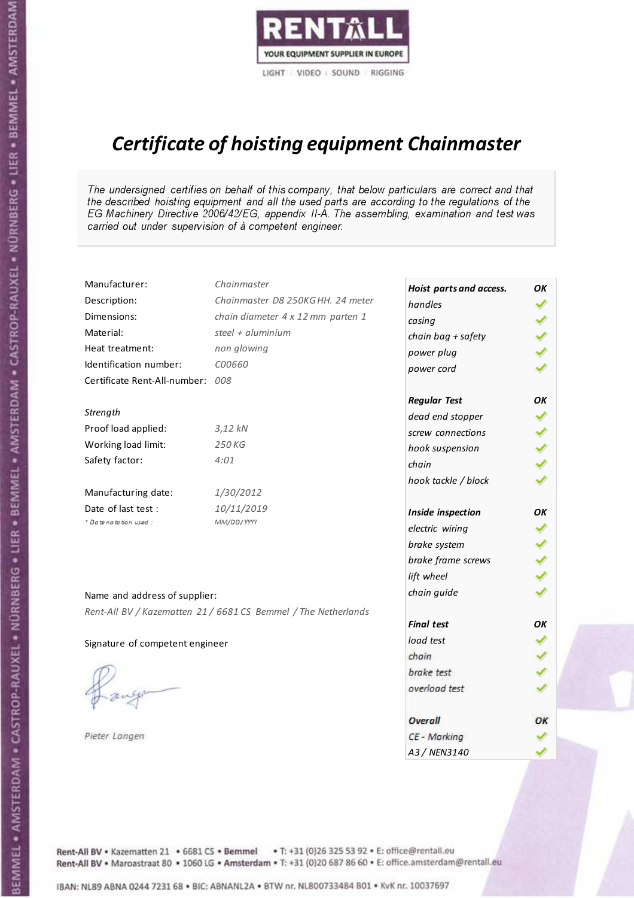RENTALL
YOUR EQUIPMENT SUPPLIER IN EUROPE
LIGHT | VIDEO | SOUND | RIGGING

# *Certificate of hoisting equipment Chainmaster*

*The undersigned certifies on behalf of this company, that below particulars are correct and that the described hoisting equipment and all the used parts are according to the regulations of the EG Machinery Directive 2006/42/EG, appendix II-A. The assembling, examination and test was carried out under supervision of à competent engineer.*

| | |
|---|---|
| Manufacturer: | *Chainmaster* |
| Description: | *Chainmaster D8 250KG HH. 24 meter* |
| Dimensions: | *chain diameter 4 x 12 mm parten 1* |
| Material: | *steel + aluminium* |
| Heat treatment: | *non glowing* |
| Identification number: | *C00660* |
| Certificate Rent-All-number: | *008* |

*Strength*

| | |
|---|---|
| Proof load applied: | *3,12 kN* |
| Working load limit: | *250 KG* |
| Safety factor: | *4:01* |

| | |
|---|---|
| Manufacturing date: | *1/30/2012* |
| Date of last test : | *10/11/2019* |
| * Date notation used : | *MM/DD/YYYY* |

Name and address of supplier:

*Rent-All BV / Kazematten 21 / 6681 CS Bemmel / The Netherlands*

Signature of competent engineer

*Pieter Langen*

| ***Hoist parts and access.*** | ***OK*** |
|---|---|
| *handles* | ✓ |
| *casing* | ✓ |
| *chain bag + safety* | ✓ |
| *power plug* | ✓ |
| *power cord* | ✓ |
| ***Regular Test*** | ***OK*** |
| *dead end stopper* | ✓ |
| *screw connections* | ✓ |
| *hook suspension* | ✓ |
| *chain* | ✓ |
| *hook tackle / block* | ✓ |
| ***Inside inspection*** | ***OK*** |
| *electric wiring* | ✓ |
| *brake system* | ✓ |
| *brake frame screws* | ✓ |
| *lift wheel* | ✓ |
| *chain guide* | ✓ |
| ***Final test*** | ***OK*** |
| *load test* | ✓ |
| *chain* | ✓ |
| *brake test* | ✓ |
| *overload test* | ✓ |
| ***Overall*** | ***OK*** |
| *CE - Marking* | ✓ |
| *A3 / NEN3140* | ✓ |

Rent-All BV • Kazematten 21 • 6681 CS • **Bemmel** • T: +31 (0)26 325 53 92 • E: office@rentall.eu
Rent-All BV • Maroastraat 80 • 1060 LG • **Amsterdam** • T: +31 (0)20 687 86 60 • E: office.amsterdam@rentall.eu

IBAN: NL89 ABNA 0244 7231 68 • BIC: ABNANL2A • BTW nr. NL800733484 B01 • KvK nr. 10037697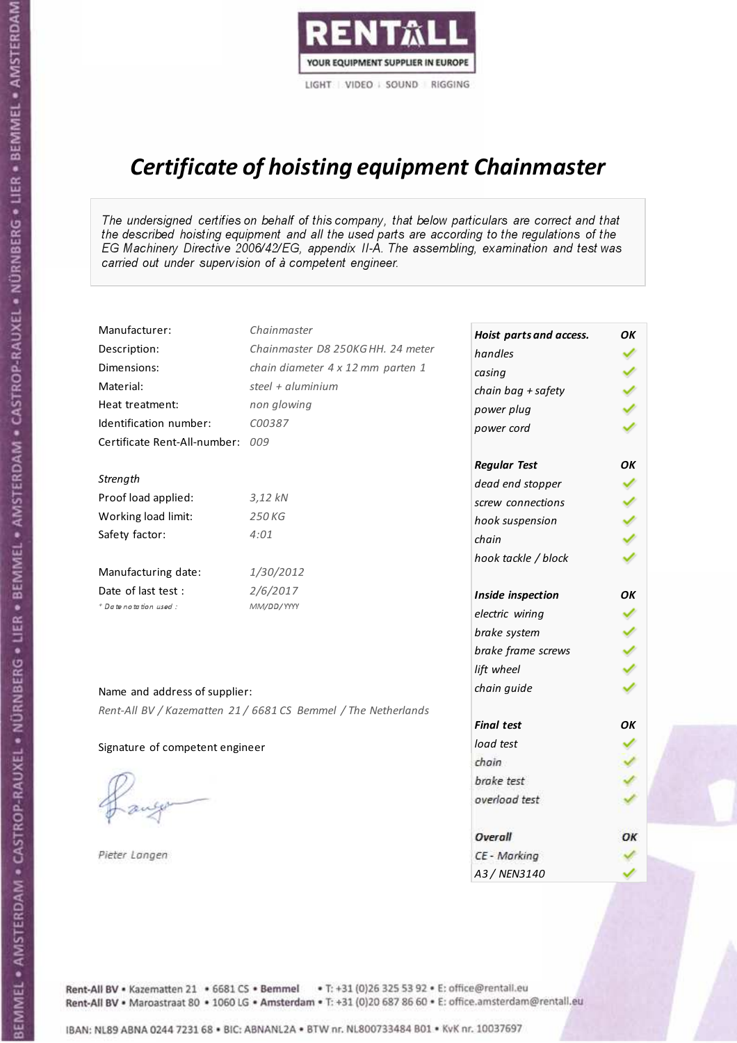RENTALL
YOUR EQUIPMENT SUPPLIER IN EUROPE
LIGHT | VIDEO | SOUND | RIGGING

# *Certificate of hoisting equipment Chainmaster*

*The undersigned certifies on behalf of this company, that below particulars are correct and that the described hoisting equipment and all the used parts are according to the regulations of the EG Machinery Directive 2006/42/EG, appendix II-A. The assembling, examination and test was carried out under supervision of à competent engineer.*

| | |
|---|---|
| Manufacturer: | *Chainmaster* |
| Description: | *Chainmaster D8 250KG HH. 24 meter* |
| Dimensions: | *chain diameter 4 x 12 mm parten 1* |
| Material: | *steel + aluminium* |
| Heat treatment: | *non glowing* |
| Identification number: | *C00387* |
| Certificate Rent-All-number: | *009* |

*Strength*

| | |
|---|---|
| Proof load applied: | *3,12 kN* |
| Working load limit: | *250 KG* |
| Safety factor: | *4:01* |

| | |
|---|---|
| Manufacturing date: | *1/30/2012* |
| Date of last test : | *2/6/2017* |
| * *Date notation used :* | *MM/DD/YYYY* |

Name and address of supplier:

*Rent-All BV / Kazematten 21 / 6681 CS Bemmel / The Netherlands*

Signature of competent engineer

*Pieter Langen*

| ***Hoist parts and access.*** | ***OK*** |
|---|---|
| *handles* | ✓ |
| *casing* | ✓ |
| *chain bag + safety* | ✓ |
| *power plug* | ✓ |
| *power cord* | ✓ |
| ***Regular Test*** | ***OK*** |
| *dead end stopper* | ✓ |
| *screw connections* | ✓ |
| *hook suspension* | ✓ |
| *chain* | ✓ |
| *hook tackle / block* | ✓ |
| ***Inside inspection*** | ***OK*** |
| *electric wiring* | ✓ |
| *brake system* | ✓ |
| *brake frame screws* | ✓ |
| *lift wheel* | ✓ |
| *chain guide* | ✓ |
| ***Final test*** | ***OK*** |
| *load test* | ✓ |
| *chain* | ✓ |
| *brake test* | ✓ |
| *overload test* | ✓ |
| ***Overall*** | ***OK*** |
| *CE - Marking* | ✓ |
| *A3 / NEN3140* | ✓ |

Rent-All BV • Kazematten 21 • 6681 CS • **Bemmel** • T: +31 (0)26 325 53 92 • E: office@rentall.eu
Rent-All BV • Maroastraat 80 • 1060 LG • **Amsterdam** • T: +31 (0)20 687 86 60 • E: office.amsterdam@rentall.eu

IBAN: NL89 ABNA 0244 7231 68 • BIC: ABNANL2A • BTW nr. NL800733484 B01 • KvK nr. 10037697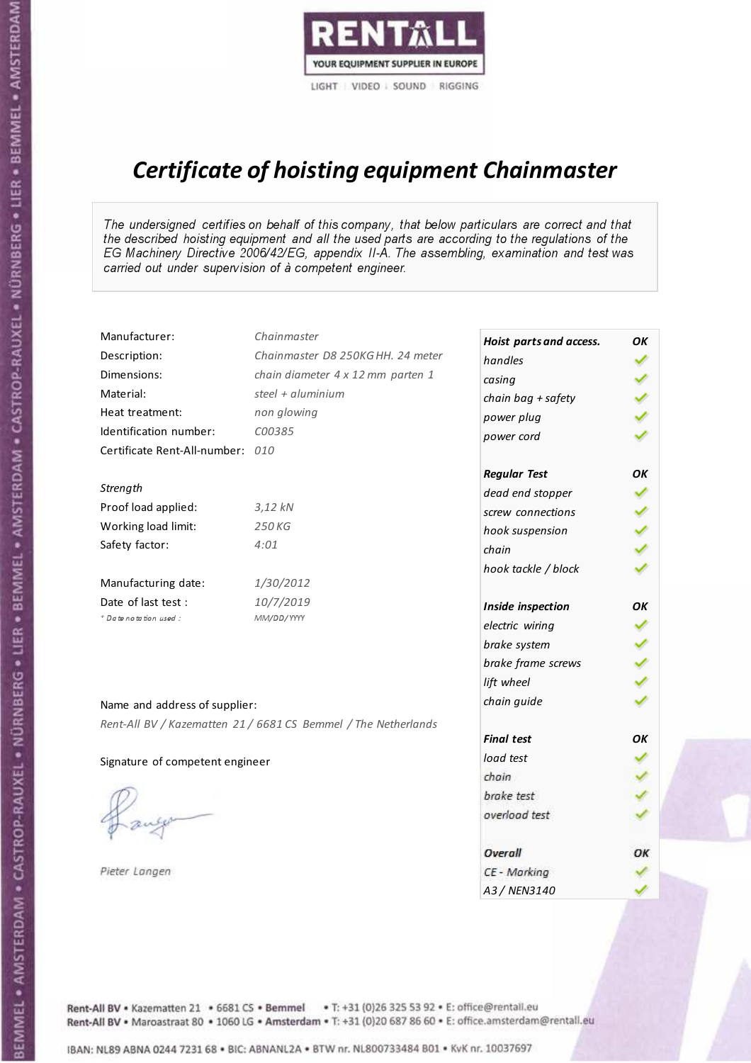RENTALL

YOUR EQUIPMENT SUPPLIER IN EUROPE

LIGHT | VIDEO | SOUND | RIGGING

# *Certificate of hoisting equipment Chainmaster*

*The undersigned certifies on behalf of this company, that below particulars are correct and that the described hoisting equipment and all the used parts are according to the regulations of the EG Machinery Directive 2006/42/EG, appendix II-A. The assembling, examination and test was carried out under supervision of à competent engineer.*

| | |
|---|---|
| Manufacturer: | *Chainmaster* |
| Description: | *Chainmaster D8 250KG HH. 24 meter* |
| Dimensions: | *chain diameter 4 x 12 mm parten 1* |
| Material: | *steel + aluminium* |
| Heat treatment: | *non glowing* |
| Identification number: | *C00385* |
| Certificate Rent-All-number: | *010* |

*Strength*

| | |
|---|---|
| Proof load applied: | *3,12 kN* |
| Working load limit: | *250 KG* |
| Safety factor: | *4:01* |

| | |
|---|---|
| Manufacturing date: | *1/30/2012* |
| Date of last test : | *10/7/2019* |
| *\* Date notation used :* | *MM/DD/YYYY* |

Name and address of supplier:

*Rent-All BV / Kazematten 21 / 6681 CS Bemmel / The Netherlands*

Signature of competent engineer

*Pieter Langen*

| ***Hoist parts and access.*** | ***OK*** |
|---|---|
| *handles* | ✓ |
| *casing* | ✓ |
| *chain bag + safety* | ✓ |
| *power plug* | ✓ |
| *power cord* | ✓ |
| ***Regular Test*** | ***OK*** |
| *dead end stopper* | ✓ |
| *screw connections* | ✓ |
| *hook suspension* | ✓ |
| *chain* | ✓ |
| *hook tackle / block* | ✓ |
| ***Inside inspection*** | ***OK*** |
| *electric wiring* | ✓ |
| *brake system* | ✓ |
| *brake frame screws* | ✓ |
| *lift wheel* | ✓ |
| *chain guide* | ✓ |
| ***Final test*** | ***OK*** |
| *load test* | ✓ |
| *chain* | ✓ |
| *brake test* | ✓ |
| *overload test* | ✓ |
| ***Overall*** | ***OK*** |
| *CE - Marking* | ✓ |
| *A3 / NEN3140* | ✓ |

Rent-All BV • Kazematten 21 • 6681 CS • **Bemmel** • T: +31 (0)26 325 53 92 • E: office@rentall.eu
Rent-All BV • Maroastraat 80 • 1060 LG • **Amsterdam** • T: +31 (0)20 687 86 60 • E: office.amsterdam@rentall.eu

IBAN: NL89 ABNA 0244 7231 68 • BIC: ABNANL2A • BTW nr. NL800733484 B01 • KvK nr. 10037697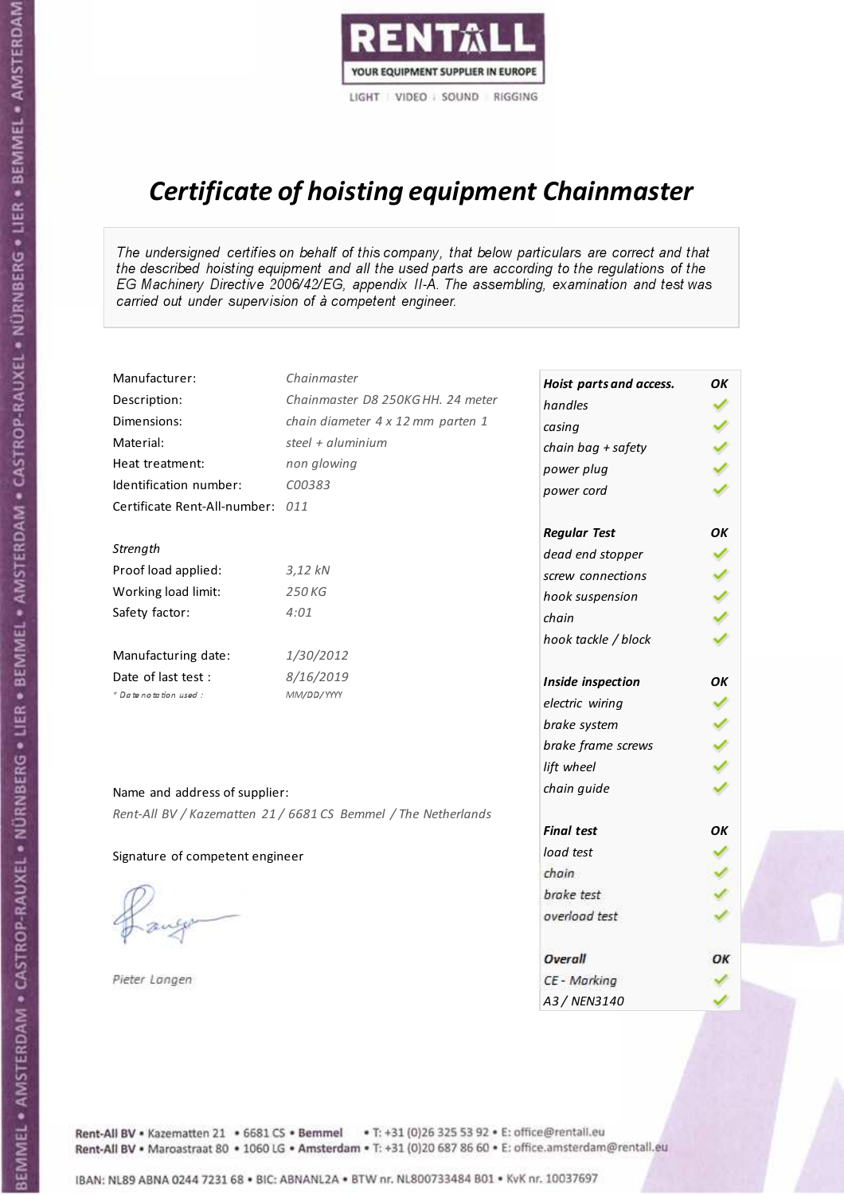RENTALL
YOUR EQUIPMENT SUPPLIER IN EUROPE
LIGHT | VIDEO | SOUND | RIGGING

# *Certificate of hoisting equipment Chainmaster*

*The undersigned certifies on behalf of this company, that below particulars are correct and that the described hoisting equipment and all the used parts are according to the regulations of the EG Machinery Directive 2006/42/EG, appendix II-A. The assembling, examination and test was carried out under supervision of à competent engineer.*

| | |
|---|---|
| Manufacturer: | *Chainmaster* |
| Description: | *Chainmaster D8 250KG HH. 24 meter* |
| Dimensions: | *chain diameter 4 x 12 mm parten 1* |
| Material: | *steel + aluminium* |
| Heat treatment: | *non glowing* |
| Identification number: | *C00383* |
| Certificate Rent-All-number: | *011* |

*Strength*

| | |
|---|---|
| Proof load applied: | *3,12 kN* |
| Working load limit: | *250 KG* |
| Safety factor: | *4:01* |

| | |
|---|---|
| Manufacturing date: | *1/30/2012* |
| Date of last test : | *8/16/2019* |
| *\* Date notation used :* | *MM/DD/YYYY* |

Name and address of supplier:

*Rent-All BV / Kazematten 21 / 6681 CS Bemmel / The Netherlands*

Signature of competent engineer

*Pieter Langen*

| ***Hoist parts and access.*** | ***OK*** |
|---|---|
| *handles* | ✓ |
| *casing* | ✓ |
| *chain bag + safety* | ✓ |
| *power plug* | ✓ |
| *power cord* | ✓ |
| ***Regular Test*** | ***OK*** |
| *dead end stopper* | ✓ |
| *screw connections* | ✓ |
| *hook suspension* | ✓ |
| *chain* | ✓ |
| *hook tackle / block* | ✓ |
| ***Inside inspection*** | ***OK*** |
| *electric wiring* | ✓ |
| *brake system* | ✓ |
| *brake frame screws* | ✓ |
| *lift wheel* | ✓ |
| *chain guide* | ✓ |
| ***Final test*** | ***OK*** |
| *load test* | ✓ |
| *chain* | ✓ |
| *brake test* | ✓ |
| *overload test* | ✓ |
| ***Overall*** | ***OK*** |
| *CE - Marking* | ✓ |
| *A3 / NEN3140* | ✓ |

Rent-All BV • Kazematten 21 • 6681 CS • **Bemmel** • T: +31 (0)26 325 53 92 • E: office@rentall.eu
Rent-All BV • Maroastraat 80 • 1060 LG • **Amsterdam** • T: +31 (0)20 687 86 60 • E: office.amsterdam@rentall.eu

IBAN: NL89 ABNA 0244 7231 68 • BIC: ABNANL2A • BTW nr. NL800733484 B01 • KvK nr. 10037697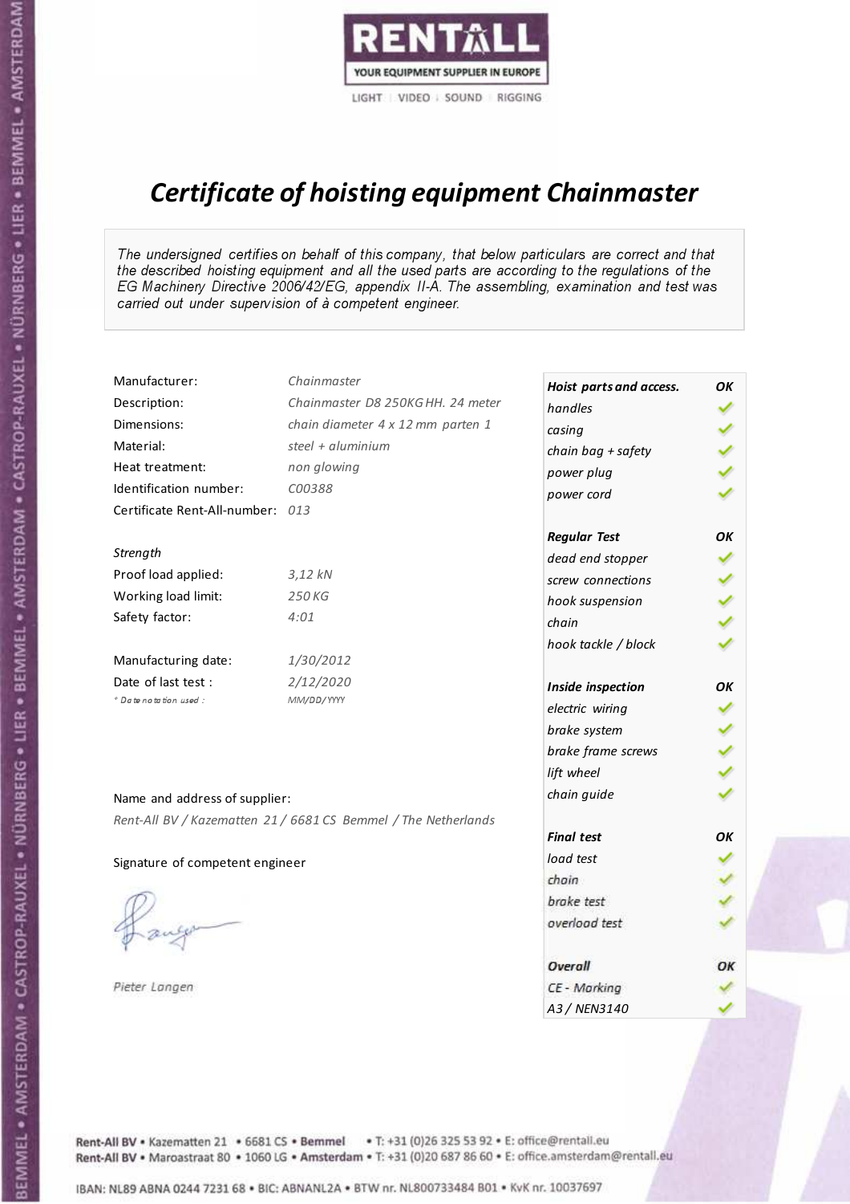RENTALL
YOUR EQUIPMENT SUPPLIER IN EUROPE
LIGHT | VIDEO | SOUND | RIGGING

# *Certificate of hoisting equipment Chainmaster*

*The undersigned certifies on behalf of this company, that below particulars are correct and that the described hoisting equipment and all the used parts are according to the regulations of the EG Machinery Directive 2006/42/EG, appendix II-A. The assembling, examination and test was carried out under supervision of à competent engineer.*

| | |
|---|---|
| Manufacturer: | *Chainmaster* |
| Description: | *Chainmaster D8 250KG HH. 24 meter* |
| Dimensions: | *chain diameter 4 x 12 mm parten 1* |
| Material: | *steel + aluminium* |
| Heat treatment: | *non glowing* |
| Identification number: | *C00388* |
| Certificate Rent-All-number: | *013* |

*Strength*

| | |
|---|---|
| Proof load applied: | *3,12 kN* |
| Working load limit: | *250 KG* |
| Safety factor: | *4:01* |

| | |
|---|---|
| Manufacturing date: | *1/30/2012* |
| Date of last test : | *2/12/2020* |
| *\* Date notation used :* | *MM/DD/YYYY* |

| ***Hoist parts and access.*** | ***OK*** |
|---|---|
| *handles* | ✓ |
| *casing* | ✓ |
| *chain bag + safety* | ✓ |
| *power plug* | ✓ |
| *power cord* | ✓ |
| ***Regular Test*** | ***OK*** |
| *dead end stopper* | ✓ |
| *screw connections* | ✓ |
| *hook suspension* | ✓ |
| *chain* | ✓ |
| *hook tackle / block* | ✓ |
| ***Inside inspection*** | ***OK*** |
| *electric wiring* | ✓ |
| *brake system* | ✓ |
| *brake frame screws* | ✓ |
| *lift wheel* | ✓ |
| *chain guide* | ✓ |
| ***Final test*** | ***OK*** |
| *load test* | ✓ |
| *chain* | ✓ |
| *brake test* | ✓ |
| *overload test* | ✓ |
| ***Overall*** | ***OK*** |
| *CE - Marking* | ✓ |
| *A3 / NEN3140* | ✓ |

Name and address of supplier:

*Rent-All BV / Kazematten 21 / 6681 CS Bemmel / The Netherlands*

Signature of competent engineer

*Pieter Langen*

Rent-All BV • Kazematten 21 • 6681 CS • **Bemmel** • T: +31 (0)26 325 53 92 • E: office@rentall.eu
Rent-All BV • Maroastraat 80 • 1060 LG • **Amsterdam** • T: +31 (0)20 687 86 60 • E: office.amsterdam@rentall.eu

IBAN: NL89 ABNA 0244 7231 68 • BIC: ABNANL2A • BTW nr. NL800733484 B01 • KvK nr. 10037697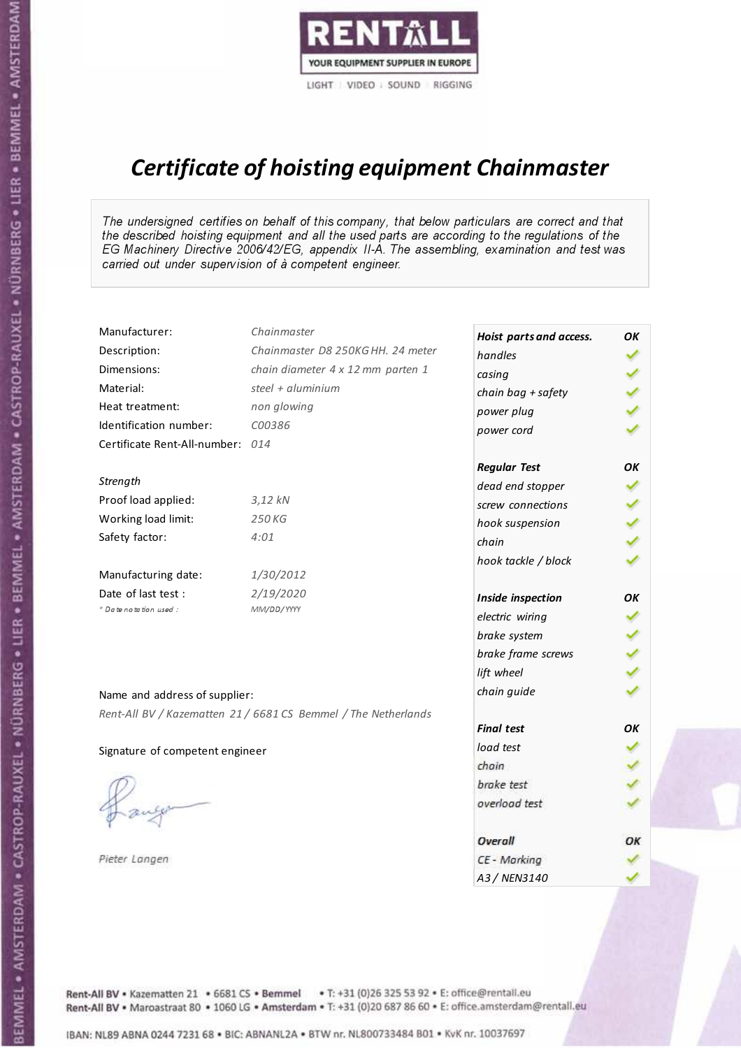RENTALL
YOUR EQUIPMENT SUPPLIER IN EUROPE
LIGHT | VIDEO | SOUND | RIGGING

# *Certificate of hoisting equipment Chainmaster*

*The undersigned certifies on behalf of this company, that below particulars are correct and that the described hoisting equipment and all the used parts are according to the regulations of the EG Machinery Directive 2006/42/EG, appendix II-A. The assembling, examination and test was carried out under supervision of à competent engineer.*

| | |
|---|---|
| Manufacturer: | *Chainmaster* |
| Description: | *Chainmaster D8 250KG HH. 24 meter* |
| Dimensions: | *chain diameter 4 x 12 mm parten 1* |
| Material: | *steel + aluminium* |
| Heat treatment: | *non glowing* |
| Identification number: | *C00386* |
| Certificate Rent-All-number: | *014* |

*Strength*

| | |
|---|---|
| Proof load applied: | *3,12 kN* |
| Working load limit: | *250 KG* |
| Safety factor: | *4:01* |

| | |
|---|---|
| Manufacturing date: | *1/30/2012* |
| Date of last test : | *2/19/2020* |
| *\* Date notation used :* | *MM/DD/YYYY* |

Name and address of supplier:

*Rent-All BV / Kazematten 21 / 6681 CS Bemmel / The Netherlands*

Signature of competent engineer

*Pieter Langen*

| ***Hoist parts and access.*** | ***OK*** |
|---|---|
| *handles* | ✓ |
| *casing* | ✓ |
| *chain bag + safety* | ✓ |
| *power plug* | ✓ |
| *power cord* | ✓ |
| ***Regular Test*** | ***OK*** |
| *dead end stopper* | ✓ |
| *screw connections* | ✓ |
| *hook suspension* | ✓ |
| *chain* | ✓ |
| *hook tackle / block* | ✓ |
| ***Inside inspection*** | ***OK*** |
| *electric wiring* | ✓ |
| *brake system* | ✓ |
| *brake frame screws* | ✓ |
| *lift wheel* | ✓ |
| *chain guide* | ✓ |
| ***Final test*** | ***OK*** |
| *load test* | ✓ |
| *chain* | ✓ |
| *brake test* | ✓ |
| *overload test* | ✓ |
| ***Overall*** | ***OK*** |
| *CE - Marking* | ✓ |
| *A3 / NEN3140* | ✓ |

Rent-All BV • Kazematten 21 • 6681 CS • **Bemmel** • T: +31 (0)26 325 53 92 • E: office@rentall.eu
Rent-All BV • Maroastraat 80 • 1060 LG • **Amsterdam** • T: +31 (0)20 687 86 60 • E: office.amsterdam@rentall.eu

IBAN: NL89 ABNA 0244 7231 68 • BIC: ABNANL2A • BTW nr. NL800733484 B01 • KvK nr. 10037697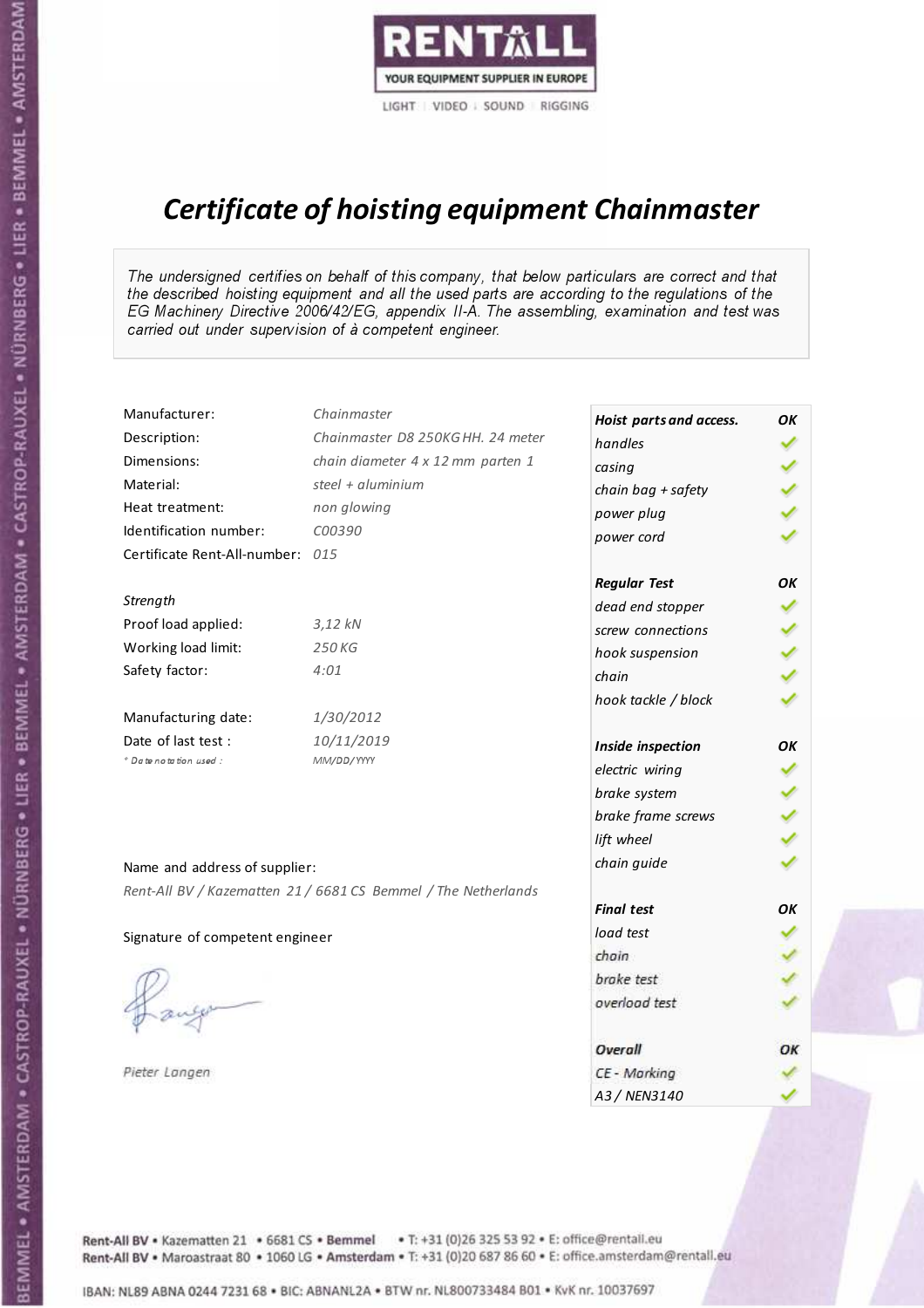RENTALL

YOUR EQUIPMENT SUPPLIER IN EUROPE

LIGHT | VIDEO | SOUND | RIGGING

# *Certificate of hoisting equipment Chainmaster*

*The undersigned certifies on behalf of this company, that below particulars are correct and that the described hoisting equipment and all the used parts are according to the regulations of the EG Machinery Directive 2006/42/EG, appendix II-A. The assembling, examination and test was carried out under supervision of à competent engineer.*

| | |
|---|---|
| Manufacturer: | *Chainmaster* |
| Description: | *Chainmaster D8 250KG HH. 24 meter* |
| Dimensions: | *chain diameter 4 x 12 mm parten 1* |
| Material: | *steel + aluminium* |
| Heat treatment: | *non glowing* |
| Identification number: | *C00390* |
| Certificate Rent-All-number: | *015* |

*Strength*

| | |
|---|---|
| Proof load applied: | *3,12 kN* |
| Working load limit: | *250 KG* |
| Safety factor: | *4:01* |

| | |
|---|---|
| Manufacturing date: | *1/30/2012* |
| Date of last test : | *10/11/2019* |
| *\* Date notation used :* | *MM/DD/YYYY* |

Name and address of supplier:

*Rent-All BV / Kazematten 21 / 6681 CS Bemmel / The Netherlands*

Signature of competent engineer

*Pieter Langen*

| ***Hoist parts and access.*** | ***OK*** |
|---|---|
| *handles* | ✓ |
| *casing* | ✓ |
| *chain bag + safety* | ✓ |
| *power plug* | ✓ |
| *power cord* | ✓ |
| ***Regular Test*** | ***OK*** |
| *dead end stopper* | ✓ |
| *screw connections* | ✓ |
| *hook suspension* | ✓ |
| *chain* | ✓ |
| *hook tackle / block* | ✓ |
| ***Inside inspection*** | ***OK*** |
| *electric wiring* | ✓ |
| *brake system* | ✓ |
| *brake frame screws* | ✓ |
| *lift wheel* | ✓ |
| *chain guide* | ✓ |
| ***Final test*** | ***OK*** |
| *load test* | ✓ |
| *chain* | ✓ |
| *brake test* | ✓ |
| *overload test* | ✓ |
| ***Overall*** | ***OK*** |
| *CE - Marking* | ✓ |
| *A3 / NEN3140* | ✓ |

Rent-All BV • Kazematten 21 • 6681 CS • **Bemmel** • T: +31 (0)26 325 53 92 • E: office@rentall.eu
Rent-All BV • Maroastraat 80 • 1060 LG • **Amsterdam** • T: +31 (0)20 687 86 60 • E: office.amsterdam@rentall.eu

IBAN: NL89 ABNA 0244 7231 68 • BIC: ABNANL2A • BTW nr. NL800733484 B01 • KvK nr. 10037697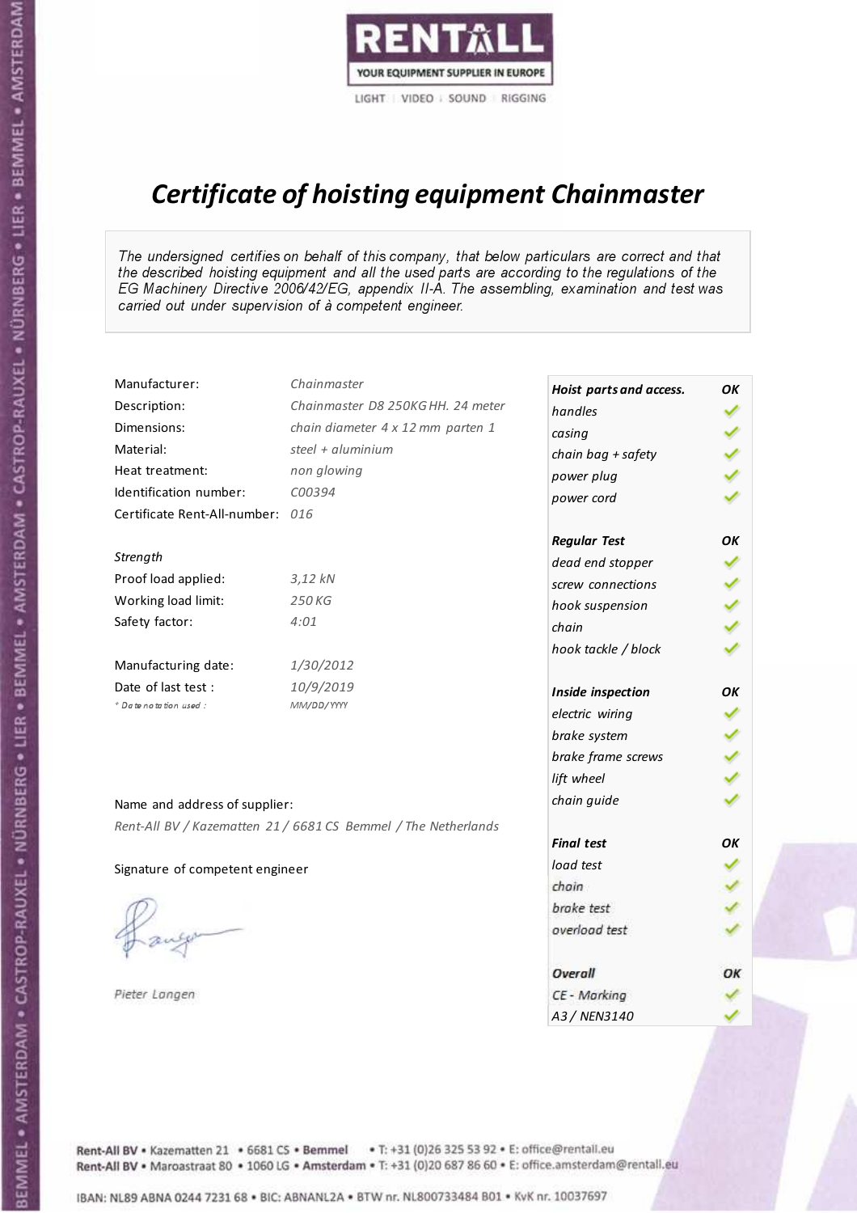RENTALL
YOUR EQUIPMENT SUPPLIER IN EUROPE
LIGHT | VIDEO | SOUND | RIGGING

# *Certificate of hoisting equipment Chainmaster*

*The undersigned certifies on behalf of this company, that below particulars are correct and that the described hoisting equipment and all the used parts are according to the regulations of the EG Machinery Directive 2006/42/EG, appendix II-A. The assembling, examination and test was carried out under supervision of à competent engineer.*

| | |
|---|---|
| Manufacturer: | *Chainmaster* |
| Description: | *Chainmaster D8 250KG HH. 24 meter* |
| Dimensions: | *chain diameter 4 x 12 mm parten 1* |
| Material: | *steel + aluminium* |
| Heat treatment: | *non glowing* |
| Identification number: | *C00394* |
| Certificate Rent-All-number: | *016* |

*Strength*

| | |
|---|---|
| Proof load applied: | *3,12 kN* |
| Working load limit: | *250 KG* |
| Safety factor: | *4:01* |

| | |
|---|---|
| Manufacturing date: | *1/30/2012* |
| Date of last test : | *10/9/2019* |
| *\* Date notation used :* | *MM/DD/YYYY* |

Name and address of supplier:

*Rent-All BV / Kazematten 21 / 6681 CS Bemmel / The Netherlands*

Signature of competent engineer

*Pieter Langen*

| ***Hoist parts and access.*** | ***OK*** |
|---|---|
| *handles* | ✓ |
| *casing* | ✓ |
| *chain bag + safety* | ✓ |
| *power plug* | ✓ |
| *power cord* | ✓ |
| ***Regular Test*** | ***OK*** |
| *dead end stopper* | ✓ |
| *screw connections* | ✓ |
| *hook suspension* | ✓ |
| *chain* | ✓ |
| *hook tackle / block* | ✓ |
| ***Inside inspection*** | ***OK*** |
| *electric wiring* | ✓ |
| *brake system* | ✓ |
| *brake frame screws* | ✓ |
| *lift wheel* | ✓ |
| *chain guide* | ✓ |
| ***Final test*** | ***OK*** |
| *load test* | ✓ |
| *chain* | ✓ |
| *brake test* | ✓ |
| *overload test* | ✓ |
| ***Overall*** | ***OK*** |
| *CE - Marking* | ✓ |
| *A3 / NEN3140* | ✓ |

Rent-All BV • Kazematten 21 • 6681 CS • **Bemmel** • T: +31 (0)26 325 53 92 • E: office@rentall.eu
Rent-All BV • Maroastraat 80 • 1060 LG • **Amsterdam** • T: +31 (0)20 687 86 60 • E: office.amsterdam@rentall.eu

IBAN: NL89 ABNA 0244 7231 68 • BIC: ABNANL2A • BTW nr. NL800733484 B01 • KvK nr. 10037697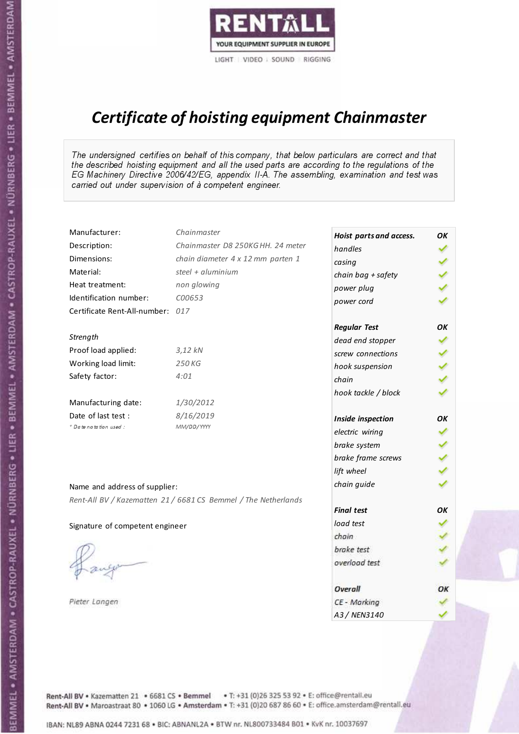RENTALL
YOUR EQUIPMENT SUPPLIER IN EUROPE
LIGHT | VIDEO | SOUND | RIGGING

# *Certificate of hoisting equipment Chainmaster*

*The undersigned certifies on behalf of this company, that below particulars are correct and that the described hoisting equipment and all the used parts are according to the regulations of the EG Machinery Directive 2006/42/EG, appendix II-A. The assembling, examination and test was carried out under supervision of à competent engineer.*

| | |
|---|---|
| Manufacturer: | *Chainmaster* |
| Description: | *Chainmaster D8 250KG HH. 24 meter* |
| Dimensions: | *chain diameter 4 x 12 mm parten 1* |
| Material: | *steel + aluminium* |
| Heat treatment: | *non glowing* |
| Identification number: | *C00653* |
| Certificate Rent-All-number: | *017* |

*Strength*

| | |
|---|---|
| Proof load applied: | *3,12 kN* |
| Working load limit: | *250 KG* |
| Safety factor: | *4:01* |

| | |
|---|---|
| Manufacturing date: | *1/30/2012* |
| Date of last test : | *8/16/2019* |
| *\* Date notation used :* | *MM/DD/YYYY* |

| ***Hoist parts and access.*** | ***OK*** |
|---|---|
| *handles* | ✓ |
| *casing* | ✓ |
| *chain bag + safety* | ✓ |
| *power plug* | ✓ |
| *power cord* | ✓ |
| ***Regular Test*** | ***OK*** |
| *dead end stopper* | ✓ |
| *screw connections* | ✓ |
| *hook suspension* | ✓ |
| *chain* | ✓ |
| *hook tackle / block* | ✓ |
| ***Inside inspection*** | ***OK*** |
| *electric wiring* | ✓ |
| *brake system* | ✓ |
| *brake frame screws* | ✓ |
| *lift wheel* | ✓ |
| *chain guide* | ✓ |
| ***Final test*** | ***OK*** |
| *load test* | ✓ |
| *chain* | ✓ |
| *brake test* | ✓ |
| *overload test* | ✓ |
| ***Overall*** | ***OK*** |
| *CE - Marking* | ✓ |
| *A3 / NEN3140* | ✓ |

Name and address of supplier:

*Rent-All BV / Kazematten 21 / 6681 CS Bemmel / The Netherlands*

Signature of competent engineer

*Pieter Langen*

Rent-All BV • Kazematten 21 • 6681 CS • **Bemmel** • T: +31 (0)26 325 53 92 • E: office@rentall.eu
Rent-All BV • Maroastraat 80 • 1060 LG • **Amsterdam** • T: +31 (0)20 687 86 60 • E: office.amsterdam@rentall.eu

IBAN: NL89 ABNA 0244 7231 68 • BIC: ABNANL2A • BTW nr. NL800733484 B01 • KvK nr. 10037697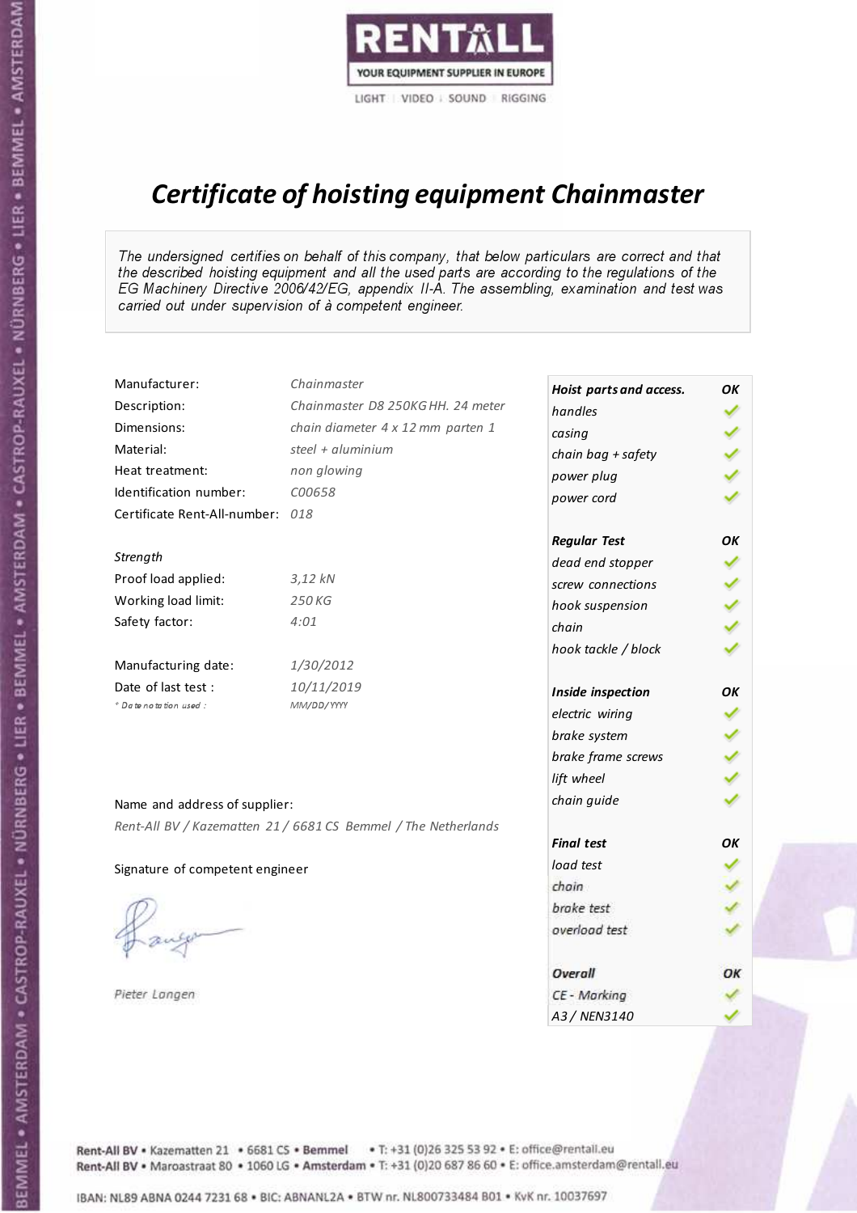RENTALL
YOUR EQUIPMENT SUPPLIER IN EUROPE
LIGHT | VIDEO | SOUND | RIGGING

# *Certificate of hoisting equipment Chainmaster*

*The undersigned certifies on behalf of this company, that below particulars are correct and that the described hoisting equipment and all the used parts are according to the regulations of the EG Machinery Directive 2006/42/EG, appendix II-A. The assembling, examination and test was carried out under supervision of à competent engineer.*

| | |
|---|---|
| Manufacturer: | *Chainmaster* |
| Description: | *Chainmaster D8 250KG HH. 24 meter* |
| Dimensions: | *chain diameter 4 x 12 mm parten 1* |
| Material: | *steel + aluminium* |
| Heat treatment: | *non glowing* |
| Identification number: | *C00658* |
| Certificate Rent-All-number: | *018* |

*Strength*

| | |
|---|---|
| Proof load applied: | *3,12 kN* |
| Working load limit: | *250 KG* |
| Safety factor: | *4:01* |

| | |
|---|---|
| Manufacturing date: | *1/30/2012* |
| Date of last test : | *10/11/2019* |
| *\* Date notation used :* | *MM/DD/YYYY* |

Name and address of supplier:

*Rent-All BV / Kazematten 21 / 6681 CS Bemmel / The Netherlands*

Signature of competent engineer

*Pieter Langen*

| ***Hoist parts and access.*** | ***OK*** |
|---|---|
| *handles* | ✓ |
| *casing* | ✓ |
| *chain bag + safety* | ✓ |
| *power plug* | ✓ |
| *power cord* | ✓ |
| ***Regular Test*** | ***OK*** |
| *dead end stopper* | ✓ |
| *screw connections* | ✓ |
| *hook suspension* | ✓ |
| *chain* | ✓ |
| *hook tackle / block* | ✓ |
| ***Inside inspection*** | ***OK*** |
| *electric wiring* | ✓ |
| *brake system* | ✓ |
| *brake frame screws* | ✓ |
| *lift wheel* | ✓ |
| *chain guide* | ✓ |
| ***Final test*** | ***OK*** |
| *load test* | ✓ |
| *chain* | ✓ |
| *brake test* | ✓ |
| *overload test* | ✓ |
| ***Overall*** | ***OK*** |
| *CE - Marking* | ✓ |
| *A3 / NEN3140* | ✓ |

Rent-All BV • Kazematten 21 • 6681 CS • **Bemmel** • T: +31 (0)26 325 53 92 • E: office@rentall.eu
Rent-All BV • Maroastraat 80 • 1060 LG • **Amsterdam** • T: +31 (0)20 687 86 60 • E: office.amsterdam@rentall.eu

IBAN: NL89 ABNA 0244 7231 68 • BIC: ABNANL2A • BTW nr. NL800733484 B01 • KvK nr. 10037697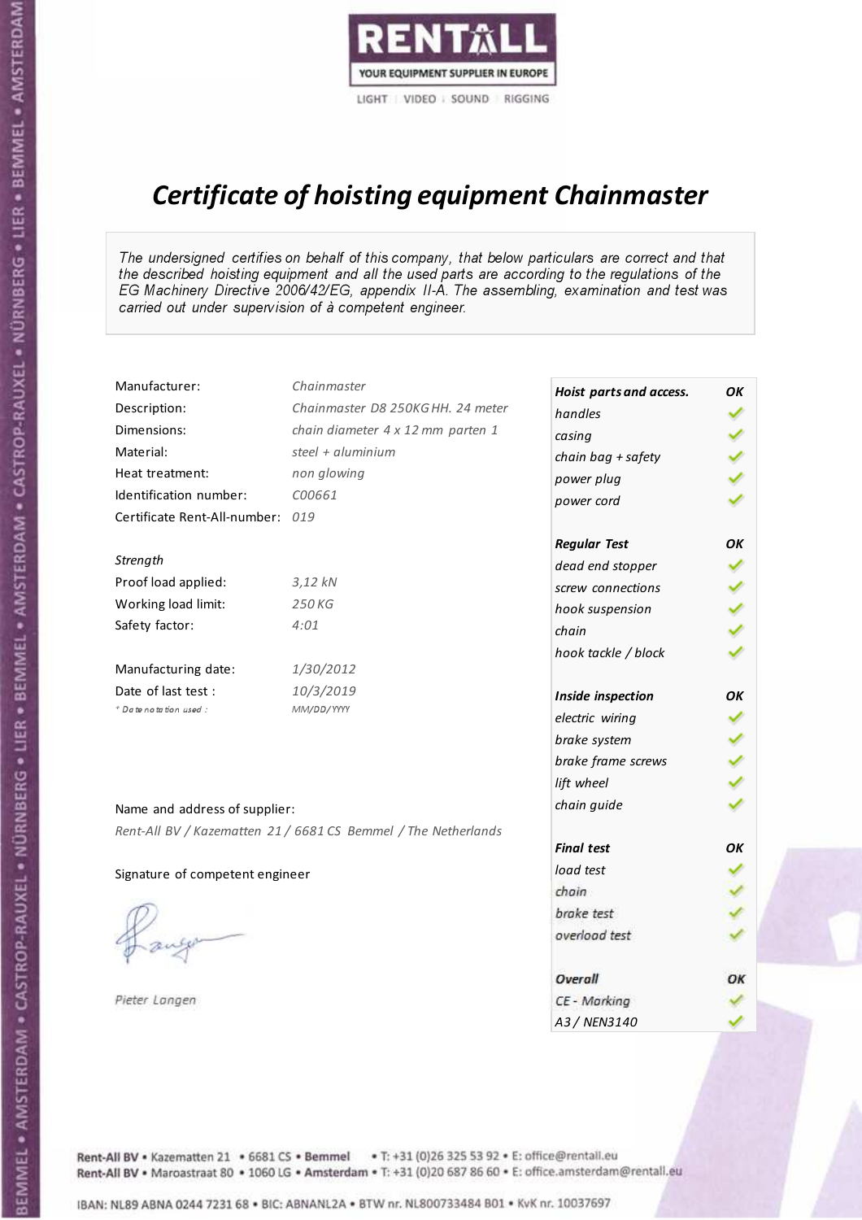RENTALL
YOUR EQUIPMENT SUPPLIER IN EUROPE
LIGHT | VIDEO | SOUND | RIGGING

# *Certificate of hoisting equipment Chainmaster*

*The undersigned certifies on behalf of this company, that below particulars are correct and that the described hoisting equipment and all the used parts are according to the regulations of the EG Machinery Directive 2006/42/EG, appendix II-A. The assembling, examination and test was carried out under supervision of à competent engineer.*

| | |
|---|---|
| Manufacturer: | *Chainmaster* |
| Description: | *Chainmaster D8 250KG HH. 24 meter* |
| Dimensions: | *chain diameter 4 x 12 mm parten 1* |
| Material: | *steel + aluminium* |
| Heat treatment: | *non glowing* |
| Identification number: | *C00661* |
| Certificate Rent-All-number: | *019* |

*Strength*

| | |
|---|---|
| Proof load applied: | *3,12 kN* |
| Working load limit: | *250 KG* |
| Safety factor: | *4:01* |

| | |
|---|---|
| Manufacturing date: | *1/30/2012* |
| Date of last test : | *10/3/2019* |
| *\* Date notation used :* | *MM/DD/YYYY* |

Name and address of supplier:

*Rent-All BV / Kazematten 21 / 6681 CS Bemmel / The Netherlands*

Signature of competent engineer

*Pieter Langen*

| ***Hoist parts and access.*** | ***OK*** |
|---|---|
| *handles* | ✓ |
| *casing* | ✓ |
| *chain bag + safety* | ✓ |
| *power plug* | ✓ |
| *power cord* | ✓ |
| ***Regular Test*** | ***OK*** |
| *dead end stopper* | ✓ |
| *screw connections* | ✓ |
| *hook suspension* | ✓ |
| *chain* | ✓ |
| *hook tackle / block* | ✓ |
| ***Inside inspection*** | ***OK*** |
| *electric wiring* | ✓ |
| *brake system* | ✓ |
| *brake frame screws* | ✓ |
| *lift wheel* | ✓ |
| *chain guide* | ✓ |
| ***Final test*** | ***OK*** |
| *load test* | ✓ |
| *chain* | ✓ |
| *brake test* | ✓ |
| *overload test* | ✓ |
| ***Overall*** | ***OK*** |
| *CE - Marking* | ✓ |
| *A3 / NEN3140* | ✓ |

Rent-All BV • Kazematten 21 • 6681 CS • **Bemmel** • T: +31 (0)26 325 53 92 • E: office@rentall.eu
Rent-All BV • Maroastraat 80 • 1060 LG • **Amsterdam** • T: +31 (0)20 687 86 60 • E: office.amsterdam@rentall.eu

IBAN: NL89 ABNA 0244 7231 68 • BIC: ABNANL2A • BTW nr. NL800733484 B01 • KvK nr. 10037697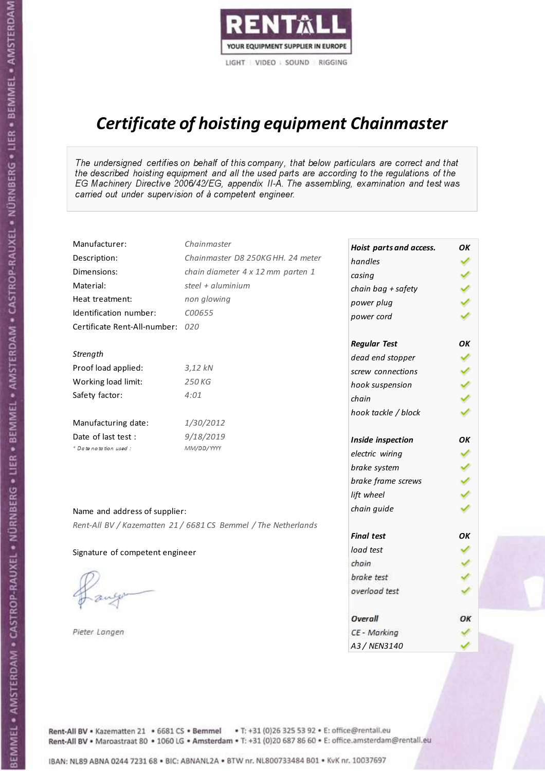RENTALL

YOUR EQUIPMENT SUPPLIER IN EUROPE

LIGHT | VIDEO | SOUND | RIGGING

# Certificate of hoisting equipment Chainmaster

*The undersigned certifies on behalf of this company, that below particulars are correct and that the described hoisting equipment and all the used parts are according to the regulations of the EG Machinery Directive 2006/42/EG, appendix II-A. The assembling, examination and test was carried out under supervision of à competent engineer.*

| | |
|---|---|
| Manufacturer: | *Chainmaster* |
| Description: | *Chainmaster D8 250KG HH. 24 meter* |
| Dimensions: | *chain diameter 4 x 12 mm parten 1* |
| Material: | *steel + aluminium* |
| Heat treatment: | *non glowing* |
| Identification number: | *C00655* |
| Certificate Rent-All-number: | *020* |

*Strength*

| | |
|---|---|
| Proof load applied: | *3,12 kN* |
| Working load limit: | *250 KG* |
| Safety factor: | *4:01* |

| | |
|---|---|
| Manufacturing date: | *1/30/2012* |
| Date of last test : | *9/18/2019* |
| *\* Date notation used :* | *MM/DD/YYYY* |

Name and address of supplier:

*Rent-All BV / Kazematten 21 / 6681 CS Bemmel / The Netherlands*

Signature of competent engineer

*Pieter Langen*

| ***Hoist parts and access.*** | ***OK*** |
|---|---|
| *handles* | ✓ |
| *casing* | ✓ |
| *chain bag + safety* | ✓ |
| *power plug* | ✓ |
| *power cord* | ✓ |
| ***Regular Test*** | ***OK*** |
| *dead end stopper* | ✓ |
| *screw connections* | ✓ |
| *hook suspension* | ✓ |
| *chain* | ✓ |
| *hook tackle / block* | ✓ |
| ***Inside inspection*** | ***OK*** |
| *electric wiring* | ✓ |
| *brake system* | ✓ |
| *brake frame screws* | ✓ |
| *lift wheel* | ✓ |
| *chain guide* | ✓ |
| ***Final test*** | ***OK*** |
| *load test* | ✓ |
| *chain* | ✓ |
| *brake test* | ✓ |
| *overload test* | ✓ |
| ***Overall*** | ***OK*** |
| *CE - Marking* | ✓ |
| *A3 / NEN3140* | ✓ |

Rent-All BV • Kazematten 21 • 6681 CS • **Bemmel** • T: +31 (0)26 325 53 92 • E: office@rentall.eu
Rent-All BV • Maroastraat 80 • 1060 LG • **Amsterdam** • T: +31 (0)20 687 86 60 • E: office.amsterdam@rentall.eu

IBAN: NL89 ABNA 0244 7231 68 • BIC: ABNANL2A • BTW nr. NL800733484 B01 • KvK nr. 10037697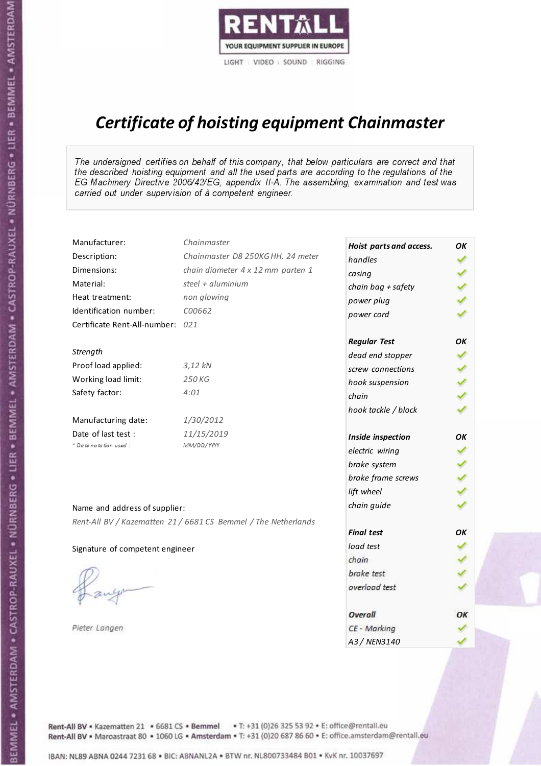RENTALL

YOUR EQUIPMENT SUPPLIER IN EUROPE

LIGHT | VIDEO | SOUND | RIGGING

# Certificate of hoisting equipment Chainmaster

*The undersigned certifies on behalf of this company, that below particulars are correct and that the described hoisting equipment and all the used parts are according to the regulations of the EG Machinery Directive 2006/42/EG, appendix II-A. The assembling, examination and test was carried out under supervision of à competent engineer.*

| | |
|---|---|
| Manufacturer: | Chainmaster |
| Description: | Chainmaster D8 250KG HH. 24 meter |
| Dimensions: | chain diameter 4 x 12 mm parten 1 |
| Material: | steel + aluminium |
| Heat treatment: | non glowing |
| Identification number: | C00662 |
| Certificate Rent-All-number: | 021 |

*Strength*

| | |
|---|---|
| Proof load applied: | 3,12 kN |
| Working load limit: | 250 KG |
| Safety factor: | 4:01 |

| | |
|---|---|
| Manufacturing date: | 1/30/2012 |
| Date of last test : | 11/15/2019 |
| * Date notation used : | MM/DD/YYYY |

Name and address of supplier:

*Rent-All BV / Kazematten 21 / 6681 CS Bemmel / The Netherlands*

Signature of competent engineer

*Pieter Langen*

| **Hoist parts and access.** | **OK** |
|---|---|
| handles | ✓ |
| casing | ✓ |
| chain bag + safety | ✓ |
| power plug | ✓ |
| power cord | ✓ |
| **Regular Test** | **OK** |
| dead end stopper | ✓ |
| screw connections | ✓ |
| hook suspension | ✓ |
| chain | ✓ |
| hook tackle / block | ✓ |
| **Inside inspection** | **OK** |
| electric wiring | ✓ |
| brake system | ✓ |
| brake frame screws | ✓ |
| lift wheel | ✓ |
| chain guide | ✓ |
| **Final test** | **OK** |
| load test | ✓ |
| chain | ✓ |
| brake test | ✓ |
| overload test | ✓ |
| **Overall** | **OK** |
| CE - Marking | ✓ |
| A3 / NEN3140 | ✓ |

Rent-All BV • Kazematten 21 • 6681 CS • **Bemmel** • T: +31 (0)26 325 53 92 • E: office@rentall.eu
Rent-All BV • Maroastraat 80 • 1060 LG • **Amsterdam** • T: +31 (0)20 687 86 60 • E: office.amsterdam@rentall.eu

IBAN: NL89 ABNA 0244 7231 68 • BIC: ABNANL2A • BTW nr. NL800733484 B01 • KvK nr. 10037697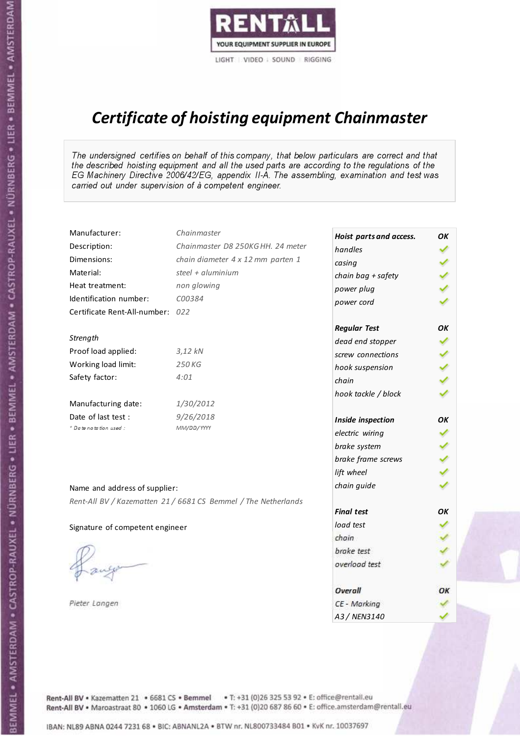RENTALL
YOUR EQUIPMENT SUPPLIER IN EUROPE
LIGHT | VIDEO | SOUND | RIGGING

# *Certificate of hoisting equipment Chainmaster*

*The undersigned certifies on behalf of this company, that below particulars are correct and that the described hoisting equipment and all the used parts are according to the regulations of the EG Machinery Directive 2006/42/EG, appendix II-A. The assembling, examination and test was carried out under supervision of à competent engineer.*

| | |
|---|---|
| Manufacturer: | *Chainmaster* |
| Description: | *Chainmaster D8 250KG HH. 24 meter* |
| Dimensions: | *chain diameter 4 x 12 mm parten 1* |
| Material: | *steel + aluminium* |
| Heat treatment: | *non glowing* |
| Identification number: | *C00384* |
| Certificate Rent-All-number: | *022* |

*Strength*

| | |
|---|---|
| Proof load applied: | *3,12 kN* |
| Working load limit: | *250 KG* |
| Safety factor: | *4:01* |

| | |
|---|---|
| Manufacturing date: | *1/30/2012* |
| Date of last test : | *9/26/2018* |
| *\* Date notation used :* | *MM/DD/YYYY* |

| ***Hoist parts and access.*** | ***OK*** |
|---|---|
| *handles* | ✓ |
| *casing* | ✓ |
| *chain bag + safety* | ✓ |
| *power plug* | ✓ |
| *power cord* | ✓ |
| ***Regular Test*** | ***OK*** |
| *dead end stopper* | ✓ |
| *screw connections* | ✓ |
| *hook suspension* | ✓ |
| *chain* | ✓ |
| *hook tackle / block* | ✓ |
| ***Inside inspection*** | ***OK*** |
| *electric wiring* | ✓ |
| *brake system* | ✓ |
| *brake frame screws* | ✓ |
| *lift wheel* | ✓ |
| *chain guide* | ✓ |
| ***Final test*** | ***OK*** |
| *load test* | ✓ |
| *chain* | ✓ |
| *brake test* | ✓ |
| *overload test* | ✓ |
| ***Overall*** | ***OK*** |
| *CE - Marking* | ✓ |
| *A3 / NEN3140* | ✓ |

Name and address of supplier:

*Rent-All BV / Kazematten 21 / 6681 CS Bemmel / The Netherlands*

Signature of competent engineer

*Pieter Langen*

Rent-All BV • Kazematten 21 • 6681 CS • **Bemmel** • T: +31 (0)26 325 53 92 • E: office@rentall.eu
Rent-All BV • Maroastraat 80 • 1060 LG • **Amsterdam** • T: +31 (0)20 687 86 60 • E: office.amsterdam@rentall.eu

IBAN: NL89 ABNA 0244 7231 68 • BIC: ABNANL2A • BTW nr. NL800733484 B01 • KvK nr. 10037697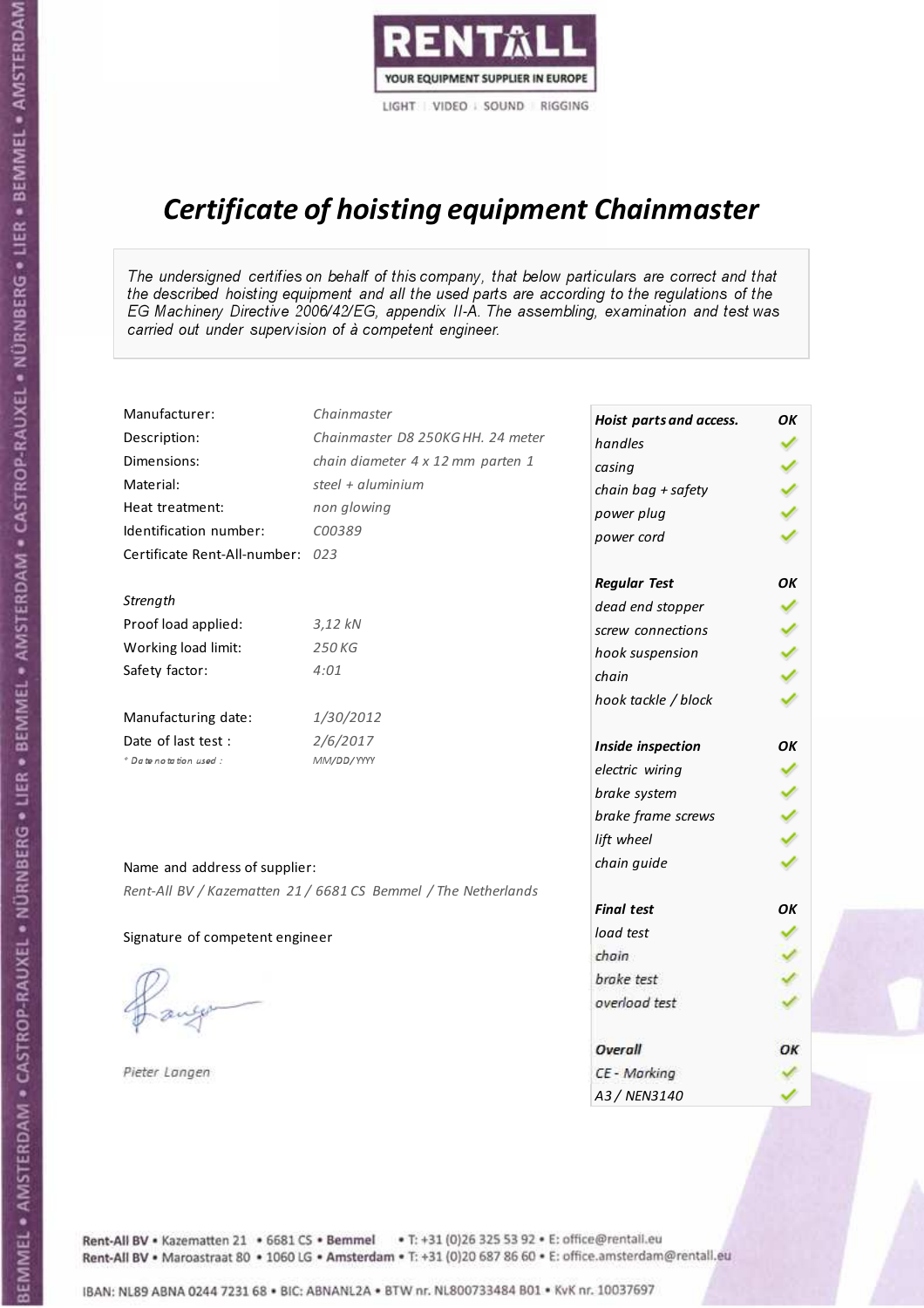RENTALL

YOUR EQUIPMENT SUPPLIER IN EUROPE

LIGHT | VIDEO | SOUND | RIGGING

# Certificate of hoisting equipment Chainmaster

*The undersigned certifies on behalf of this company, that below particulars are correct and that the described hoisting equipment and all the used parts are according to the regulations of the EG Machinery Directive 2006/42/EG, appendix II-A. The assembling, examination and test was carried out under supervision of à competent engineer.*

| | |
|---|---|
| Manufacturer: | *Chainmaster* |
| Description: | *Chainmaster D8 250KG HH. 24 meter* |
| Dimensions: | *chain diameter 4 x 12 mm parten 1* |
| Material: | *steel + aluminium* |
| Heat treatment: | *non glowing* |
| Identification number: | *C00389* |
| Certificate Rent-All-number: | *023* |
| *Strength* | |
| Proof load applied: | *3,12 kN* |
| Working load limit: | *250 KG* |
| Safety factor: | *4:01* |
| Manufacturing date: | *1/30/2012* |
| Date of last test : | *2/6/2017* |
| * Date notation used : | *MM/DD/YYYY* |

| Hoist parts and access. | OK |
|---|---|
| handles | ✓ |
| casing | ✓ |
| chain bag + safety | ✓ |
| power plug | ✓ |
| power cord | ✓ |
| **Regular Test** | **OK** |
| dead end stopper | ✓ |
| screw connections | ✓ |
| hook suspension | ✓ |
| chain | ✓ |
| hook tackle / block | ✓ |
| **Inside inspection** | **OK** |
| electric wiring | ✓ |
| brake system | ✓ |
| brake frame screws | ✓ |
| lift wheel | ✓ |
| chain guide | ✓ |
| **Final test** | **OK** |
| load test | ✓ |
| chain | ✓ |
| brake test | ✓ |
| overload test | ✓ |
| **Overall** | **OK** |
| CE - Marking | ✓ |
| A3 / NEN3140 | ✓ |

Name and address of supplier:

*Rent-All BV / Kazematten 21 / 6681 CS Bemmel / The Netherlands*

Signature of competent engineer

*Pieter Langen*

Rent-All BV • Kazematten 21 • 6681 CS • **Bemmel** • T: +31 (0)26 325 53 92 • E: office@rentall.eu
Rent-All BV • Maroastraat 80 • 1060 LG • **Amsterdam** • T: +31 (0)20 687 86 60 • E: office.amsterdam@rentall.eu

IBAN: NL89 ABNA 0244 7231 68 • BIC: ABNANL2A • BTW nr. NL800733484 B01 • KvK nr. 10037697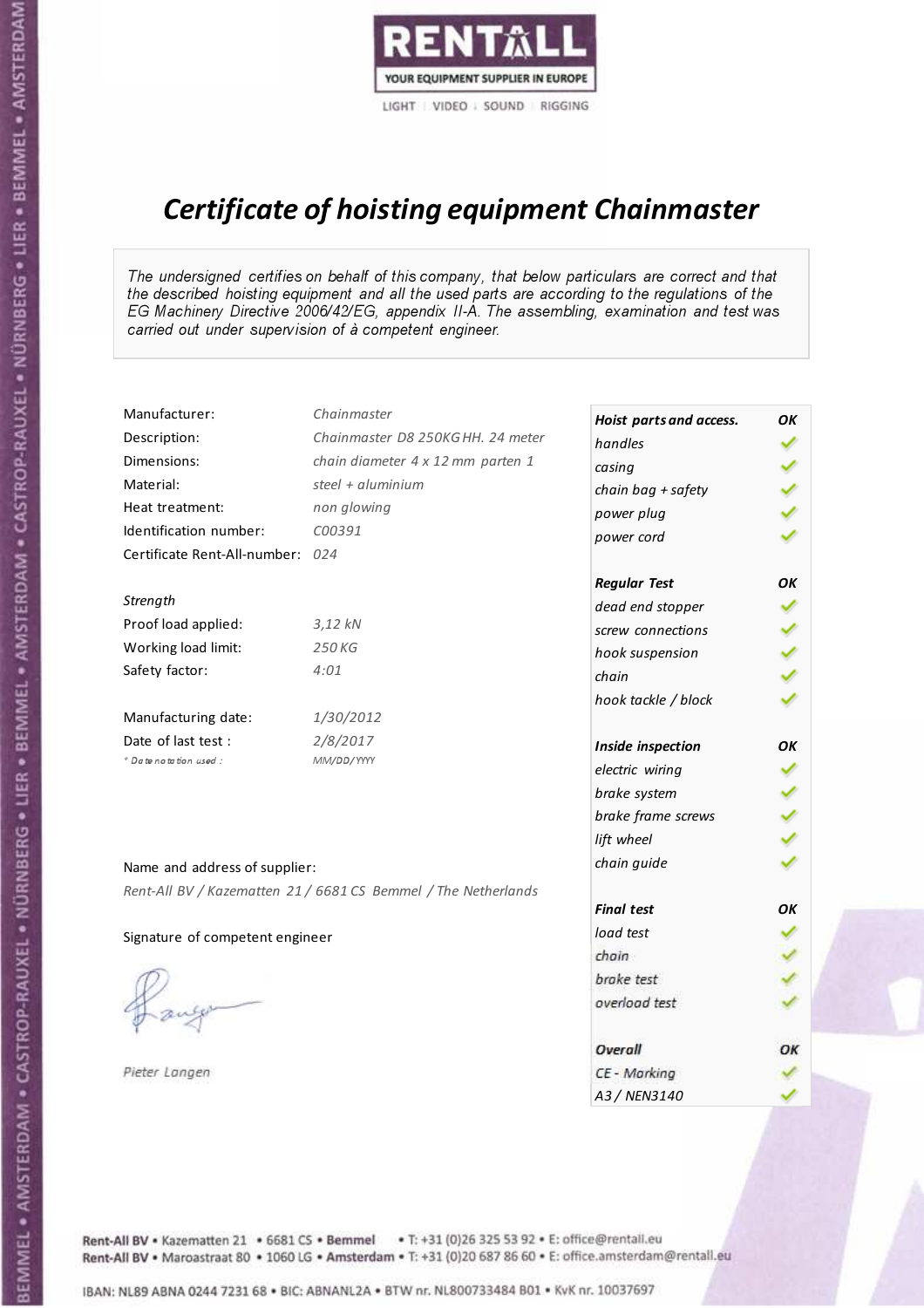RENTALL

YOUR EQUIPMENT SUPPLIER IN EUROPE

LIGHT | VIDEO | SOUND | RIGGING

# *Certificate of hoisting equipment Chainmaster*

*The undersigned certifies on behalf of this company, that below particulars are correct and that the described hoisting equipment and all the used parts are according to the regulations of the EG Machinery Directive 2006/42/EG, appendix II-A. The assembling, examination and test was carried out under supervision of à competent engineer.*

| | |
|---|---|
| Manufacturer: | *Chainmaster* |
| Description: | *Chainmaster D8 250KG HH. 24 meter* |
| Dimensions: | *chain diameter 4 x 12 mm parten 1* |
| Material: | *steel + aluminium* |
| Heat treatment: | *non glowing* |
| Identification number: | *C00391* |
| Certificate Rent-All-number: | *024* |

*Strength*

| | |
|---|---|
| Proof load applied: | *3,12 kN* |
| Working load limit: | *250 KG* |
| Safety factor: | *4:01* |

| | |
|---|---|
| Manufacturing date: | *1/30/2012* |
| Date of last test : | *2/8/2017* |
| * Date notation used : | *MM/DD/YYYY* |

| *Hoist parts and access.* | *OK* |
|---|---|
| *handles* | ✓ |
| *casing* | ✓ |
| *chain bag + safety* | ✓ |
| *power plug* | ✓ |
| *power cord* | ✓ |
| ***Regular Test*** | ***OK*** |
| *dead end stopper* | ✓ |
| *screw connections* | ✓ |
| *hook suspension* | ✓ |
| *chain* | ✓ |
| *hook tackle / block* | ✓ |
| ***Inside inspection*** | ***OK*** |
| *electric wiring* | ✓ |
| *brake system* | ✓ |
| *brake frame screws* | ✓ |
| *lift wheel* | ✓ |
| *chain guide* | ✓ |
| ***Final test*** | ***OK*** |
| *load test* | ✓ |
| *chain* | ✓ |
| *brake test* | ✓ |
| *overload test* | ✓ |
| ***Overall*** | ***OK*** |
| *CE - Marking* | ✓ |
| *A3 / NEN3140* | ✓ |

Name and address of supplier:

*Rent-All BV / Kazematten 21 / 6681 CS Bemmel / The Netherlands*

Signature of competent engineer

*Pieter Langen*

Rent-All BV • Kazematten 21 • 6681 CS • **Bemmel** • T: +31 (0)26 325 53 92 • E: office@rentall.eu
Rent-All BV • Maroastraat 80 • 1060 LG • **Amsterdam** • T: +31 (0)20 687 86 60 • E: office.amsterdam@rentall.eu

IBAN: NL89 ABNA 0244 7231 68 • BIC: ABNANL2A • BTW nr. NL800733484 B01 • KvK nr. 10037697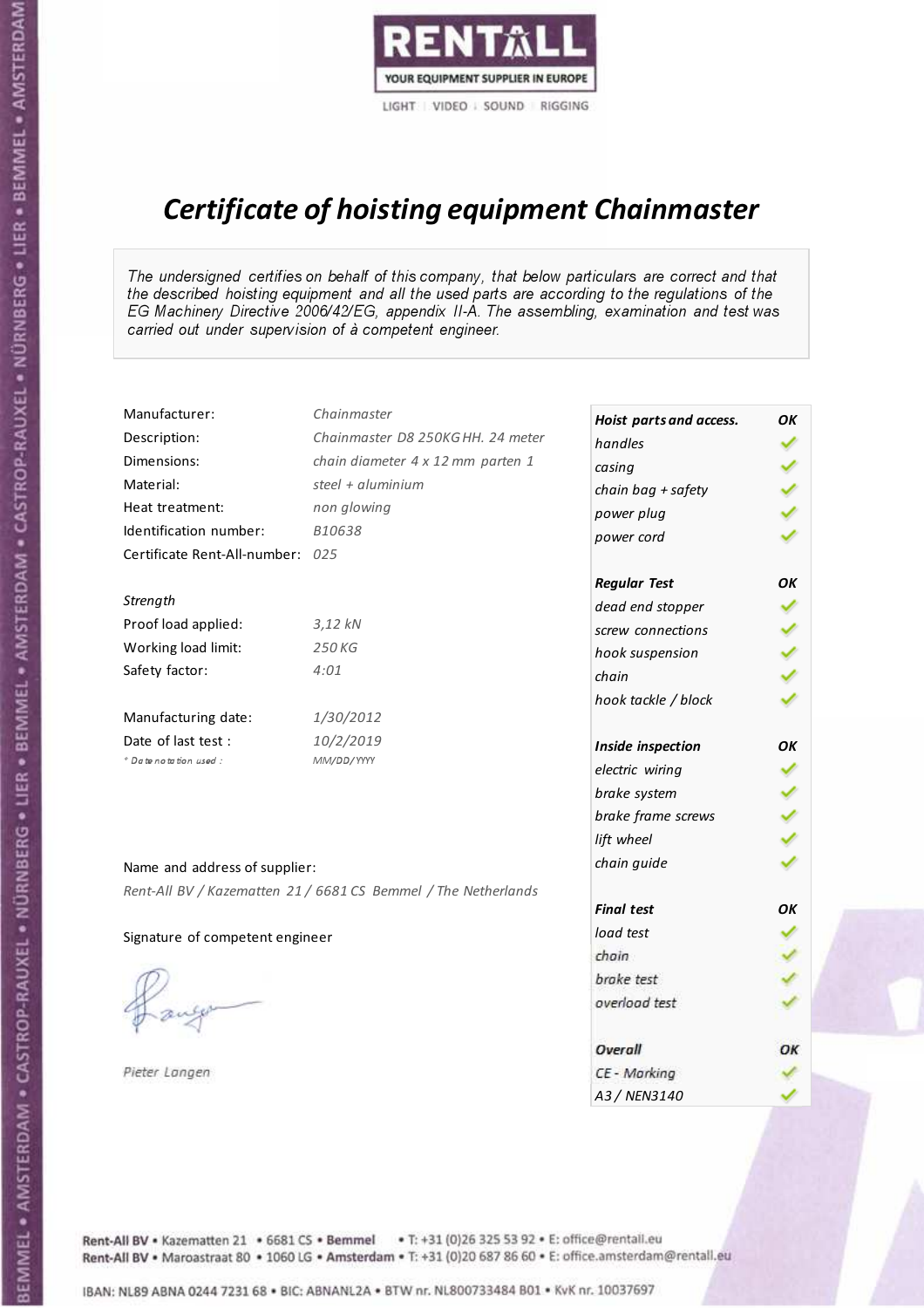RENTALL
YOUR EQUIPMENT SUPPLIER IN EUROPE
LIGHT | VIDEO | SOUND | RIGGING

# *Certificate of hoisting equipment Chainmaster*

*The undersigned certifies on behalf of this company, that below particulars are correct and that the described hoisting equipment and all the used parts are according to the regulations of the EG Machinery Directive 2006/42/EG, appendix II-A. The assembling, examination and test was carried out under supervision of à competent engineer.*

| | |
|---|---|
| Manufacturer: | *Chainmaster* |
| Description: | *Chainmaster D8 250KG HH. 24 meter* |
| Dimensions: | *chain diameter 4 x 12 mm parten 1* |
| Material: | *steel + aluminium* |
| Heat treatment: | *non glowing* |
| Identification number: | *B10638* |
| Certificate Rent-All-number: | *025* |

*Strength*

| | |
|---|---|
| Proof load applied: | *3,12 kN* |
| Working load limit: | *250 KG* |
| Safety factor: | *4:01* |

| | |
|---|---|
| Manufacturing date: | *1/30/2012* |
| Date of last test : | *10/2/2019* |
| *\* Date notation used :* | *MM/DD/YYYY* |

Name and address of supplier:

*Rent-All BV / Kazematten 21 / 6681 CS Bemmel / The Netherlands*

Signature of competent engineer

*Pieter Langen*

| ***Hoist parts and access.*** | ***OK*** |
|---|---|
| *handles* | ✓ |
| *casing* | ✓ |
| *chain bag + safety* | ✓ |
| *power plug* | ✓ |
| *power cord* | ✓ |
| ***Regular Test*** | ***OK*** |
| *dead end stopper* | ✓ |
| *screw connections* | ✓ |
| *hook suspension* | ✓ |
| *chain* | ✓ |
| *hook tackle / block* | ✓ |
| ***Inside inspection*** | ***OK*** |
| *electric wiring* | ✓ |
| *brake system* | ✓ |
| *brake frame screws* | ✓ |
| *lift wheel* | ✓ |
| *chain guide* | ✓ |
| ***Final test*** | ***OK*** |
| *load test* | ✓ |
| *chain* | ✓ |
| *brake test* | ✓ |
| *overload test* | ✓ |
| ***Overall*** | ***OK*** |
| *CE - Marking* | ✓ |
| *A3 / NEN3140* | ✓ |

Rent-All BV • Kazematten 21 • 6681 CS • **Bemmel** • T: +31 (0)26 325 53 92 • E: office@rentall.eu
Rent-All BV • Maroastraat 80 • 1060 LG • **Amsterdam** • T: +31 (0)20 687 86 60 • E: office.amsterdam@rentall.eu

IBAN: NL89 ABNA 0244 7231 68 • BIC: ABNANL2A • BTW nr. NL800733484 B01 • KvK nr. 10037697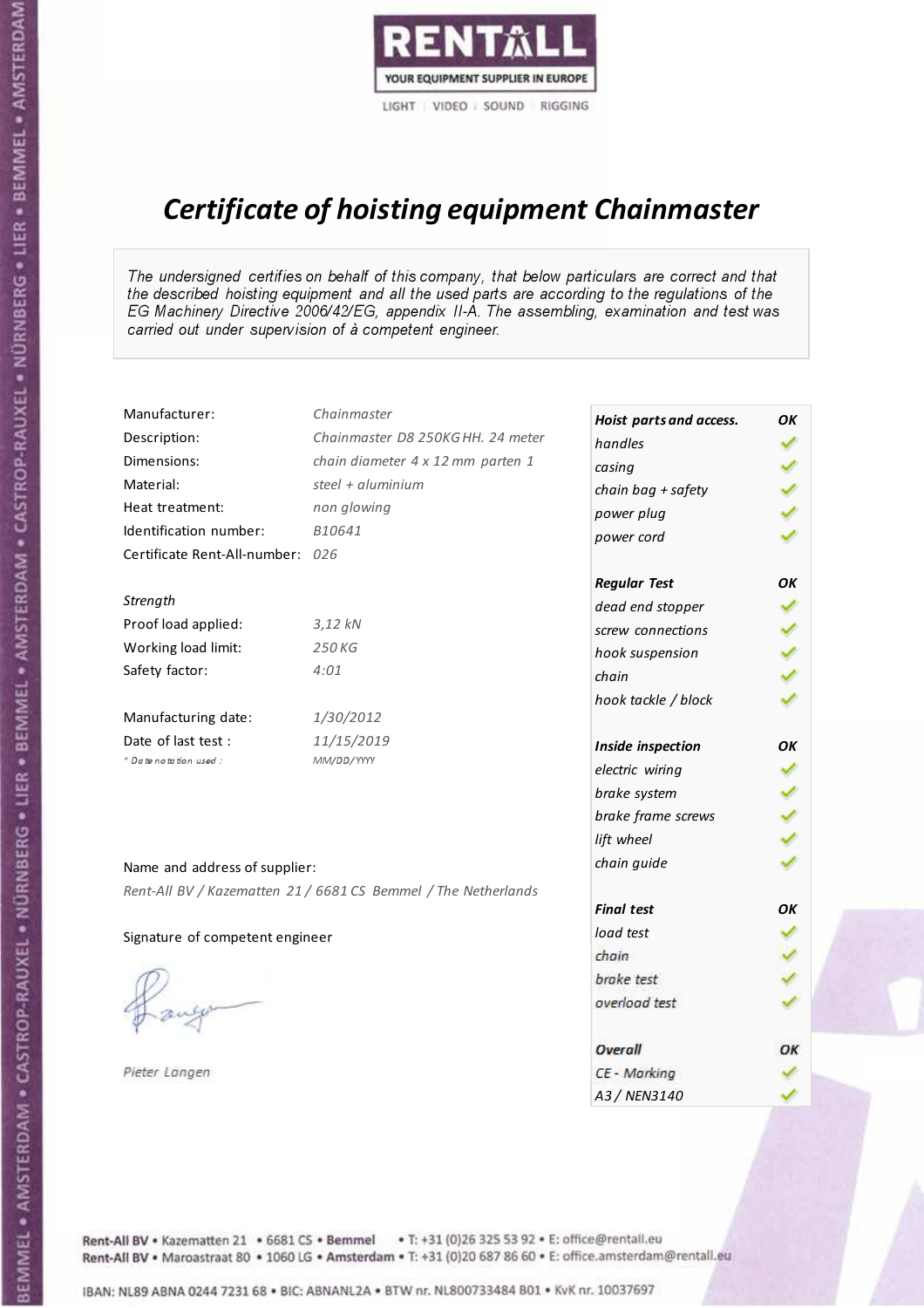RENTALL
YOUR EQUIPMENT SUPPLIER IN EUROPE
LIGHT | VIDEO | SOUND | RIGGING

# *Certificate of hoisting equipment Chainmaster*

*The undersigned certifies on behalf of this company, that below particulars are correct and that the described hoisting equipment and all the used parts are according to the regulations of the EG Machinery Directive 2006/42/EG, appendix II-A. The assembling, examination and test was carried out under supervision of à competent engineer.*

| | |
|---|---|
| Manufacturer: | *Chainmaster* |
| Description: | *Chainmaster D8 250KG HH. 24 meter* |
| Dimensions: | *chain diameter 4 x 12 mm parten 1* |
| Material: | *steel + aluminium* |
| Heat treatment: | *non glowing* |
| Identification number: | *B10641* |
| Certificate Rent-All-number: | *026* |

*Strength*

| | |
|---|---|
| Proof load applied: | *3,12 kN* |
| Working load limit: | *250 KG* |
| Safety factor: | *4:01* |

| | |
|---|---|
| Manufacturing date: | *1/30/2012* |
| Date of last test : | *11/15/2019* |
| *\* Date notation used :* | *MM/DD/YYYY* |

| ***Hoist parts and access.*** | ***OK*** |
|---|---|
| *handles* | ✓ |
| *casing* | ✓ |
| *chain bag + safety* | ✓ |
| *power plug* | ✓ |
| *power cord* | ✓ |
| ***Regular Test*** | ***OK*** |
| *dead end stopper* | ✓ |
| *screw connections* | ✓ |
| *hook suspension* | ✓ |
| *chain* | ✓ |
| *hook tackle / block* | ✓ |
| ***Inside inspection*** | ***OK*** |
| *electric wiring* | ✓ |
| *brake system* | ✓ |
| *brake frame screws* | ✓ |
| *lift wheel* | ✓ |
| *chain guide* | ✓ |
| ***Final test*** | ***OK*** |
| *load test* | ✓ |
| *chain* | ✓ |
| *brake test* | ✓ |
| *overload test* | ✓ |
| ***Overall*** | ***OK*** |
| *CE - Marking* | ✓ |
| *A3 / NEN3140* | ✓ |

Name and address of supplier:

*Rent-All BV / Kazematten 21 / 6681 CS Bemmel / The Netherlands*

Signature of competent engineer

*Pieter Langen*

Rent-All BV • Kazematten 21 • 6681 CS • **Bemmel** • T: +31 (0)26 325 53 92 • E: office@rentall.eu
Rent-All BV • Maroastraat 80 • 1060 LG • **Amsterdam** • T: +31 (0)20 687 86 60 • E: office.amsterdam@rentall.eu

IBAN: NL89 ABNA 0244 7231 68 • BIC: ABNANL2A • BTW nr. NL800733484 B01 • KvK nr. 10037697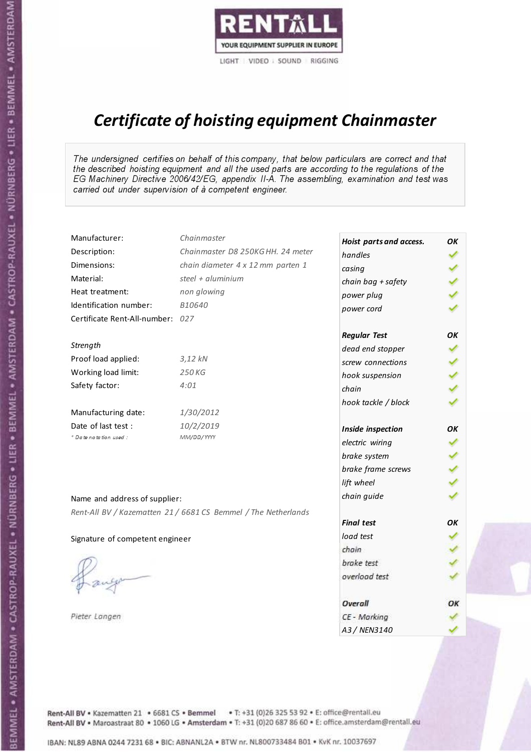RENTALL

YOUR EQUIPMENT SUPPLIER IN EUROPE

LIGHT | VIDEO | SOUND | RIGGING

# *Certificate of hoisting equipment Chainmaster*

*The undersigned certifies on behalf of this company, that below particulars are correct and that the described hoisting equipment and all the used parts are according to the regulations of the EG Machinery Directive 2006/42/EG, appendix II-A. The assembling, examination and test was carried out under supervision of à competent engineer.*

| | |
|---|---|
| Manufacturer: | *Chainmaster* |
| Description: | *Chainmaster D8 250KG HH. 24 meter* |
| Dimensions: | *chain diameter 4 x 12 mm parten 1* |
| Material: | *steel + aluminium* |
| Heat treatment: | *non glowing* |
| Identification number: | *B10640* |
| Certificate Rent-All-number: | *027* |

*Strength*

| | |
|---|---|
| Proof load applied: | *3,12 kN* |
| Working load limit: | *250 KG* |
| Safety factor: | *4:01* |

| | |
|---|---|
| Manufacturing date: | *1/30/2012* |
| Date of last test : | *10/2/2019* |
| *\* Date notation used :* | *MM/DD/YYYY* |

| ***Hoist parts and access.*** | ***OK*** |
|---|---|
| *handles* | ✓ |
| *casing* | ✓ |
| *chain bag + safety* | ✓ |
| *power plug* | ✓ |
| *power cord* | ✓ |
| ***Regular Test*** | ***OK*** |
| *dead end stopper* | ✓ |
| *screw connections* | ✓ |
| *hook suspension* | ✓ |
| *chain* | ✓ |
| *hook tackle / block* | ✓ |
| ***Inside inspection*** | ***OK*** |
| *electric wiring* | ✓ |
| *brake system* | ✓ |
| *brake frame screws* | ✓ |
| *lift wheel* | ✓ |
| *chain guide* | ✓ |
| ***Final test*** | ***OK*** |
| *load test* | ✓ |
| *chain* | ✓ |
| *brake test* | ✓ |
| *overload test* | ✓ |
| ***Overall*** | ***OK*** |
| *CE - Marking* | ✓ |
| *A3 / NEN3140* | ✓ |

Name and address of supplier:

*Rent-All BV / Kazematten 21 / 6681 CS Bemmel / The Netherlands*

Signature of competent engineer

*Pieter Langen*

Rent-All BV • Kazematten 21 • 6681 CS • **Bemmel** • T: +31 (0)26 325 53 92 • E: office@rentall.eu
Rent-All BV • Maroastraat 80 • 1060 LG • **Amsterdam** • T: +31 (0)20 687 86 60 • E: office.amsterdam@rentall.eu

IBAN: NL89 ABNA 0244 7231 68 • BIC: ABNANL2A • BTW nr. NL800733484 B01 • KvK nr. 10037697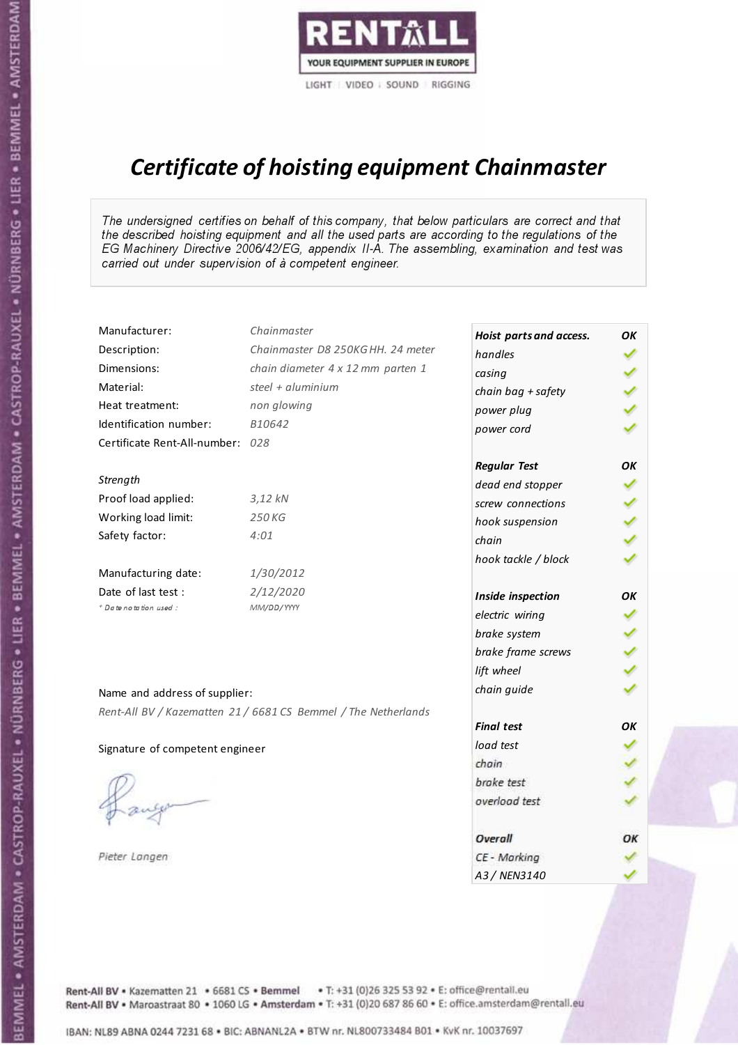RENTALL
YOUR EQUIPMENT SUPPLIER IN EUROPE
LIGHT | VIDEO | SOUND | RIGGING

# Certificate of hoisting equipment Chainmaster

*The undersigned certifies on behalf of this company, that below particulars are correct and that the described hoisting equipment and all the used parts are according to the regulations of the EG Machinery Directive 2006/42/EG, appendix II-A. The assembling, examination and test was carried out under supervision of à competent engineer.*

| | |
|---|---|
| Manufacturer: | Chainmaster |
| Description: | Chainmaster D8 250KG HH. 24 meter |
| Dimensions: | chain diameter 4 x 12 mm parten 1 |
| Material: | steel + aluminium |
| Heat treatment: | non glowing |
| Identification number: | B10642 |
| Certificate Rent-All-number: | 028 |
| *Strength* | |
| Proof load applied: | 3,12 kN |
| Working load limit: | 250 KG |
| Safety factor: | 4:01 |
| Manufacturing date: | 1/30/2012 |
| Date of last test : | 2/12/2020 |
| * Date notation used : | MM/DD/YYYY |

| Hoist parts and access. | OK |
|---|---|
| handles | ✓ |
| casing | ✓ |
| chain bag + safety | ✓ |
| power plug | ✓ |
| power cord | ✓ |
| **Regular Test** | **OK** |
| dead end stopper | ✓ |
| screw connections | ✓ |
| hook suspension | ✓ |
| chain | ✓ |
| hook tackle / block | ✓ |
| **Inside inspection** | **OK** |
| electric wiring | ✓ |
| brake system | ✓ |
| brake frame screws | ✓ |
| lift wheel | ✓ |
| chain guide | ✓ |
| **Final test** | **OK** |
| load test | ✓ |
| chain | ✓ |
| brake test | ✓ |
| overload test | ✓ |
| **Overall** | **OK** |
| CE - Marking | ✓ |
| A3 / NEN3140 | ✓ |

Name and address of supplier:

*Rent-All BV / Kazematten 21 / 6681 CS Bemmel / The Netherlands*

Signature of competent engineer

*Pieter Langen*

Rent-All BV • Kazematten 21 • 6681 CS • Bemmel • T: +31 (0)26 325 53 92 • E: office@rentall.eu
Rent-All BV • Maroastraat 80 • 1060 LG • Amsterdam • T: +31 (0)20 687 86 60 • E: office.amsterdam@rentall.eu

IBAN: NL89 ABNA 0244 7231 68 • BIC: ABNANL2A • BTW nr. NL800733484 B01 • KvK nr. 10037697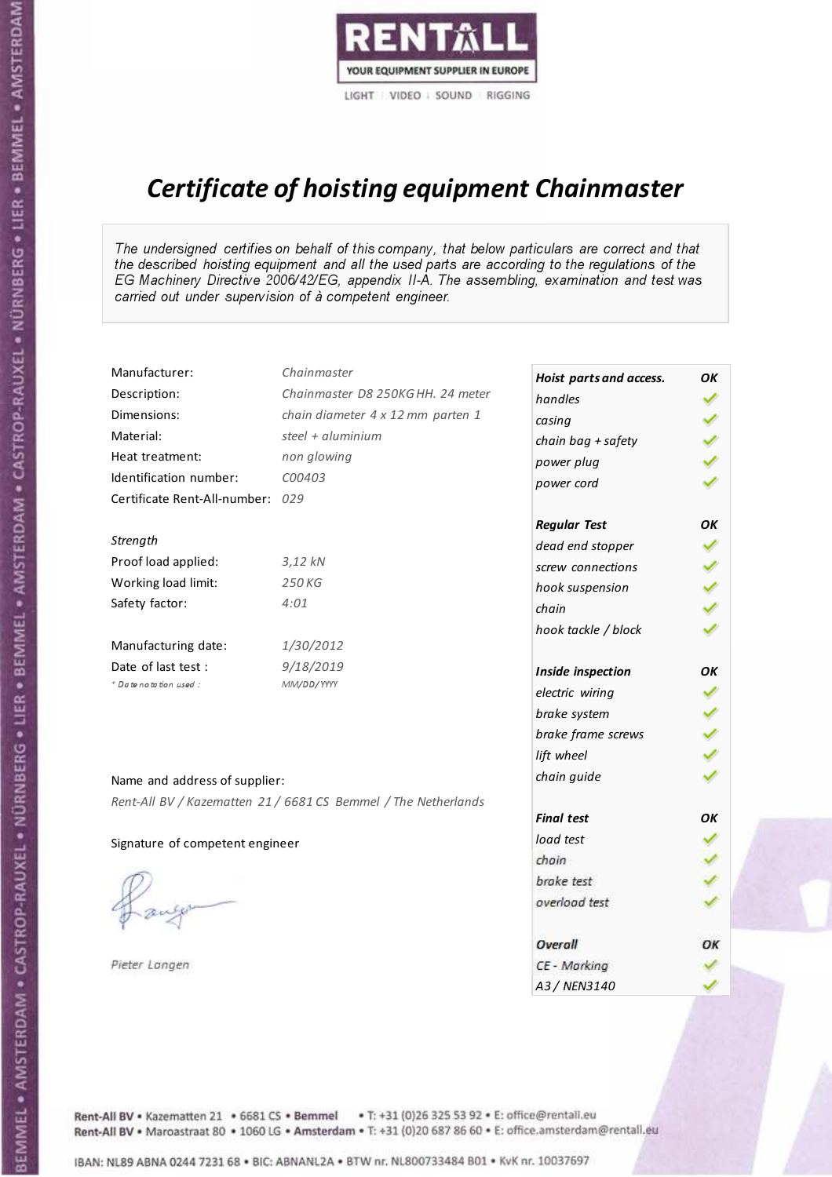RENTALL

YOUR EQUIPMENT SUPPLIER IN EUROPE

LIGHT | VIDEO | SOUND | RIGGING

# *Certificate of hoisting equipment Chainmaster*

*The undersigned certifies on behalf of this company, that below particulars are correct and that the described hoisting equipment and all the used parts are according to the regulations of the EG Machinery Directive 2006/42/EG, appendix II-A. The assembling, examination and test was carried out under supervision of à competent engineer.*

| | |
|---|---|
| Manufacturer: | *Chainmaster* |
| Description: | *Chainmaster D8 250KG HH. 24 meter* |
| Dimensions: | *chain diameter 4 x 12 mm parten 1* |
| Material: | *steel + aluminium* |
| Heat treatment: | *non glowing* |
| Identification number: | *C00403* |
| Certificate Rent-All-number: | *029* |

*Strength*

| | |
|---|---|
| Proof load applied: | *3,12 kN* |
| Working load limit: | *250 KG* |
| Safety factor: | *4:01* |

| | |
|---|---|
| Manufacturing date: | *1/30/2012* |
| Date of last test : | *9/18/2019* |
| *\* Date notation used :* | *MM/DD/YYYY* |

| ***Hoist parts and access.*** | ***OK*** |
|---|---|
| *handles* | ✓ |
| *casing* | ✓ |
| *chain bag + safety* | ✓ |
| *power plug* | ✓ |
| *power cord* | ✓ |
| ***Regular Test*** | ***OK*** |
| *dead end stopper* | ✓ |
| *screw connections* | ✓ |
| *hook suspension* | ✓ |
| *chain* | ✓ |
| *hook tackle / block* | ✓ |
| ***Inside inspection*** | ***OK*** |
| *electric wiring* | ✓ |
| *brake system* | ✓ |
| *brake frame screws* | ✓ |
| *lift wheel* | ✓ |
| *chain guide* | ✓ |
| ***Final test*** | ***OK*** |
| *load test* | ✓ |
| *chain* | ✓ |
| *brake test* | ✓ |
| *overload test* | ✓ |
| ***Overall*** | ***OK*** |
| *CE - Marking* | ✓ |
| *A3 / NEN3140* | ✓ |

Name and address of supplier:

*Rent-All BV / Kazematten 21 / 6681 CS Bemmel / The Netherlands*

Signature of competent engineer

*Pieter Langen*

Rent-All BV • Kazematten 21 • 6681 CS • **Bemmel** • T: +31 (0)26 325 53 92 • E: office@rentall.eu
Rent-All BV • Maroastraat 80 • 1060 LG • **Amsterdam** • T: +31 (0)20 687 86 60 • E: office.amsterdam@rentall.eu

IBAN: NL89 ABNA 0244 7231 68 • BIC: ABNANL2A • BTW nr. NL800733484 B01 • KvK nr. 10037697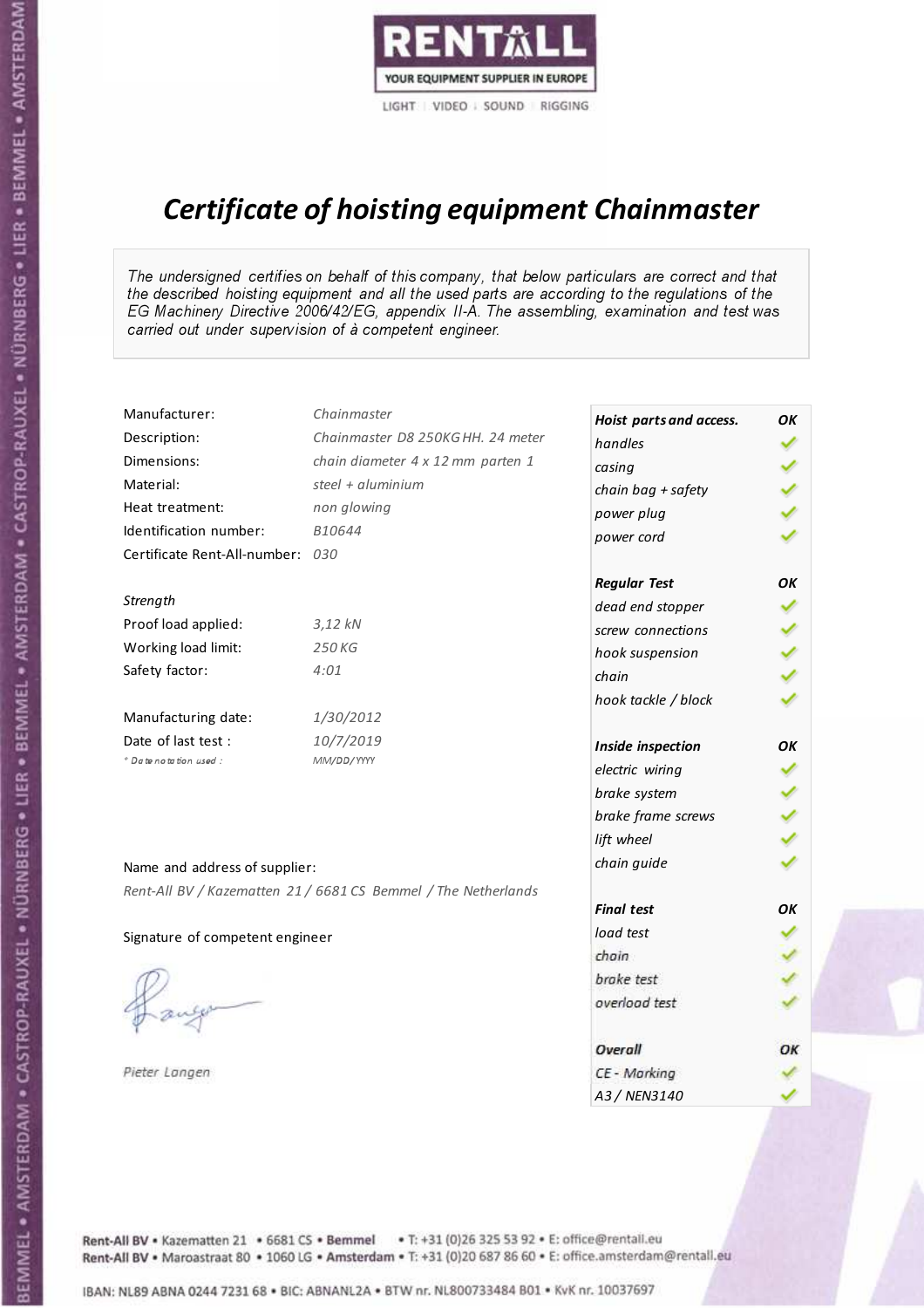RENTALL
YOUR EQUIPMENT SUPPLIER IN EUROPE
LIGHT | VIDEO | SOUND | RIGGING

# *Certificate of hoisting equipment Chainmaster*

*The undersigned certifies on behalf of this company, that below particulars are correct and that the described hoisting equipment and all the used parts are according to the regulations of the EG Machinery Directive 2006/42/EG, appendix II-A. The assembling, examination and test was carried out under supervision of à competent engineer.*

| | |
|---|---|
| Manufacturer: | *Chainmaster* |
| Description: | *Chainmaster D8 250KG HH. 24 meter* |
| Dimensions: | *chain diameter 4 x 12 mm parten 1* |
| Material: | *steel + aluminium* |
| Heat treatment: | *non glowing* |
| Identification number: | *B10644* |
| Certificate Rent-All-number: | *030* |

*Strength*

| | |
|---|---|
| Proof load applied: | *3,12 kN* |
| Working load limit: | *250 KG* |
| Safety factor: | *4:01* |

| | |
|---|---|
| Manufacturing date: | *1/30/2012* |
| Date of last test : | *10/7/2019* |
| *\* Date notation used :* | *MM/DD/YYYY* |

| ***Hoist parts and access.*** | ***OK*** |
|---|---|
| *handles* | ✓ |
| *casing* | ✓ |
| *chain bag + safety* | ✓ |
| *power plug* | ✓ |
| *power cord* | ✓ |
| ***Regular Test*** | ***OK*** |
| *dead end stopper* | ✓ |
| *screw connections* | ✓ |
| *hook suspension* | ✓ |
| *chain* | ✓ |
| *hook tackle / block* | ✓ |
| ***Inside inspection*** | ***OK*** |
| *electric wiring* | ✓ |
| *brake system* | ✓ |
| *brake frame screws* | ✓ |
| *lift wheel* | ✓ |
| *chain guide* | ✓ |
| ***Final test*** | ***OK*** |
| *load test* | ✓ |
| *chain* | ✓ |
| *brake test* | ✓ |
| *overload test* | ✓ |
| ***Overall*** | ***OK*** |
| *CE - Marking* | ✓ |
| *A3 / NEN3140* | ✓ |

Name and address of supplier:

*Rent-All BV / Kazematten 21 / 6681 CS Bemmel / The Netherlands*

Signature of competent engineer

*Pieter Langen*

Rent-All BV • Kazematten 21 • 6681 CS • **Bemmel** • T: +31 (0)26 325 53 92 • E: office@rentall.eu
Rent-All BV • Maroastraat 80 • 1060 LG • **Amsterdam** • T: +31 (0)20 687 86 60 • E: office.amsterdam@rentall.eu

IBAN: NL89 ABNA 0244 7231 68 • BIC: ABNANL2A • BTW nr. NL800733484 B01 • KvK nr. 10037697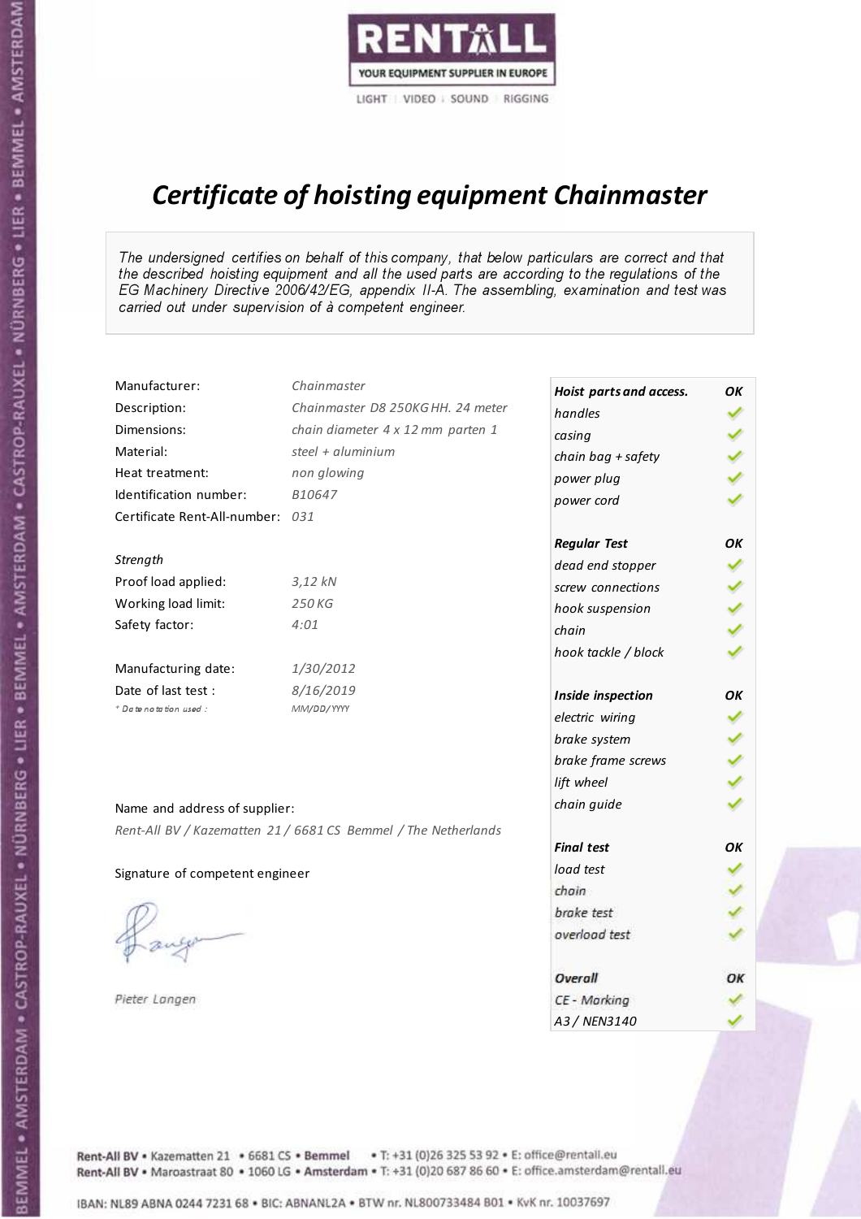RENTALL
YOUR EQUIPMENT SUPPLIER IN EUROPE
LIGHT | VIDEO | SOUND | RIGGING

# Certificate of hoisting equipment Chainmaster

*The undersigned certifies on behalf of this company, that below particulars are correct and that the described hoisting equipment and all the used parts are according to the regulations of the EG Machinery Directive 2006/42/EG, appendix II-A. The assembling, examination and test was carried out under supervision of à competent engineer.*

| | |
|---|---|
| Manufacturer: | Chainmaster |
| Description: | Chainmaster D8 250KG HH. 24 meter |
| Dimensions: | chain diameter 4 x 12 mm parten 1 |
| Material: | steel + aluminium |
| Heat treatment: | non glowing |
| Identification number: | B10647 |
| Certificate Rent-All-number: | 031 |

*Strength*

| | |
|---|---|
| Proof load applied: | 3,12 kN |
| Working load limit: | 250 KG |
| Safety factor: | 4:01 |

| | |
|---|---|
| Manufacturing date: | 1/30/2012 |
| Date of last test : | 8/16/2019 |
| * Date notation used : | MM/DD/YYYY |

| Hoist parts and access. | OK |
|---|---|
| handles | ✓ |
| casing | ✓ |
| chain bag + safety | ✓ |
| power plug | ✓ |
| power cord | ✓ |
| **Regular Test** | **OK** |
| dead end stopper | ✓ |
| screw connections | ✓ |
| hook suspension | ✓ |
| chain | ✓ |
| hook tackle / block | ✓ |
| **Inside inspection** | **OK** |
| electric wiring | ✓ |
| brake system | ✓ |
| brake frame screws | ✓ |
| lift wheel | ✓ |
| chain guide | ✓ |
| **Final test** | **OK** |
| load test | ✓ |
| chain | ✓ |
| brake test | ✓ |
| overload test | ✓ |
| **Overall** | **OK** |
| CE - Marking | ✓ |
| A3 / NEN3140 | ✓ |

Name and address of supplier:

*Rent-All BV / Kazematten 21 / 6681 CS Bemmel / The Netherlands*

Signature of competent engineer

*Pieter Langen*

Rent-All BV • Kazematten 21 • 6681 CS • Bemmel • T: +31 (0)26 325 53 92 • E: office@rentall.eu
Rent-All BV • Maroastraat 80 • 1060 LG • Amsterdam • T: +31 (0)20 687 86 60 • E: office.amsterdam@rentall.eu

IBAN: NL89 ABNA 0244 7231 68 • BIC: ABNANL2A • BTW nr. NL800733484 B01 • KvK nr. 10037697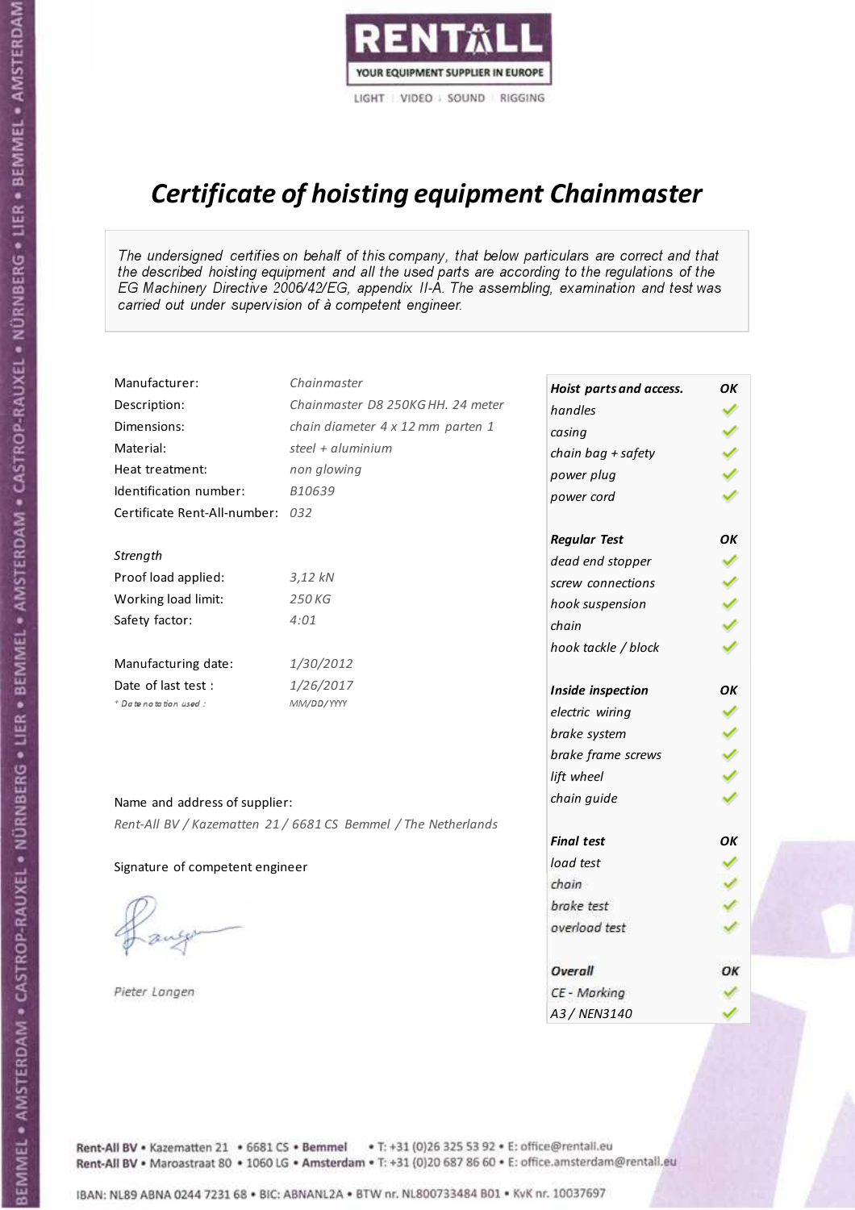RENTALL

YOUR EQUIPMENT SUPPLIER IN EUROPE

LIGHT | VIDEO | SOUND | RIGGING

# *Certificate of hoisting equipment Chainmaster*

*The undersigned certifies on behalf of this company, that below particulars are correct and that the described hoisting equipment and all the used parts are according to the regulations of the EG Machinery Directive 2006/42/EG, appendix II-A. The assembling, examination and test was carried out under supervision of à competent engineer.*

| | |
|---|---|
| Manufacturer: | *Chainmaster* |
| Description: | *Chainmaster D8 250KG HH. 24 meter* |
| Dimensions: | *chain diameter 4 x 12 mm parten 1* |
| Material: | *steel + aluminium* |
| Heat treatment: | *non glowing* |
| Identification number: | *B10639* |
| Certificate Rent-All-number: | *032* |

*Strength*

| | |
|---|---|
| Proof load applied: | *3,12 kN* |
| Working load limit: | *250 KG* |
| Safety factor: | *4:01* |

| | |
|---|---|
| Manufacturing date: | *1/30/2012* |
| Date of last test : | *1/26/2017* |
| *\* Date notation used :* | *MM/DD/YYYY* |

| ***Hoist parts and access.*** | ***OK*** |
|---|---|
| *handles* | ✓ |
| *casing* | ✓ |
| *chain bag + safety* | ✓ |
| *power plug* | ✓ |
| *power cord* | ✓ |
| ***Regular Test*** | ***OK*** |
| *dead end stopper* | ✓ |
| *screw connections* | ✓ |
| *hook suspension* | ✓ |
| *chain* | ✓ |
| *hook tackle / block* | ✓ |
| ***Inside inspection*** | ***OK*** |
| *electric wiring* | ✓ |
| *brake system* | ✓ |
| *brake frame screws* | ✓ |
| *lift wheel* | ✓ |
| *chain guide* | ✓ |
| ***Final test*** | ***OK*** |
| *load test* | ✓ |
| *chain* | ✓ |
| *brake test* | ✓ |
| *overload test* | ✓ |
| ***Overall*** | ***OK*** |
| *CE - Marking* | ✓ |
| *A3 / NEN3140* | ✓ |

Name and address of supplier:

*Rent-All BV / Kazematten 21 / 6681 CS Bemmel / The Netherlands*

Signature of competent engineer

*Pieter Langen*

Rent-All BV • Kazematten 21 • 6681 CS • **Bemmel** • T: +31 (0)26 325 53 92 • E: office@rentall.eu
Rent-All BV • Maroastraat 80 • 1060 LG • **Amsterdam** • T: +31 (0)20 687 86 60 • E: office.amsterdam@rentall.eu

IBAN: NL89 ABNA 0244 7231 68 • BIC: ABNANL2A • BTW nr. NL800733484 B01 • KvK nr. 10037697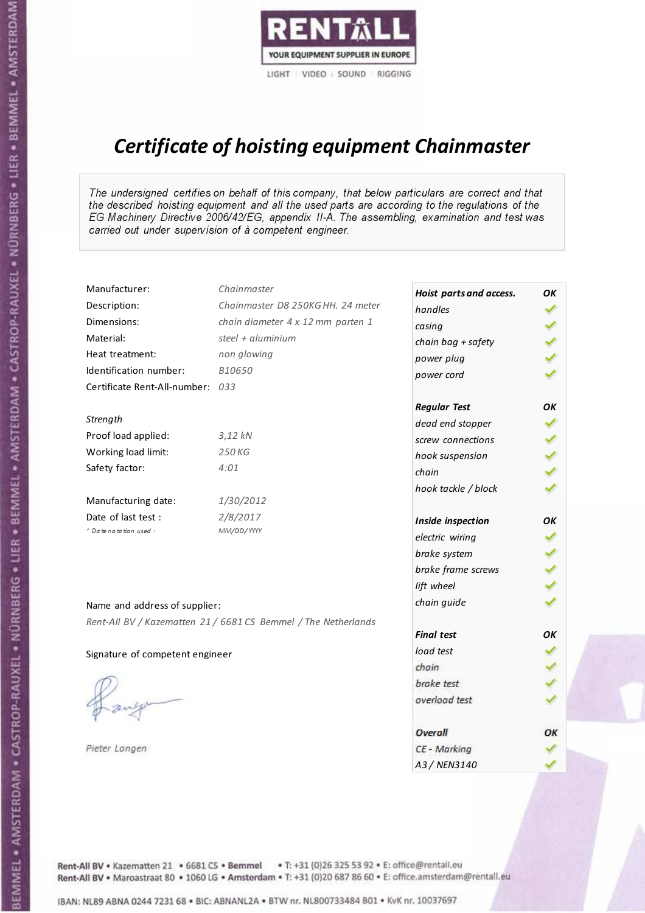RENTALL

YOUR EQUIPMENT SUPPLIER IN EUROPE

LIGHT | VIDEO | SOUND | RIGGING

# Certificate of hoisting equipment Chainmaster

*The undersigned certifies on behalf of this company, that below particulars are correct and that the described hoisting equipment and all the used parts are according to the regulations of the EG Machinery Directive 2006/42/EG, appendix II-A. The assembling, examination and test was carried out under supervision of à competent engineer.*

| | |
|---|---|
| Manufacturer: | *Chainmaster* |
| Description: | *Chainmaster D8 250KG HH. 24 meter* |
| Dimensions: | *chain diameter 4 x 12 mm parten 1* |
| Material: | *steel + aluminium* |
| Heat treatment: | *non glowing* |
| Identification number: | *B10650* |
| Certificate Rent-All-number: | *033* |

*Strength*

| | |
|---|---|
| Proof load applied: | *3,12 kN* |
| Working load limit: | *250 KG* |
| Safety factor: | *4:01* |

| | |
|---|---|
| Manufacturing date: | *1/30/2012* |
| Date of last test : | *2/8/2017* |
| *\* Date notation used :* | *MM/DD/YYYY* |

Name and address of supplier:

*Rent-All BV / Kazematten 21 / 6681 CS Bemmel / The Netherlands*

Signature of competent engineer

*Pieter Langen*

| ***Hoist parts and access.*** | ***OK*** |
|---|---|
| *handles* | ✓ |
| *casing* | ✓ |
| *chain bag + safety* | ✓ |
| *power plug* | ✓ |
| *power cord* | ✓ |
| ***Regular Test*** | ***OK*** |
| *dead end stopper* | ✓ |
| *screw connections* | ✓ |
| *hook suspension* | ✓ |
| *chain* | ✓ |
| *hook tackle / block* | ✓ |
| ***Inside inspection*** | ***OK*** |
| *electric wiring* | ✓ |
| *brake system* | ✓ |
| *brake frame screws* | ✓ |
| *lift wheel* | ✓ |
| *chain guide* | ✓ |
| ***Final test*** | ***OK*** |
| *load test* | ✓ |
| *chain* | ✓ |
| *brake test* | ✓ |
| *overload test* | ✓ |
| ***Overall*** | ***OK*** |
| *CE - Marking* | ✓ |
| *A3 / NEN3140* | ✓ |

Rent-All BV • Kazematten 21 • 6681 CS • **Bemmel** • T: +31 (0)26 325 53 92 • E: office@rentall.eu
Rent-All BV • Maroastraat 80 • 1060 LG • **Amsterdam** • T: +31 (0)20 687 86 60 • E: office.amsterdam@rentall.eu

IBAN: NL89 ABNA 0244 7231 68 • BIC: ABNANL2A • BTW nr. NL800733484 B01 • KvK nr. 10037697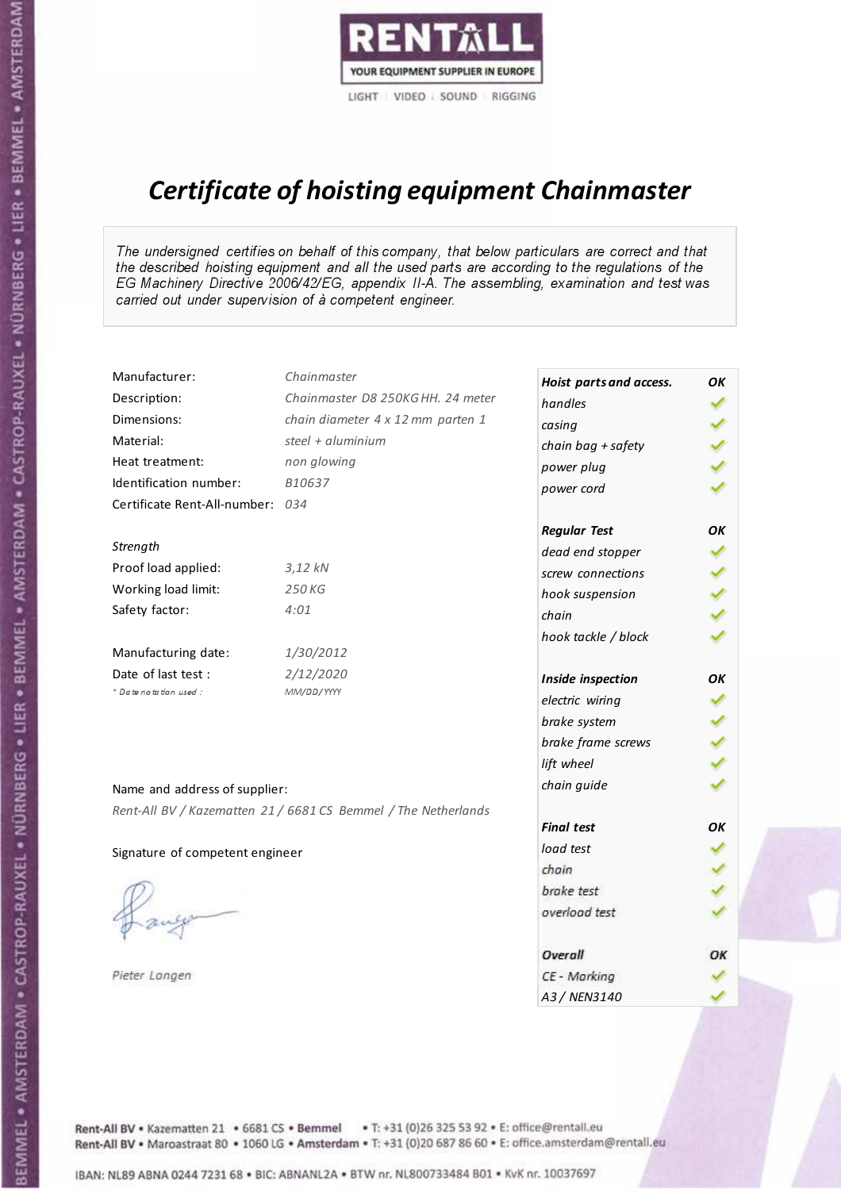RENTALL
YOUR EQUIPMENT SUPPLIER IN EUROPE
LIGHT | VIDEO | SOUND | RIGGING

# *Certificate of hoisting equipment Chainmaster*

*The undersigned certifies on behalf of this company, that below particulars are correct and that the described hoisting equipment and all the used parts are according to the regulations of the EG Machinery Directive 2006/42/EG, appendix II-A. The assembling, examination and test was carried out under supervision of à competent engineer.*

| | |
|---|---|
| Manufacturer: | *Chainmaster* |
| Description: | *Chainmaster D8 250KG HH. 24 meter* |
| Dimensions: | *chain diameter 4 x 12 mm parten 1* |
| Material: | *steel + aluminium* |
| Heat treatment: | *non glowing* |
| Identification number: | *B10637* |
| Certificate Rent-All-number: | *034* |

*Strength*

| | |
|---|---|
| Proof load applied: | *3,12 kN* |
| Working load limit: | *250 KG* |
| Safety factor: | *4:01* |

| | |
|---|---|
| Manufacturing date: | *1/30/2012* |
| Date of last test : | *2/12/2020* |
| *Date notation used :* | *MM/DD/YYYY* |

Name and address of supplier:

*Rent-All BV / Kazematten 21 / 6681 CS Bemmel / The Netherlands*

Signature of competent engineer

*Pieter Langen*

| ***Hoist parts and access.*** | ***OK*** |
|---|---|
| *handles* | ✓ |
| *casing* | ✓ |
| *chain bag + safety* | ✓ |
| *power plug* | ✓ |
| *power cord* | ✓ |
| ***Regular Test*** | ***OK*** |
| *dead end stopper* | ✓ |
| *screw connections* | ✓ |
| *hook suspension* | ✓ |
| *chain* | ✓ |
| *hook tackle / block* | ✓ |
| ***Inside inspection*** | ***OK*** |
| *electric wiring* | ✓ |
| *brake system* | ✓ |
| *brake frame screws* | ✓ |
| *lift wheel* | ✓ |
| *chain guide* | ✓ |
| ***Final test*** | ***OK*** |
| *load test* | ✓ |
| *chain* | ✓ |
| *brake test* | ✓ |
| *overload test* | ✓ |
| ***Overall*** | ***OK*** |
| *CE - Marking* | ✓ |
| *A3 / NEN3140* | ✓ |

Rent-All BV • Kazematten 21 • 6681 CS • **Bemmel** • T: +31 (0)26 325 53 92 • E: office@rentall.eu
Rent-All BV • Maroastraat 80 • 1060 LG • **Amsterdam** • T: +31 (0)20 687 86 60 • E: office.amsterdam@rentall.eu

IBAN: NL89 ABNA 0244 7231 68 • BIC: ABNANL2A • BTW nr. NL800733484 B01 • KvK nr. 10037697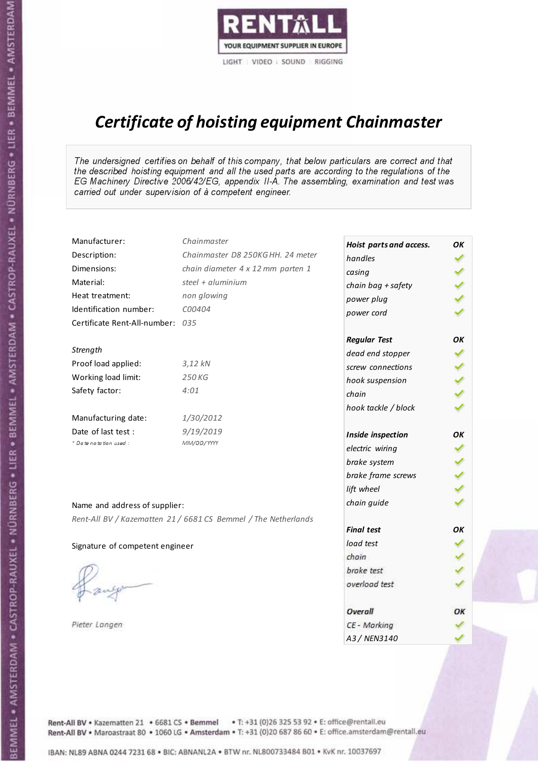RENTALL
YOUR EQUIPMENT SUPPLIER IN EUROPE
LIGHT | VIDEO | SOUND | RIGGING

# Certificate of hoisting equipment Chainmaster

*The undersigned certifies on behalf of this company, that below particulars are correct and that the described hoisting equipment and all the used parts are according to the regulations of the EG Machinery Directive 2006/42/EG, appendix II-A. The assembling, examination and test was carried out under supervision of à competent engineer.*

| | |
|---|---|
| Manufacturer: | *Chainmaster* |
| Description: | *Chainmaster D8 250KG HH. 24 meter* |
| Dimensions: | *chain diameter 4 x 12 mm parten 1* |
| Material: | *steel + aluminium* |
| Heat treatment: | *non glowing* |
| Identification number: | *C00404* |
| Certificate Rent-All-number: | *035* |

*Strength*

| | |
|---|---|
| Proof load applied: | *3,12 kN* |
| Working load limit: | *250 KG* |
| Safety factor: | *4:01* |

| | |
|---|---|
| Manufacturing date: | *1/30/2012* |
| Date of last test : | *9/19/2019* |
| *\* Date notation used :* | *MM/DD/YYYY* |

| ***Hoist parts and access.*** | ***OK*** |
|---|---|
| *handles* | ✓ |
| *casing* | ✓ |
| *chain bag + safety* | ✓ |
| *power plug* | ✓ |
| *power cord* | ✓ |
| ***Regular Test*** | ***OK*** |
| *dead end stopper* | ✓ |
| *screw connections* | ✓ |
| *hook suspension* | ✓ |
| *chain* | ✓ |
| *hook tackle / block* | ✓ |
| ***Inside inspection*** | ***OK*** |
| *electric wiring* | ✓ |
| *brake system* | ✓ |
| *brake frame screws* | ✓ |
| *lift wheel* | ✓ |
| *chain guide* | ✓ |
| ***Final test*** | ***OK*** |
| *load test* | ✓ |
| *chain* | ✓ |
| *brake test* | ✓ |
| *overload test* | ✓ |
| ***Overall*** | ***OK*** |
| *CE - Marking* | ✓ |
| *A3 / NEN3140* | ✓ |

Name and address of supplier:

*Rent-All BV / Kazematten 21 / 6681 CS Bemmel / The Netherlands*

Signature of competent engineer

*Pieter Langen*

Rent-All BV • Kazematten 21 • 6681 CS • **Bemmel** • T: +31 (0)26 325 53 92 • E: office@rentall.eu
Rent-All BV • Maroastraat 80 • 1060 LG • **Amsterdam** • T: +31 (0)20 687 86 60 • E: office.amsterdam@rentall.eu

IBAN: NL89 ABNA 0244 7231 68 • BIC: ABNANL2A • BTW nr. NL800733484 B01 • KvK nr. 10037697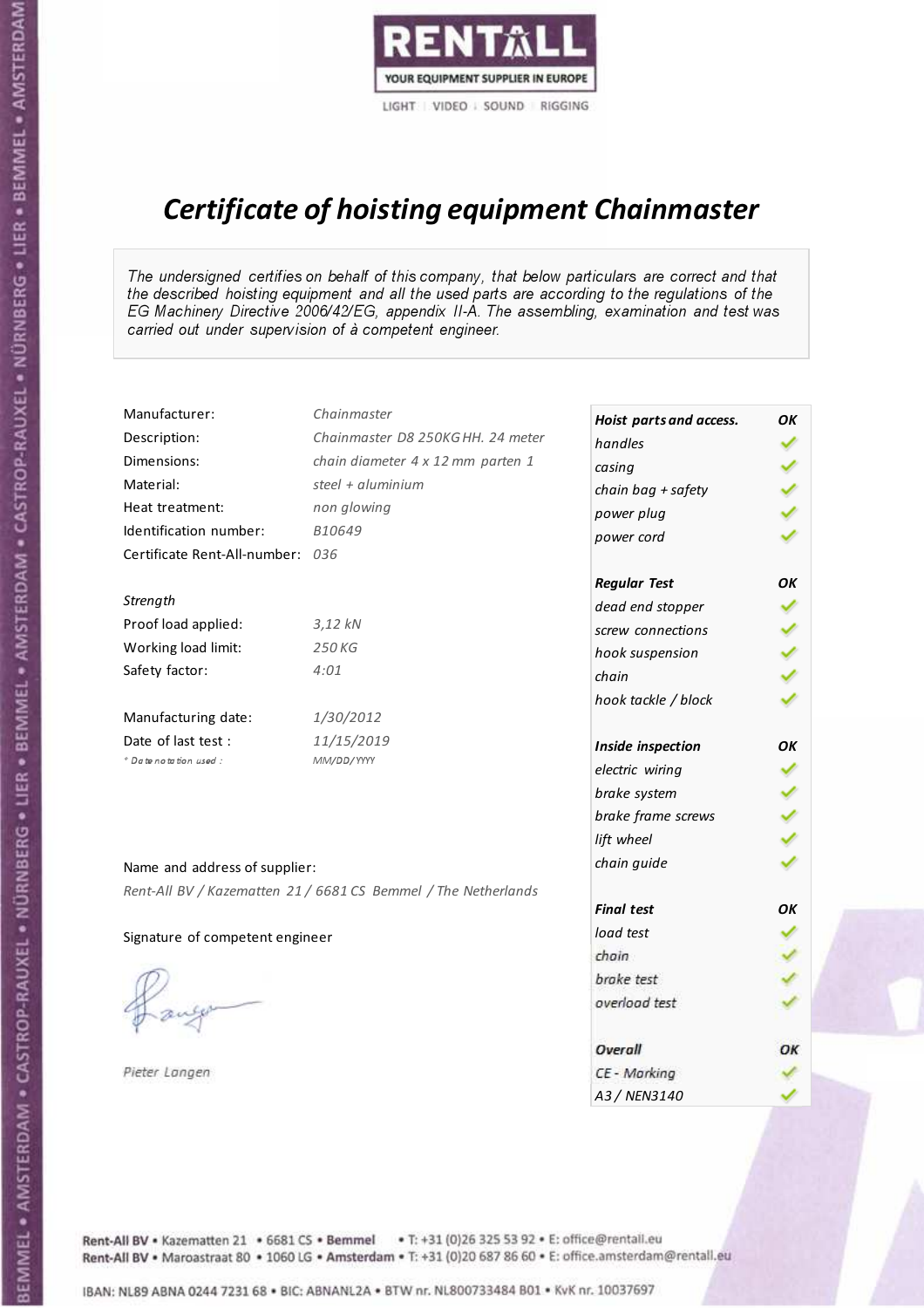RENTALL

YOUR EQUIPMENT SUPPLIER IN EUROPE

LIGHT | VIDEO | SOUND | RIGGING

# *Certificate of hoisting equipment Chainmaster*

*The undersigned certifies on behalf of this company, that below particulars are correct and that the described hoisting equipment and all the used parts are according to the regulations of the EG Machinery Directive 2006/42/EG, appendix II-A. The assembling, examination and test was carried out under supervision of à competent engineer.*

| | |
|---|---|
| Manufacturer: | *Chainmaster* |
| Description: | *Chainmaster D8 250KG HH. 24 meter* |
| Dimensions: | *chain diameter 4 x 12 mm parten 1* |
| Material: | *steel + aluminium* |
| Heat treatment: | *non glowing* |
| Identification number: | *B10649* |
| Certificate Rent-All-number: | *036* |

*Strength*

| | |
|---|---|
| Proof load applied: | *3,12 kN* |
| Working load limit: | *250 KG* |
| Safety factor: | *4:01* |

| | |
|---|---|
| Manufacturing date: | *1/30/2012* |
| Date of last test : | *11/15/2019* |
| * Date notation used : | *MM/DD/YYYY* |

| ***Hoist parts and access.*** | ***OK*** |
|---|---|
| *handles* | ✓ |
| *casing* | ✓ |
| *chain bag + safety* | ✓ |
| *power plug* | ✓ |
| *power cord* | ✓ |
| ***Regular Test*** | ***OK*** |
| *dead end stopper* | ✓ |
| *screw connections* | ✓ |
| *hook suspension* | ✓ |
| *chain* | ✓ |
| *hook tackle / block* | ✓ |
| ***Inside inspection*** | ***OK*** |
| *electric wiring* | ✓ |
| *brake system* | ✓ |
| *brake frame screws* | ✓ |
| *lift wheel* | ✓ |
| *chain guide* | ✓ |
| ***Final test*** | ***OK*** |
| *load test* | ✓ |
| *chain* | ✓ |
| *brake test* | ✓ |
| *overload test* | ✓ |
| ***Overall*** | ***OK*** |
| *CE - Marking* | ✓ |
| *A3 / NEN3140* | ✓ |

Name and address of supplier:

*Rent-All BV / Kazematten 21 / 6681 CS Bemmel / The Netherlands*

Signature of competent engineer

*Pieter Langen*

Rent-All BV • Kazematten 21 • 6681 CS • **Bemmel** • T: +31 (0)26 325 53 92 • E: office@rentall.eu
Rent-All BV • Maroastraat 80 • 1060 LG • **Amsterdam** • T: +31 (0)20 687 86 60 • E: office.amsterdam@rentall.eu

IBAN: NL89 ABNA 0244 7231 68 • BIC: ABNANL2A • BTW nr. NL800733484 B01 • KvK nr. 10037697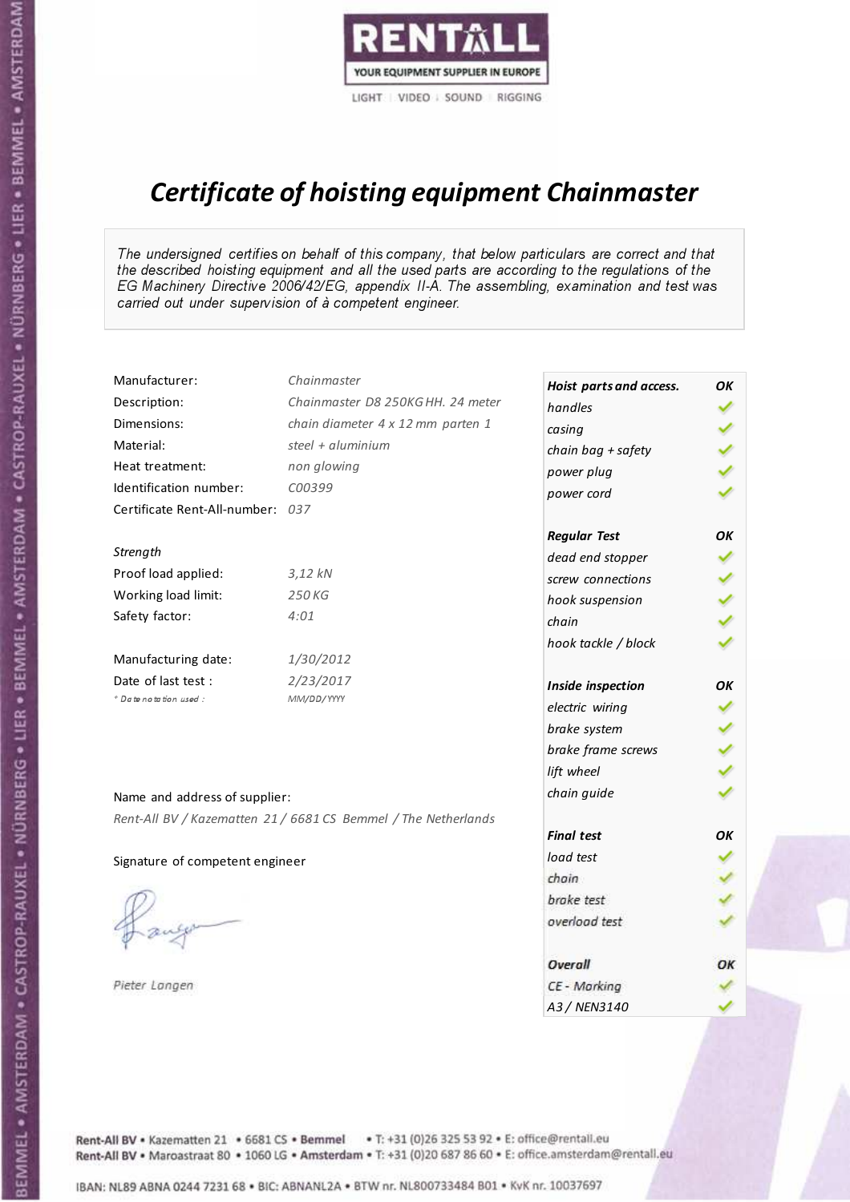RENTALL
YOUR EQUIPMENT SUPPLIER IN EUROPE
LIGHT | VIDEO | SOUND | RIGGING

# Certificate of hoisting equipment Chainmaster

*The undersigned certifies on behalf of this company, that below particulars are correct and that the described hoisting equipment and all the used parts are according to the regulations of the EG Machinery Directive 2006/42/EG, appendix II-A. The assembling, examination and test was carried out under supervision of à competent engineer.*

| | |
|---|---|
| Manufacturer: | *Chainmaster* |
| Description: | *Chainmaster D8 250KG HH. 24 meter* |
| Dimensions: | *chain diameter 4 x 12 mm parten 1* |
| Material: | *steel + aluminium* |
| Heat treatment: | *non glowing* |
| Identification number: | *C00399* |
| Certificate Rent-All-number: | *037* |

*Strength*

| | |
|---|---|
| Proof load applied: | *3,12 kN* |
| Working load limit: | *250 KG* |
| Safety factor: | *4:01* |

| | |
|---|---|
| Manufacturing date: | *1/30/2012* |
| Date of last test : | *2/23/2017* |
| * Date notation used : | *MM/DD/YYYY* |

| **Hoist parts and access.** | **OK** |
|---|---|
| handles | ✓ |
| casing | ✓ |
| chain bag + safety | ✓ |
| power plug | ✓ |
| power cord | ✓ |
| **Regular Test** | **OK** |
| dead end stopper | ✓ |
| screw connections | ✓ |
| hook suspension | ✓ |
| chain | ✓ |
| hook tackle / block | ✓ |
| **Inside inspection** | **OK** |
| electric wiring | ✓ |
| brake system | ✓ |
| brake frame screws | ✓ |
| lift wheel | ✓ |
| chain guide | ✓ |
| **Final test** | **OK** |
| load test | ✓ |
| chain | ✓ |
| brake test | ✓ |
| overload test | ✓ |
| **Overall** | **OK** |
| CE - Marking | ✓ |
| A3 / NEN3140 | ✓ |

Name and address of supplier:

*Rent-All BV / Kazematten 21 / 6681 CS Bemmel / The Netherlands*

Signature of competent engineer

*Pieter Langen*

Rent-All BV • Kazematten 21 • 6681 CS • Bemmel • T: +31 (0)26 325 53 92 • E: office@rentall.eu
Rent-All BV • Maroastraat 80 • 1060 LG • Amsterdam • T: +31 (0)20 687 86 60 • E: office.amsterdam@rentall.eu

IBAN: NL89 ABNA 0244 7231 68 • BIC: ABNANL2A • BTW nr. NL800733484 B01 • KvK nr. 10037697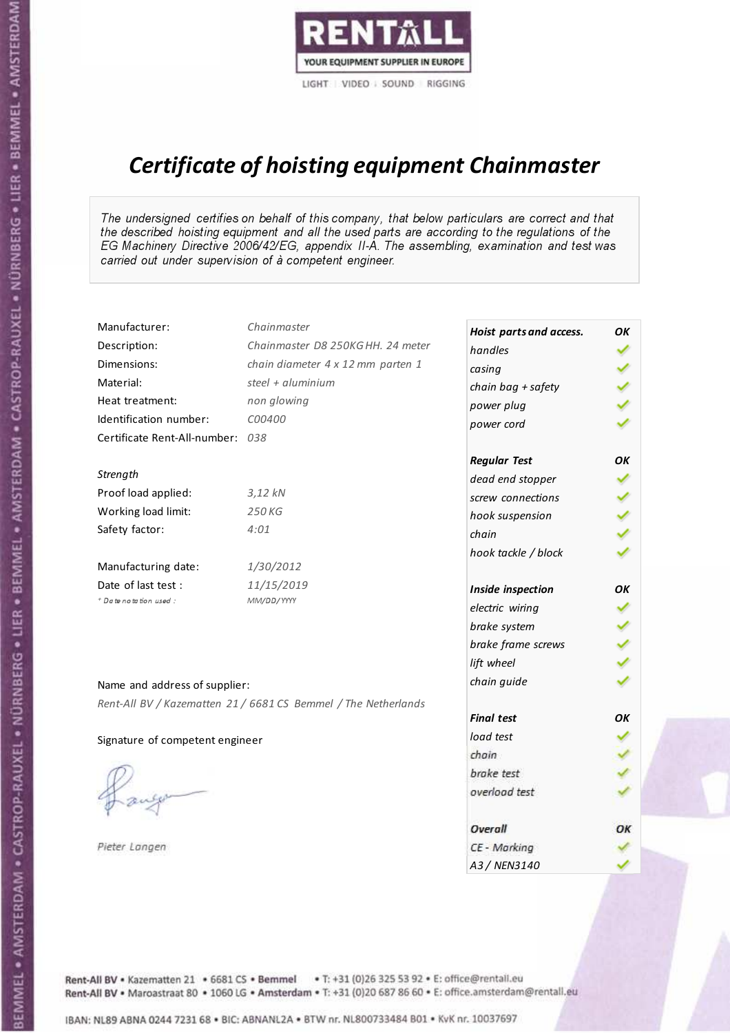RENTALL
YOUR EQUIPMENT SUPPLIER IN EUROPE
LIGHT | VIDEO | SOUND | RIGGING

# *Certificate of hoisting equipment Chainmaster*

*The undersigned certifies on behalf of this company, that below particulars are correct and that the described hoisting equipment and all the used parts are according to the regulations of the EG Machinery Directive 2006/42/EG, appendix II-A. The assembling, examination and test was carried out under supervision of à competent engineer.*

| | |
|---|---|
| Manufacturer: | *Chainmaster* |
| Description: | *Chainmaster D8 250KG HH. 24 meter* |
| Dimensions: | *chain diameter 4 x 12 mm parten 1* |
| Material: | *steel + aluminium* |
| Heat treatment: | *non glowing* |
| Identification number: | *C00400* |
| Certificate Rent-All-number: | *038* |

*Strength*

| | |
|---|---|
| Proof load applied: | *3,12 kN* |
| Working load limit: | *250 KG* |
| Safety factor: | *4:01* |

| | |
|---|---|
| Manufacturing date: | *1/30/2012* |
| Date of last test : | *11/15/2019* |
| *\* Date notation used :* | *MM/DD/YYYY* |

| ***Hoist parts and access.*** | ***OK*** |
|---|---|
| *handles* | ✓ |
| *casing* | ✓ |
| *chain bag + safety* | ✓ |
| *power plug* | ✓ |
| *power cord* | ✓ |
| ***Regular Test*** | ***OK*** |
| *dead end stopper* | ✓ |
| *screw connections* | ✓ |
| *hook suspension* | ✓ |
| *chain* | ✓ |
| *hook tackle / block* | ✓ |
| ***Inside inspection*** | ***OK*** |
| *electric wiring* | ✓ |
| *brake system* | ✓ |
| *brake frame screws* | ✓ |
| *lift wheel* | ✓ |
| *chain guide* | ✓ |
| ***Final test*** | ***OK*** |
| *load test* | ✓ |
| *chain* | ✓ |
| *brake test* | ✓ |
| *overload test* | ✓ |
| ***Overall*** | ***OK*** |
| *CE - Marking* | ✓ |
| *A3 / NEN3140* | ✓ |

Name and address of supplier:

*Rent-All BV / Kazematten 21 / 6681 CS Bemmel / The Netherlands*

Signature of competent engineer

*Pieter Langen*

Rent-All BV • Kazematten 21 • 6681 CS • **Bemmel** • T: +31 (0)26 325 53 92 • E: office@rentall.eu
Rent-All BV • Maroastraat 80 • 1060 LG • **Amsterdam** • T: +31 (0)20 687 86 60 • E: office.amsterdam@rentall.eu

IBAN: NL89 ABNA 0244 7231 68 • BIC: ABNANL2A • BTW nr. NL800733484 B01 • KvK nr. 10037697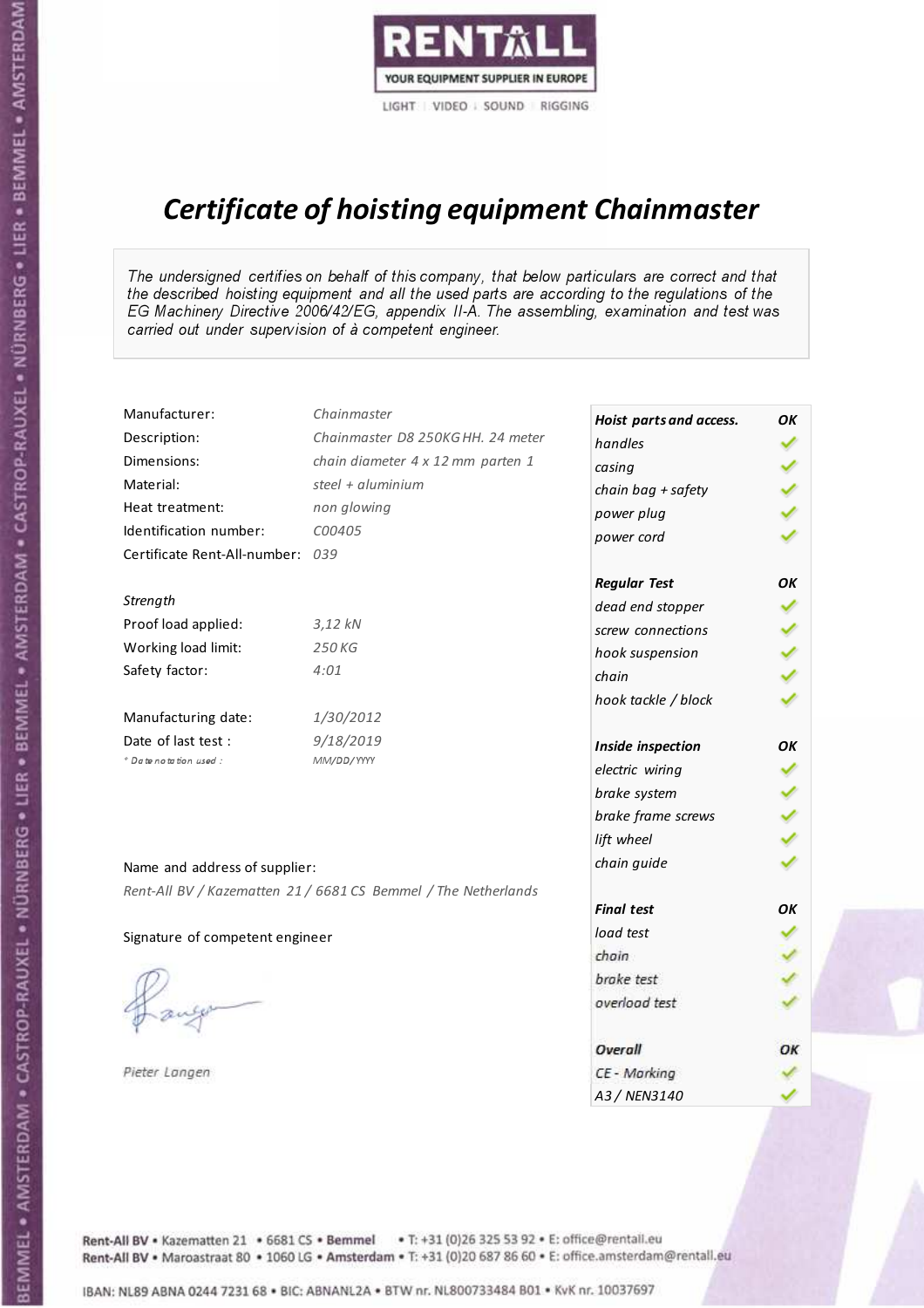RENTALL

YOUR EQUIPMENT SUPPLIER IN EUROPE

LIGHT | VIDEO | SOUND | RIGGING

# *Certificate of hoisting equipment Chainmaster*

*The undersigned certifies on behalf of this company, that below particulars are correct and that the described hoisting equipment and all the used parts are according to the regulations of the EG Machinery Directive 2006/42/EG, appendix II-A. The assembling, examination and test was carried out under supervision of à competent engineer.*

| | |
|---|---|
| Manufacturer: | *Chainmaster* |
| Description: | *Chainmaster D8 250KG HH. 24 meter* |
| Dimensions: | *chain diameter 4 x 12 mm parten 1* |
| Material: | *steel + aluminium* |
| Heat treatment: | *non glowing* |
| Identification number: | *C00405* |
| Certificate Rent-All-number: | *039* |

*Strength*

| | |
|---|---|
| Proof load applied: | *3,12 kN* |
| Working load limit: | *250 KG* |
| Safety factor: | *4:01* |

| | |
|---|---|
| Manufacturing date: | *1/30/2012* |
| Date of last test : | *9/18/2019* |
| * Date notation used : | *MM/DD/YYYY* |

| ***Hoist parts and access.*** | ***OK*** |
|---|---|
| *handles* | ✓ |
| *casing* | ✓ |
| *chain bag + safety* | ✓ |
| *power plug* | ✓ |
| *power cord* | ✓ |
| ***Regular Test*** | ***OK*** |
| *dead end stopper* | ✓ |
| *screw connections* | ✓ |
| *hook suspension* | ✓ |
| *chain* | ✓ |
| *hook tackle / block* | ✓ |
| ***Inside inspection*** | ***OK*** |
| *electric wiring* | ✓ |
| *brake system* | ✓ |
| *brake frame screws* | ✓ |
| *lift wheel* | ✓ |
| *chain guide* | ✓ |
| ***Final test*** | ***OK*** |
| *load test* | ✓ |
| *chain* | ✓ |
| *brake test* | ✓ |
| *overload test* | ✓ |
| ***Overall*** | ***OK*** |
| *CE - Marking* | ✓ |
| *A3 / NEN3140* | ✓ |

Name and address of supplier:

*Rent-All BV / Kazematten 21 / 6681 CS Bemmel / The Netherlands*

Signature of competent engineer

*Pieter Langen*

Rent-All BV • Kazematten 21 • 6681 CS • **Bemmel** • T: +31 (0)26 325 53 92 • E: office@rentall.eu
Rent-All BV • Maroastraat 80 • 1060 LG • **Amsterdam** • T: +31 (0)20 687 86 60 • E: office.amsterdam@rentall.eu

IBAN: NL89 ABNA 0244 7231 68 • BIC: ABNANL2A • BTW nr. NL800733484 B01 • KvK nr. 10037697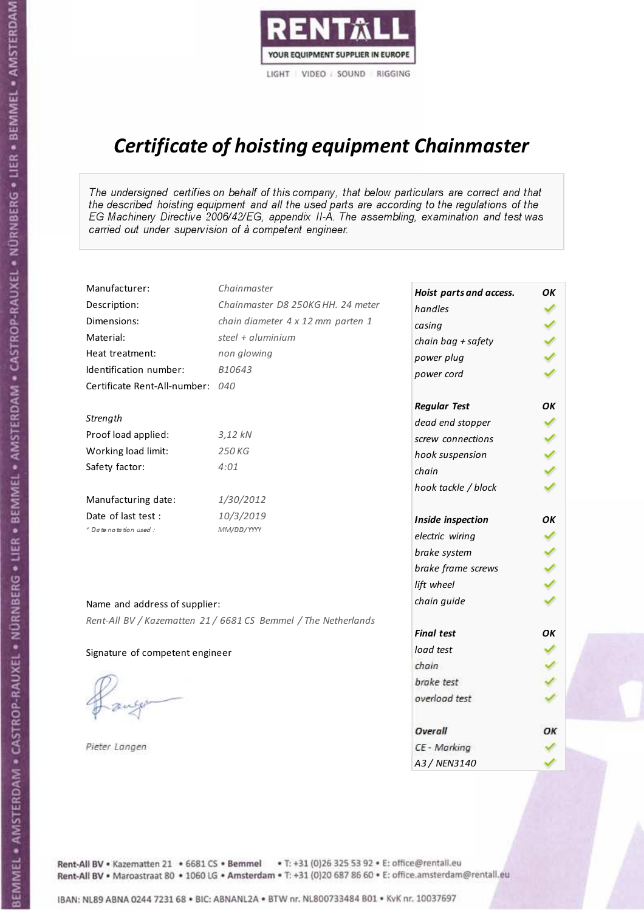RENTALL
YOUR EQUIPMENT SUPPLIER IN EUROPE
LIGHT | VIDEO | SOUND | RIGGING

# *Certificate of hoisting equipment Chainmaster*

*The undersigned certifies on behalf of this company, that below particulars are correct and that the described hoisting equipment and all the used parts are according to the regulations of the EG Machinery Directive 2006/42/EG, appendix II-A. The assembling, examination and test was carried out under supervision of à competent engineer.*

| | |
|---|---|
| Manufacturer: | *Chainmaster* |
| Description: | *Chainmaster D8 250KG HH. 24 meter* |
| Dimensions: | *chain diameter 4 x 12 mm parten 1* |
| Material: | *steel + aluminium* |
| Heat treatment: | *non glowing* |
| Identification number: | *B10643* |
| Certificate Rent-All-number: | *040* |

*Strength*

| | |
|---|---|
| Proof load applied: | *3,12 kN* |
| Working load limit: | *250 KG* |
| Safety factor: | *4:01* |

| | |
|---|---|
| Manufacturing date: | *1/30/2012* |
| Date of last test : | *10/3/2019* |
| *\* Date notation used :* | *MM/DD/YYYY* |

| **Hoist parts and access.** | **OK** |
|---|---|
| handles | ✓ |
| casing | ✓ |
| chain bag + safety | ✓ |
| power plug | ✓ |
| power cord | ✓ |
| **Regular Test** | **OK** |
| dead end stopper | ✓ |
| screw connections | ✓ |
| hook suspension | ✓ |
| chain | ✓ |
| hook tackle / block | ✓ |
| **Inside inspection** | **OK** |
| electric wiring | ✓ |
| brake system | ✓ |
| brake frame screws | ✓ |
| lift wheel | ✓ |
| chain guide | ✓ |
| **Final test** | **OK** |
| load test | ✓ |
| chain | ✓ |
| brake test | ✓ |
| overload test | ✓ |
| **Overall** | **OK** |
| CE - Marking | ✓ |
| A3 / NEN3140 | ✓ |

Name and address of supplier:

*Rent-All BV / Kazematten 21 / 6681 CS Bemmel / The Netherlands*

Signature of competent engineer

*Pieter Langen*

Rent-All BV • Kazematten 21 • 6681 CS • **Bemmel** • T: +31 (0)26 325 53 92 • E: office@rentall.eu
Rent-All BV • Maroastraat 80 • 1060 LG • **Amsterdam** • T: +31 (0)20 687 86 60 • E: office.amsterdam@rentall.eu

IBAN: NL89 ABNA 0244 7231 68 • BIC: ABNANL2A • BTW nr. NL800733484 B01 • KvK nr. 10037697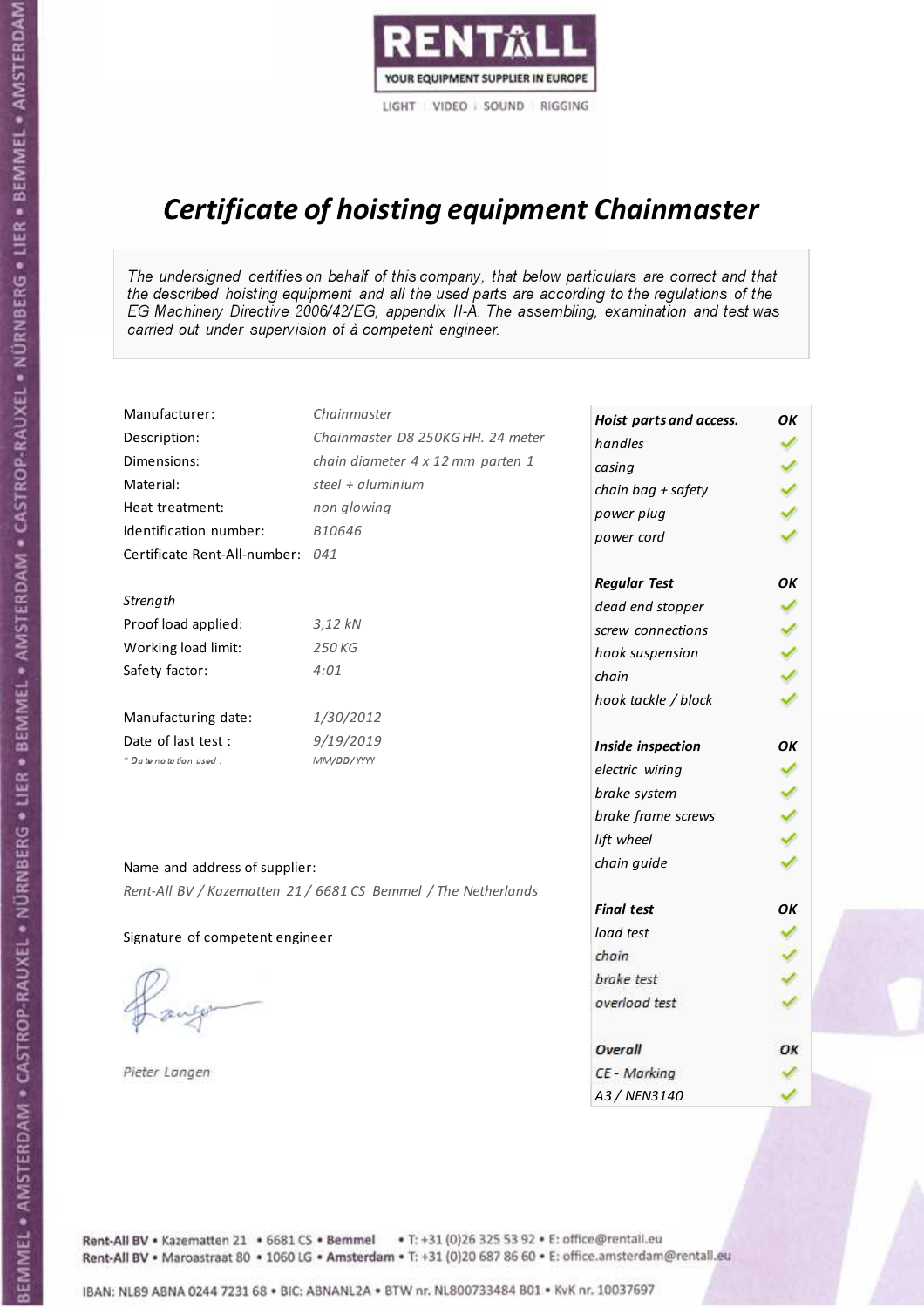RENTALL
YOUR EQUIPMENT SUPPLIER IN EUROPE
LIGHT | VIDEO | SOUND | RIGGING

# Certificate of hoisting equipment Chainmaster

*The undersigned certifies on behalf of this company, that below particulars are correct and that the described hoisting equipment and all the used parts are according to the regulations of the EG Machinery Directive 2006/42/EG, appendix II-A. The assembling, examination and test was carried out under supervision of à competent engineer.*

| | |
|---|---|
| Manufacturer: | Chainmaster |
| Description: | Chainmaster D8 250KG HH. 24 meter |
| Dimensions: | chain diameter 4 x 12 mm parten 1 |
| Material: | steel + aluminium |
| Heat treatment: | non glowing |
| Identification number: | B10646 |
| Certificate Rent-All-number: | 041 |

*Strength*

| | |
|---|---|
| Proof load applied: | 3,12 kN |
| Working load limit: | 250 KG |
| Safety factor: | 4:01 |

| | |
|---|---|
| Manufacturing date: | 1/30/2012 |
| Date of last test : | 9/19/2019 |
| * Date notation used : | MM/DD/YYYY |

| Hoist parts and access. | OK |
|---|---|
| handles | ✓ |
| casing | ✓ |
| chain bag + safety | ✓ |
| power plug | ✓ |
| power cord | ✓ |
| **Regular Test** | **OK** |
| dead end stopper | ✓ |
| screw connections | ✓ |
| hook suspension | ✓ |
| chain | ✓ |
| hook tackle / block | ✓ |
| **Inside inspection** | **OK** |
| electric wiring | ✓ |
| brake system | ✓ |
| brake frame screws | ✓ |
| lift wheel | ✓ |
| chain guide | ✓ |
| **Final test** | **OK** |
| load test | ✓ |
| chain | ✓ |
| brake test | ✓ |
| overload test | ✓ |
| **Overall** | **OK** |
| CE - Marking | ✓ |
| A3 / NEN3140 | ✓ |

Name and address of supplier:

*Rent-All BV / Kazematten 21 / 6681 CS Bemmel / The Netherlands*

Signature of competent engineer

*Pieter Langen*

Rent-All BV • Kazematten 21 • 6681 CS • **Bemmel** • T: +31 (0)26 325 53 92 • E: office@rentall.eu
Rent-All BV • Maroastraat 80 • 1060 LG • **Amsterdam** • T: +31 (0)20 687 86 60 • E: office.amsterdam@rentall.eu

IBAN: NL89 ABNA 0244 7231 68 • BIC: ABNANL2A • BTW nr. NL800733484 B01 • KvK nr. 10037697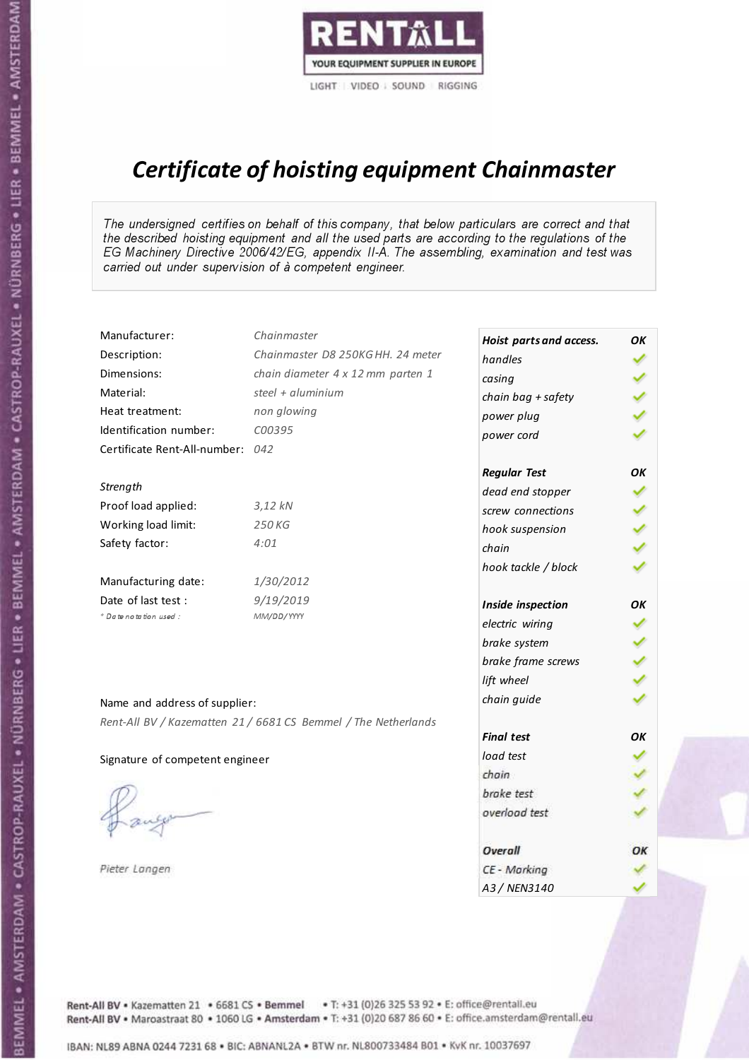RENTALL
YOUR EQUIPMENT SUPPLIER IN EUROPE
LIGHT | VIDEO | SOUND | RIGGING

# *Certificate of hoisting equipment Chainmaster*

*The undersigned certifies on behalf of this company, that below particulars are correct and that the described hoisting equipment and all the used parts are according to the regulations of the EG Machinery Directive 2006/42/EG, appendix II-A. The assembling, examination and test was carried out under supervision of à competent engineer.*

| | |
|---|---|
| Manufacturer: | *Chainmaster* |
| Description: | *Chainmaster D8 250KG HH. 24 meter* |
| Dimensions: | *chain diameter 4 x 12 mm parten 1* |
| Material: | *steel + aluminium* |
| Heat treatment: | *non glowing* |
| Identification number: | *C00395* |
| Certificate Rent-All-number: | *042* |

*Strength*

| | |
|---|---|
| Proof load applied: | *3,12 kN* |
| Working load limit: | *250 KG* |
| Safety factor: | *4:01* |

| | |
|---|---|
| Manufacturing date: | *1/30/2012* |
| Date of last test : | *9/19/2019* |
| *\* Date notation used :* | *MM/DD/YYYY* |

Name and address of supplier:

*Rent-All BV / Kazematten 21 / 6681 CS Bemmel / The Netherlands*

Signature of competent engineer

*Pieter Langen*

| ***Hoist parts and access.*** | ***OK*** |
|---|---|
| *handles* | ✓ |
| *casing* | ✓ |
| *chain bag + safety* | ✓ |
| *power plug* | ✓ |
| *power cord* | ✓ |
| ***Regular Test*** | ***OK*** |
| *dead end stopper* | ✓ |
| *screw connections* | ✓ |
| *hook suspension* | ✓ |
| *chain* | ✓ |
| *hook tackle / block* | ✓ |
| ***Inside inspection*** | ***OK*** |
| *electric wiring* | ✓ |
| *brake system* | ✓ |
| *brake frame screws* | ✓ |
| *lift wheel* | ✓ |
| *chain guide* | ✓ |
| ***Final test*** | ***OK*** |
| *load test* | ✓ |
| *chain* | ✓ |
| *brake test* | ✓ |
| *overload test* | ✓ |
| ***Overall*** | ***OK*** |
| *CE - Marking* | ✓ |
| *A3 / NEN3140* | ✓ |

Rent-All BV • Kazematten 21 • 6681 CS • **Bemmel** • T: +31 (0)26 325 53 92 • E: office@rentall.eu
Rent-All BV • Maroastraat 80 • 1060 LG • **Amsterdam** • T: +31 (0)20 687 86 60 • E: office.amsterdam@rentall.eu

IBAN: NL89 ABNA 0244 7231 68 • BIC: ABNANL2A • BTW nr. NL800733484 B01 • KvK nr. 10037697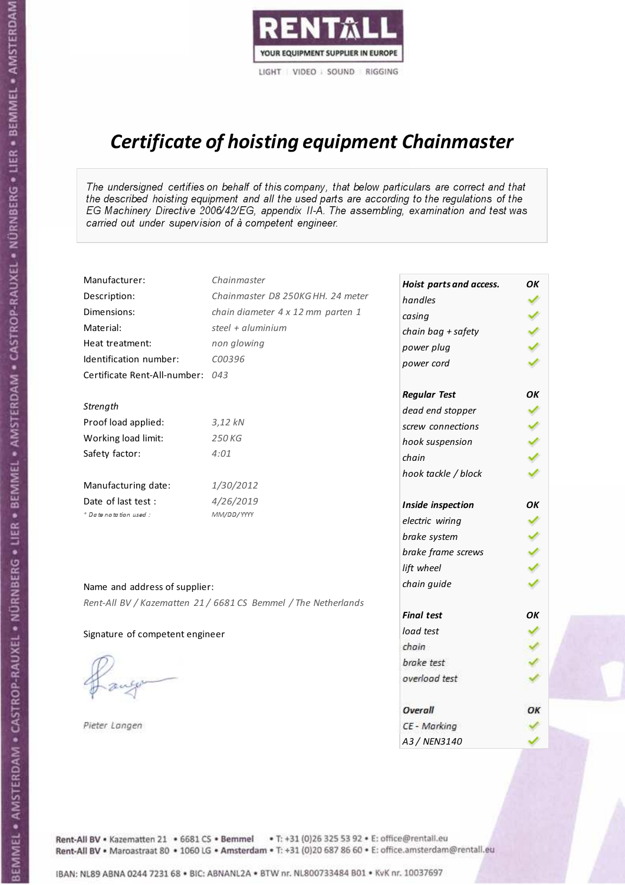RENTALL
YOUR EQUIPMENT SUPPLIER IN EUROPE
LIGHT | VIDEO | SOUND | RIGGING

# *Certificate of hoisting equipment Chainmaster*

*The undersigned certifies on behalf of this company, that below particulars are correct and that the described hoisting equipment and all the used parts are according to the regulations of the EG Machinery Directive 2006/42/EG, appendix II-A. The assembling, examination and test was carried out under supervision of à competent engineer.*

| | |
|---|---|
| Manufacturer: | *Chainmaster* |
| Description: | *Chainmaster D8 250KG HH. 24 meter* |
| Dimensions: | *chain diameter 4 x 12 mm parten 1* |
| Material: | *steel + aluminium* |
| Heat treatment: | *non glowing* |
| Identification number: | *C00396* |
| Certificate Rent-All-number: | *043* |

*Strength*

| | |
|---|---|
| Proof load applied: | *3,12 kN* |
| Working load limit: | *250 KG* |
| Safety factor: | *4:01* |

| | |
|---|---|
| Manufacturing date: | *1/30/2012* |
| Date of last test : | *4/26/2019* |
| *\* Date notation used :* | *MM/DD/YYYY* |

| ***Hoist parts and access.*** | ***OK*** |
|---|---|
| *handles* | ✓ |
| *casing* | ✓ |
| *chain bag + safety* | ✓ |
| *power plug* | ✓ |
| *power cord* | ✓ |
| ***Regular Test*** | ***OK*** |
| *dead end stopper* | ✓ |
| *screw connections* | ✓ |
| *hook suspension* | ✓ |
| *chain* | ✓ |
| *hook tackle / block* | ✓ |
| ***Inside inspection*** | ***OK*** |
| *electric wiring* | ✓ |
| *brake system* | ✓ |
| *brake frame screws* | ✓ |
| *lift wheel* | ✓ |
| *chain guide* | ✓ |
| ***Final test*** | ***OK*** |
| *load test* | ✓ |
| *chain* | ✓ |
| *brake test* | ✓ |
| *overload test* | ✓ |
| ***Overall*** | ***OK*** |
| *CE - Marking* | ✓ |
| *A3 / NEN3140* | ✓ |

Name and address of supplier:

*Rent-All BV / Kazematten 21 / 6681 CS Bemmel / The Netherlands*

Signature of competent engineer

*Pieter Langen*

Rent-All BV • Kazematten 21 • 6681 CS • **Bemmel** • T: +31 (0)26 325 53 92 • E: office@rentall.eu
Rent-All BV • Maroastraat 80 • 1060 LG • **Amsterdam** • T: +31 (0)20 687 86 60 • E: office.amsterdam@rentall.eu

IBAN: NL89 ABNA 0244 7231 68 • BIC: ABNANL2A • BTW nr. NL800733484 B01 • KvK nr. 10037697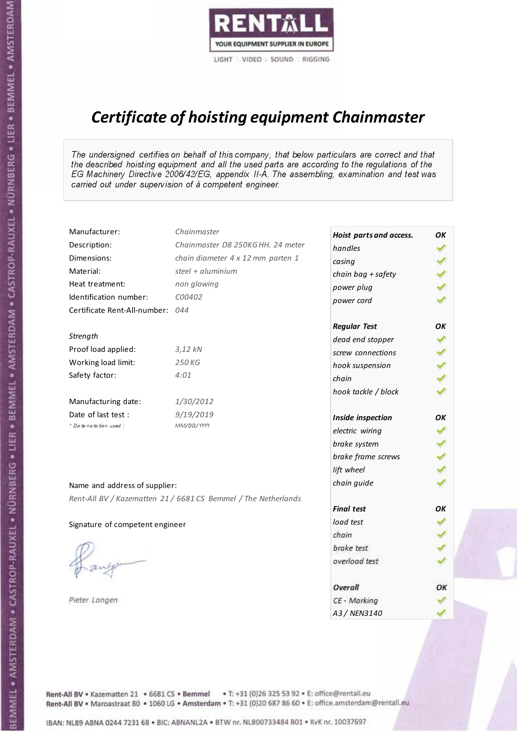RENTALL
YOUR EQUIPMENT SUPPLIER IN EUROPE
LIGHT | VIDEO | SOUND | RIGGING

# *Certificate of hoisting equipment Chainmaster*

*The undersigned certifies on behalf of this company, that below particulars are correct and that the described hoisting equipment and all the used parts are according to the regulations of the EG Machinery Directive 2006/42/EG, appendix II-A. The assembling, examination and test was carried out under supervision of à competent engineer.*

| | |
|---|---|
| Manufacturer: | *Chainmaster* |
| Description: | *Chainmaster D8 250KG HH. 24 meter* |
| Dimensions: | *chain diameter 4 x 12 mm parten 1* |
| Material: | *steel + aluminium* |
| Heat treatment: | *non glowing* |
| Identification number: | *C00402* |
| Certificate Rent-All-number: | *044* |

*Strength*

| | |
|---|---|
| Proof load applied: | *3,12 kN* |
| Working load limit: | *250 KG* |
| Safety factor: | *4:01* |

| | |
|---|---|
| Manufacturing date: | *1/30/2012* |
| Date of last test : | *9/19/2019* |
| * Date notation used : | *MM/DD/YYYY* |

Name and address of supplier:

*Rent-All BV / Kazematten 21 / 6681 CS Bemmel / The Netherlands*

Signature of competent engineer

*Pieter Langen*

| ***Hoist parts and access.*** | ***OK*** |
|---|---|
| *handles* | ✓ |
| *casing* | ✓ |
| *chain bag + safety* | ✓ |
| *power plug* | ✓ |
| *power cord* | ✓ |
| ***Regular Test*** | ***OK*** |
| *dead end stopper* | ✓ |
| *screw connections* | ✓ |
| *hook suspension* | ✓ |
| *chain* | ✓ |
| *hook tackle / block* | ✓ |
| ***Inside inspection*** | ***OK*** |
| *electric wiring* | ✓ |
| *brake system* | ✓ |
| *brake frame screws* | ✓ |
| *lift wheel* | ✓ |
| *chain guide* | ✓ |
| ***Final test*** | ***OK*** |
| *load test* | ✓ |
| *chain* | ✓ |
| *brake test* | ✓ |
| *overload test* | ✓ |
| ***Overall*** | ***OK*** |
| *CE - Marking* | ✓ |
| *A3 / NEN3140* | ✓ |

Rent-All BV • Kazematten 21 • 6681 CS • Bemmel • T: +31 (0)26 325 53 92 • E: office@rentall.eu
Rent-All BV • Maroastraat 80 • 1060 LG • Amsterdam • T: +31 (0)20 687 86 60 • E: office.amsterdam@rentall.eu

IBAN: NL89 ABNA 0244 7231 68 • BIC: ABNANL2A • BTW nr. NL800733484 B01 • KvK nr. 10037697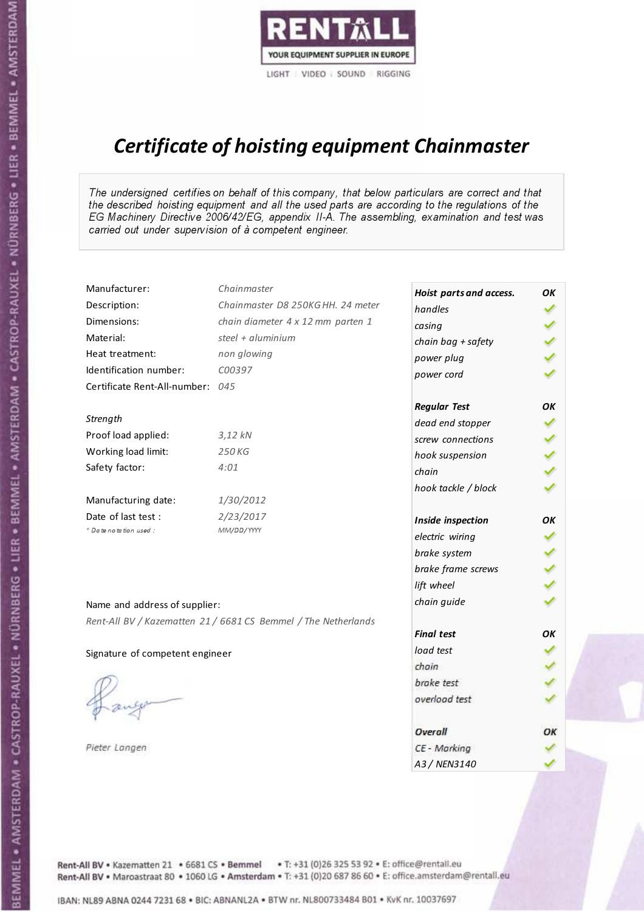RENTALL
YOUR EQUIPMENT SUPPLIER IN EUROPE
LIGHT | VIDEO | SOUND | RIGGING

# *Certificate of hoisting equipment Chainmaster*

*The undersigned certifies on behalf of this company, that below particulars are correct and that the described hoisting equipment and all the used parts are according to the regulations of the EG Machinery Directive 2006/42/EG, appendix II-A. The assembling, examination and test was carried out under supervision of à competent engineer.*

| | |
|---|---|
| Manufacturer: | *Chainmaster* |
| Description: | *Chainmaster D8 250KG HH. 24 meter* |
| Dimensions: | *chain diameter 4 x 12 mm parten 1* |
| Material: | *steel + aluminium* |
| Heat treatment: | *non glowing* |
| Identification number: | *C00397* |
| Certificate Rent-All-number: | *045* |

*Strength*

| | |
|---|---|
| Proof load applied: | *3,12 kN* |
| Working load limit: | *250 KG* |
| Safety factor: | *4:01* |

| | |
|---|---|
| Manufacturing date: | *1/30/2012* |
| Date of last test : | *2/23/2017* |
| *\* Date notation used :* | *MM/DD/YYYY* |

| ***Hoist parts and access.*** | ***OK*** |
|---|---|
| *handles* | ✓ |
| *casing* | ✓ |
| *chain bag + safety* | ✓ |
| *power plug* | ✓ |
| *power cord* | ✓ |
| ***Regular Test*** | ***OK*** |
| *dead end stopper* | ✓ |
| *screw connections* | ✓ |
| *hook suspension* | ✓ |
| *chain* | ✓ |
| *hook tackle / block* | ✓ |
| ***Inside inspection*** | ***OK*** |
| *electric wiring* | ✓ |
| *brake system* | ✓ |
| *brake frame screws* | ✓ |
| *lift wheel* | ✓ |
| *chain guide* | ✓ |
| ***Final test*** | ***OK*** |
| *load test* | ✓ |
| *chain* | ✓ |
| *brake test* | ✓ |
| *overload test* | ✓ |
| ***Overall*** | ***OK*** |
| *CE - Marking* | ✓ |
| *A3 / NEN3140* | ✓ |

Name and address of supplier:

*Rent-All BV / Kazematten 21 / 6681 CS Bemmel / The Netherlands*

Signature of competent engineer

*Pieter Langen*

Rent-All BV • Kazematten 21 • 6681 CS • **Bemmel** • T: +31 (0)26 325 53 92 • E: office@rentall.eu
Rent-All BV • Maroastraat 80 • 1060 LG • **Amsterdam** • T: +31 (0)20 687 86 60 • E: office.amsterdam@rentall.eu

IBAN: NL89 ABNA 0244 7231 68 • BIC: ABNANL2A • BTW nr. NL800733484 B01 • KvK nr. 10037697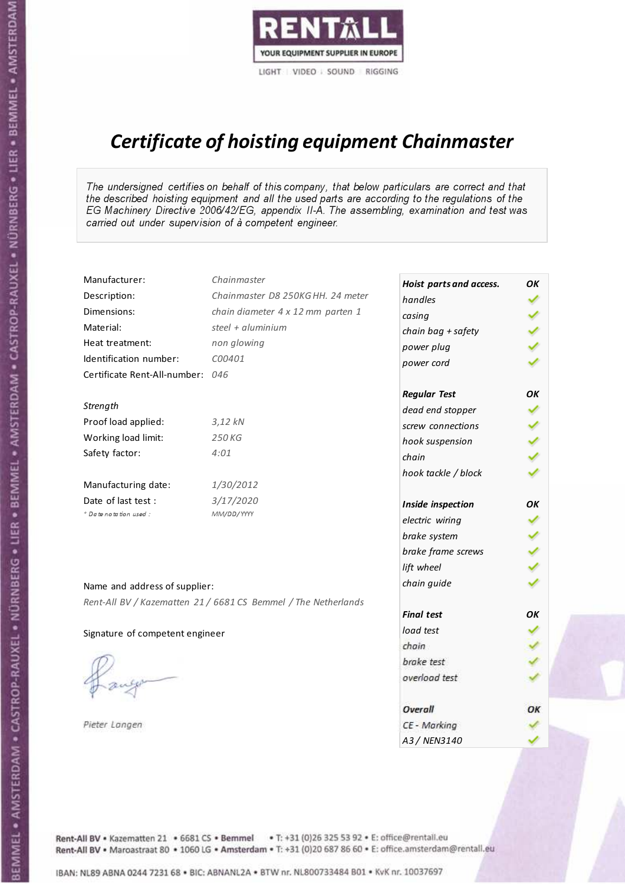RENTALL
YOUR EQUIPMENT SUPPLIER IN EUROPE
LIGHT | VIDEO | SOUND | RIGGING

# *Certificate of hoisting equipment Chainmaster*

*The undersigned certifies on behalf of this company, that below particulars are correct and that the described hoisting equipment and all the used parts are according to the regulations of the EG Machinery Directive 2006/42/EG, appendix II-A. The assembling, examination and test was carried out under supervision of à competent engineer.*

| | |
|---|---|
| Manufacturer: | *Chainmaster* |
| Description: | *Chainmaster D8 250KG HH. 24 meter* |
| Dimensions: | *chain diameter 4 x 12 mm parten 1* |
| Material: | *steel + aluminium* |
| Heat treatment: | *non glowing* |
| Identification number: | *C00401* |
| Certificate Rent-All-number: | *046* |

*Strength*

| | |
|---|---|
| Proof load applied: | *3,12 kN* |
| Working load limit: | *250 KG* |
| Safety factor: | *4:01* |

| | |
|---|---|
| Manufacturing date: | *1/30/2012* |
| Date of last test : | *3/17/2020* |
| * Date notation used : | *MM/DD/YYYY* |

Name and address of supplier:

*Rent-All BV / Kazematten 21 / 6681 CS Bemmel / The Netherlands*

Signature of competent engineer

*Pieter Langen*

| ***Hoist parts and access.*** | ***OK*** |
|---|---|
| *handles* | ✓ |
| *casing* | ✓ |
| *chain bag + safety* | ✓ |
| *power plug* | ✓ |
| *power cord* | ✓ |
| ***Regular Test*** | ***OK*** |
| *dead end stopper* | ✓ |
| *screw connections* | ✓ |
| *hook suspension* | ✓ |
| *chain* | ✓ |
| *hook tackle / block* | ✓ |
| ***Inside inspection*** | ***OK*** |
| *electric wiring* | ✓ |
| *brake system* | ✓ |
| *brake frame screws* | ✓ |
| *lift wheel* | ✓ |
| *chain guide* | ✓ |
| ***Final test*** | ***OK*** |
| *load test* | ✓ |
| *chain* | ✓ |
| *brake test* | ✓ |
| *overload test* | ✓ |
| ***Overall*** | ***OK*** |
| *CE - Marking* | ✓ |
| *A3 / NEN3140* | ✓ |

Rent-All BV • Kazematten 21 • 6681 CS • **Bemmel** • T: +31 (0)26 325 53 92 • E: office@rentall.eu
Rent-All BV • Maroastraat 80 • 1060 LG • **Amsterdam** • T: +31 (0)20 687 86 60 • E: office.amsterdam@rentall.eu

IBAN: NL89 ABNA 0244 7231 68 • BIC: ABNANL2A • BTW nr. NL800733484 B01 • KvK nr. 10037697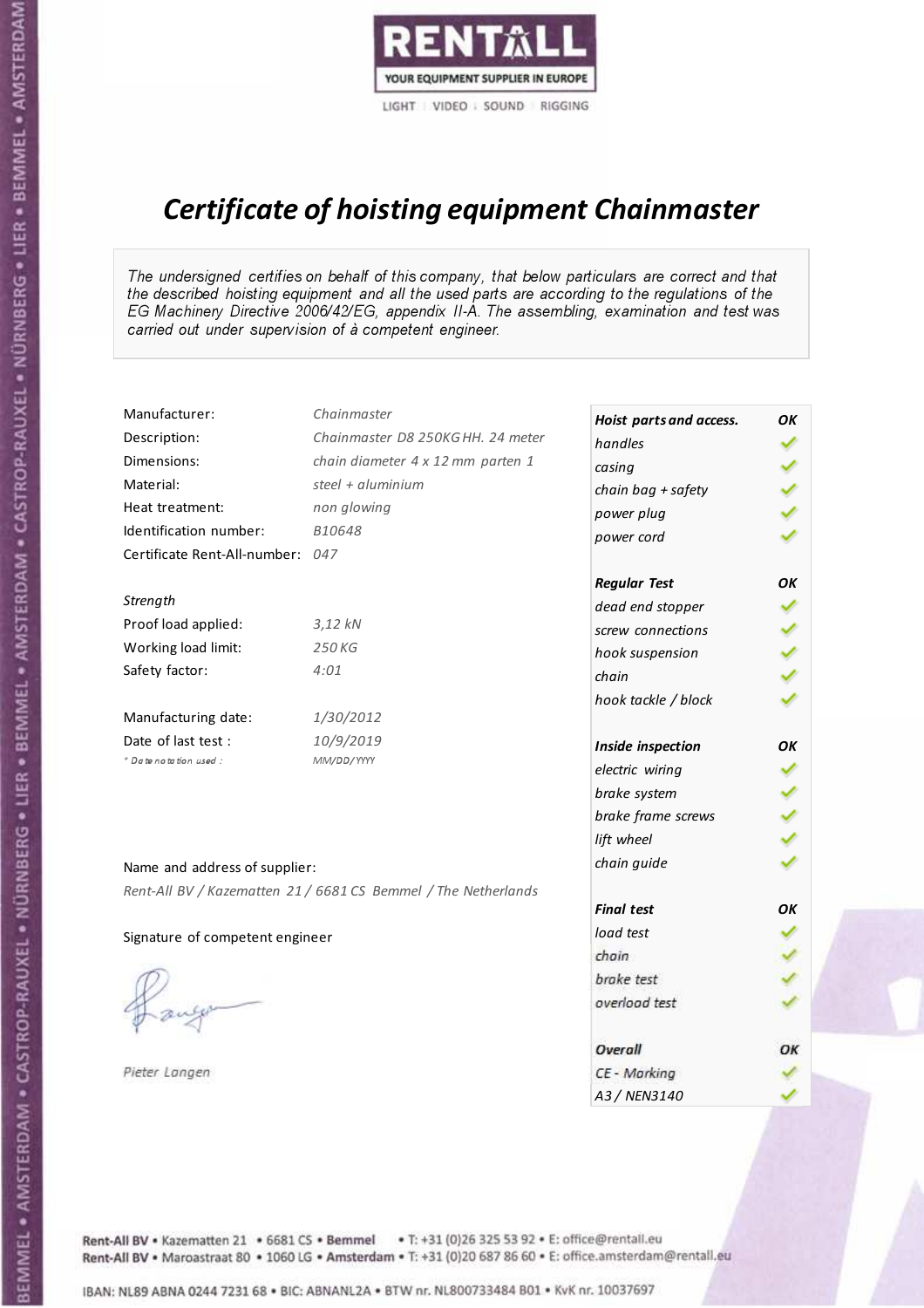RENTALL

YOUR EQUIPMENT SUPPLIER IN EUROPE

LIGHT | VIDEO | SOUND | RIGGING

# *Certificate of hoisting equipment Chainmaster*

*The undersigned certifies on behalf of this company, that below particulars are correct and that the described hoisting equipment and all the used parts are according to the regulations of the EG Machinery Directive 2006/42/EG, appendix II-A. The assembling, examination and test was carried out under supervision of à competent engineer.*

| | |
|---|---|
| Manufacturer: | *Chainmaster* |
| Description: | *Chainmaster D8 250KG HH. 24 meter* |
| Dimensions: | *chain diameter 4 x 12 mm parten 1* |
| Material: | *steel + aluminium* |
| Heat treatment: | *non glowing* |
| Identification number: | *B10648* |
| Certificate Rent-All-number: | *047* |

*Strength*

| | |
|---|---|
| Proof load applied: | *3,12 kN* |
| Working load limit: | *250 KG* |
| Safety factor: | *4:01* |

| | |
|---|---|
| Manufacturing date: | *1/30/2012* |
| Date of last test : | *10/9/2019* |
| *\* Date notation used :* | *MM/DD/YYYY* |

Name and address of supplier:

*Rent-All BV / Kazematten 21 / 6681 CS Bemmel / The Netherlands*

Signature of competent engineer

*Pieter Langen*

| ***Hoist parts and access.*** | ***OK*** |
|---|---|
| *handles* | ✓ |
| *casing* | ✓ |
| *chain bag + safety* | ✓ |
| *power plug* | ✓ |
| *power cord* | ✓ |
| ***Regular Test*** | ***OK*** |
| *dead end stopper* | ✓ |
| *screw connections* | ✓ |
| *hook suspension* | ✓ |
| *chain* | ✓ |
| *hook tackle / block* | ✓ |
| ***Inside inspection*** | ***OK*** |
| *electric wiring* | ✓ |
| *brake system* | ✓ |
| *brake frame screws* | ✓ |
| *lift wheel* | ✓ |
| *chain guide* | ✓ |
| ***Final test*** | ***OK*** |
| *load test* | ✓ |
| *chain* | ✓ |
| *brake test* | ✓ |
| *overload test* | ✓ |
| ***Overall*** | ***OK*** |
| *CE - Marking* | ✓ |
| *A3 / NEN3140* | ✓ |

Rent-All BV • Kazematten 21 • 6681 CS • **Bemmel** • T: +31 (0)26 325 53 92 • E: office@rentall.eu
Rent-All BV • Maroastraat 80 • 1060 LG • **Amsterdam** • T: +31 (0)20 687 86 60 • E: office.amsterdam@rentall.eu

IBAN: NL89 ABNA 0244 7231 68 • BIC: ABNANL2A • BTW nr. NL800733484 B01 • KvK nr. 10037697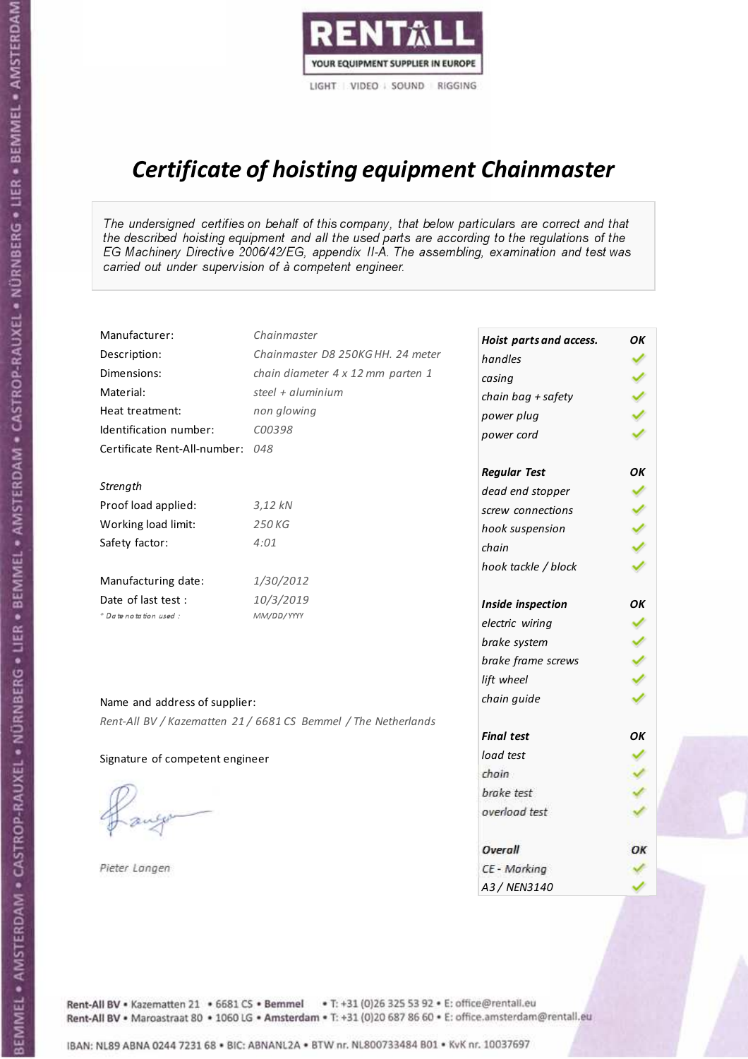RENTALL
YOUR EQUIPMENT SUPPLIER IN EUROPE
LIGHT | VIDEO | SOUND | RIGGING

# *Certificate of hoisting equipment Chainmaster*

*The undersigned certifies on behalf of this company, that below particulars are correct and that the described hoisting equipment and all the used parts are according to the regulations of the EG Machinery Directive 2006/42/EG, appendix II-A. The assembling, examination and test was carried out under supervision of à competent engineer.*

| | |
|---|---|
| Manufacturer: | *Chainmaster* |
| Description: | *Chainmaster D8 250KG HH. 24 meter* |
| Dimensions: | *chain diameter 4 x 12 mm parten 1* |
| Material: | *steel + aluminium* |
| Heat treatment: | *non glowing* |
| Identification number: | *C00398* |
| Certificate Rent-All-number: | *048* |

*Strength*

| | |
|---|---|
| Proof load applied: | *3,12 kN* |
| Working load limit: | *250 KG* |
| Safety factor: | *4:01* |

| | |
|---|---|
| Manufacturing date: | *1/30/2012* |
| Date of last test : | *10/3/2019* |
| *\* Date notation used :* | *MM/DD/YYYY* |

| ***Hoist parts and access.*** | ***OK*** |
|---|---|
| *handles* | ✓ |
| *casing* | ✓ |
| *chain bag + safety* | ✓ |
| *power plug* | ✓ |
| *power cord* | ✓ |
| ***Regular Test*** | ***OK*** |
| *dead end stopper* | ✓ |
| *screw connections* | ✓ |
| *hook suspension* | ✓ |
| *chain* | ✓ |
| *hook tackle / block* | ✓ |
| ***Inside inspection*** | ***OK*** |
| *electric wiring* | ✓ |
| *brake system* | ✓ |
| *brake frame screws* | ✓ |
| *lift wheel* | ✓ |
| *chain guide* | ✓ |
| ***Final test*** | ***OK*** |
| *load test* | ✓ |
| *chain* | ✓ |
| *brake test* | ✓ |
| *overload test* | ✓ |
| ***Overall*** | ***OK*** |
| *CE - Marking* | ✓ |
| *A3 / NEN3140* | ✓ |

Name and address of supplier:

*Rent-All BV / Kazematten 21 / 6681 CS Bemmel / The Netherlands*

Signature of competent engineer

*Pieter Langen*

Rent-All BV • Kazematten 21 • 6681 CS • **Bemmel** • T: +31 (0)26 325 53 92 • E: office@rentall.eu
Rent-All BV • Maroastraat 80 • 1060 LG • **Amsterdam** • T: +31 (0)20 687 86 60 • E: office.amsterdam@rentall.eu

IBAN: NL89 ABNA 0244 7231 68 • BIC: ABNANL2A • BTW nr. NL800733484 B01 • KvK nr. 10037697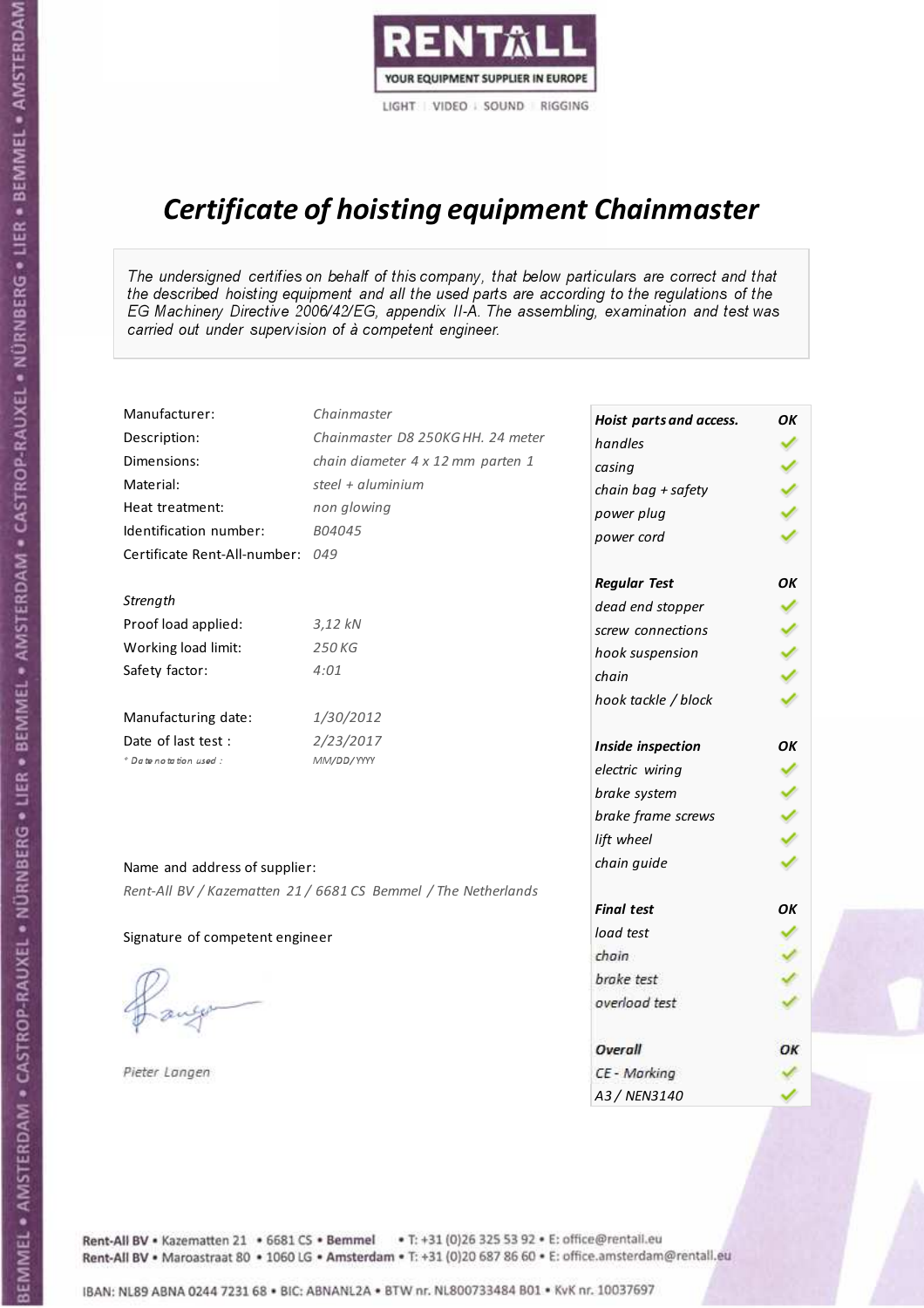RENTALL
YOUR EQUIPMENT SUPPLIER IN EUROPE
LIGHT | VIDEO | SOUND | RIGGING

# *Certificate of hoisting equipment Chainmaster*

*The undersigned certifies on behalf of this company, that below particulars are correct and that the described hoisting equipment and all the used parts are according to the regulations of the EG Machinery Directive 2006/42/EG, appendix II-A. The assembling, examination and test was carried out under supervision of à competent engineer.*

| | |
|---|---|
| Manufacturer: | *Chainmaster* |
| Description: | *Chainmaster D8 250KG HH. 24 meter* |
| Dimensions: | *chain diameter 4 x 12 mm parten 1* |
| Material: | *steel + aluminium* |
| Heat treatment: | *non glowing* |
| Identification number: | *B04045* |
| Certificate Rent-All-number: | *049* |

*Strength*

| | |
|---|---|
| Proof load applied: | *3,12 kN* |
| Working load limit: | *250 KG* |
| Safety factor: | *4:01* |

| | |
|---|---|
| Manufacturing date: | *1/30/2012* |
| Date of last test : | *2/23/2017* |
| *\* Date notation used :* | *MM/DD/YYYY* |

| ***Hoist parts and access.*** | ***OK*** |
|---|---|
| *handles* | ✓ |
| *casing* | ✓ |
| *chain bag + safety* | ✓ |
| *power plug* | ✓ |
| *power cord* | ✓ |
| ***Regular Test*** | ***OK*** |
| *dead end stopper* | ✓ |
| *screw connections* | ✓ |
| *hook suspension* | ✓ |
| *chain* | ✓ |
| *hook tackle / block* | ✓ |
| ***Inside inspection*** | ***OK*** |
| *electric wiring* | ✓ |
| *brake system* | ✓ |
| *brake frame screws* | ✓ |
| *lift wheel* | ✓ |
| *chain guide* | ✓ |
| ***Final test*** | ***OK*** |
| *load test* | ✓ |
| *chain* | ✓ |
| *brake test* | ✓ |
| *overload test* | ✓ |
| ***Overall*** | ***OK*** |
| *CE - Marking* | ✓ |
| *A3 / NEN3140* | ✓ |

Name and address of supplier:

*Rent-All BV / Kazematten 21 / 6681 CS Bemmel / The Netherlands*

Signature of competent engineer

*Pieter Langen*

Rent-All BV • Kazematten 21 • 6681 CS • **Bemmel** • T: +31 (0)26 325 53 92 • E: office@rentall.eu
Rent-All BV • Maroastraat 80 • 1060 LG • **Amsterdam** • T: +31 (0)20 687 86 60 • E: office.amsterdam@rentall.eu

IBAN: NL89 ABNA 0244 7231 68 • BIC: ABNANL2A • BTW nr. NL800733484 B01 • KvK nr. 10037697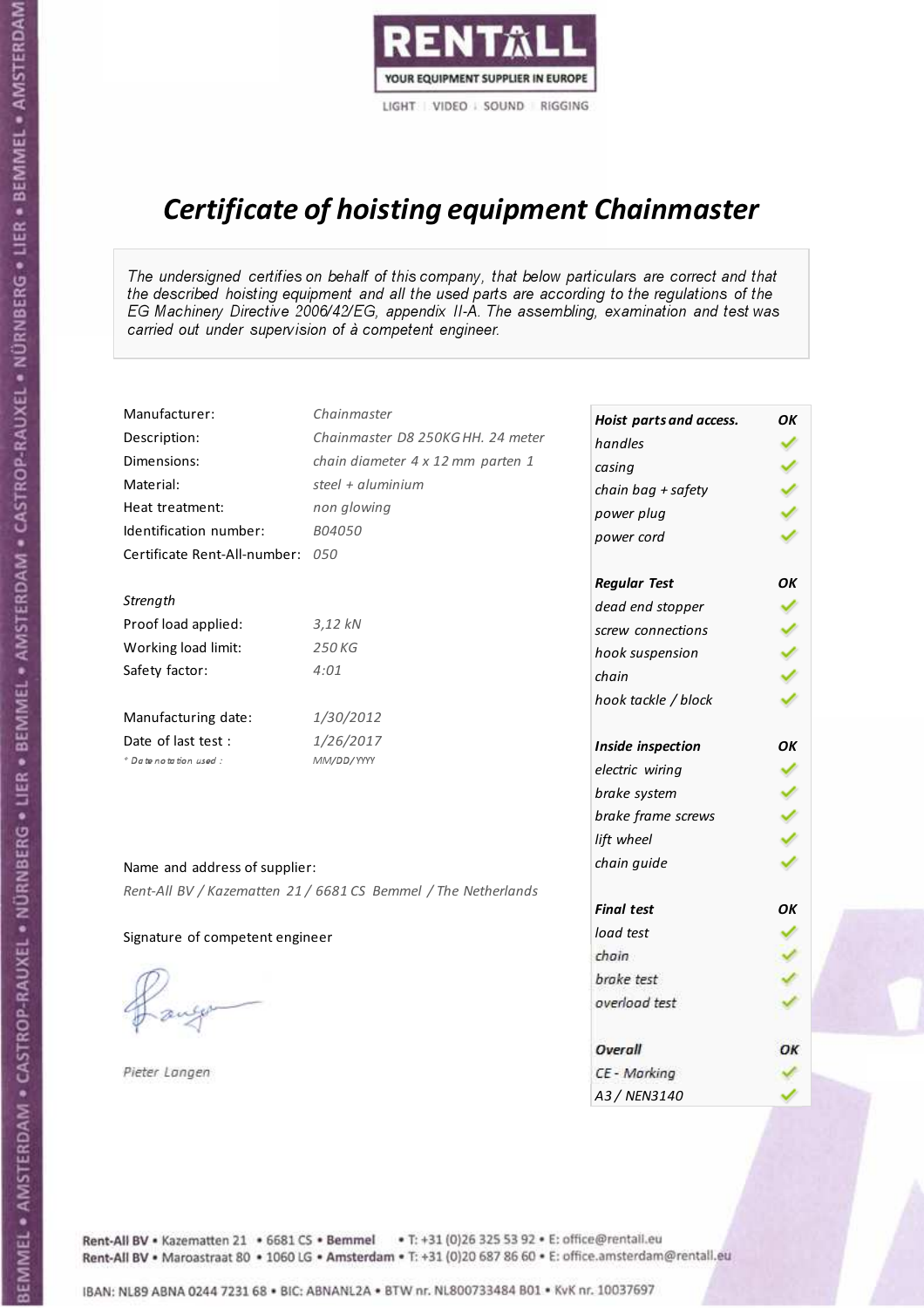RENTALL
YOUR EQUIPMENT SUPPLIER IN EUROPE
LIGHT | VIDEO | SOUND | RIGGING

# *Certificate of hoisting equipment Chainmaster*

*The undersigned certifies on behalf of this company, that below particulars are correct and that the described hoisting equipment and all the used parts are according to the regulations of the EG Machinery Directive 2006/42/EG, appendix II-A. The assembling, examination and test was carried out under supervision of à competent engineer.*

| | |
|---|---|
| Manufacturer: | *Chainmaster* |
| Description: | *Chainmaster D8 250KG HH. 24 meter* |
| Dimensions: | *chain diameter 4 x 12 mm parten 1* |
| Material: | *steel + aluminium* |
| Heat treatment: | *non glowing* |
| Identification number: | *B04050* |
| Certificate Rent-All-number: | *050* |

*Strength*

| | |
|---|---|
| Proof load applied: | *3,12 kN* |
| Working load limit: | *250 KG* |
| Safety factor: | *4:01* |

| | |
|---|---|
| Manufacturing date: | *1/30/2012* |
| Date of last test : | *1/26/2017* |
| *\* Date notation used :* | *MM/DD/YYYY* |

| ***Hoist parts and access.*** | ***OK*** |
|---|---|
| *handles* | ✓ |
| *casing* | ✓ |
| *chain bag + safety* | ✓ |
| *power plug* | ✓ |
| *power cord* | ✓ |
| ***Regular Test*** | ***OK*** |
| *dead end stopper* | ✓ |
| *screw connections* | ✓ |
| *hook suspension* | ✓ |
| *chain* | ✓ |
| *hook tackle / block* | ✓ |
| ***Inside inspection*** | ***OK*** |
| *electric wiring* | ✓ |
| *brake system* | ✓ |
| *brake frame screws* | ✓ |
| *lift wheel* | ✓ |
| *chain guide* | ✓ |
| ***Final test*** | ***OK*** |
| *load test* | ✓ |
| *chain* | ✓ |
| *brake test* | ✓ |
| *overload test* | ✓ |
| ***Overall*** | ***OK*** |
| *CE - Marking* | ✓ |
| *A3 / NEN3140* | ✓ |

Name and address of supplier:

*Rent-All BV / Kazematten 21 / 6681 CS Bemmel / The Netherlands*

Signature of competent engineer

*Pieter Langen*

Rent-All BV • Kazematten 21 • 6681 CS • **Bemmel** • T: +31 (0)26 325 53 92 • E: office@rentall.eu
Rent-All BV • Maroastraat 80 • 1060 LG • **Amsterdam** • T: +31 (0)20 687 86 60 • E: office.amsterdam@rentall.eu

IBAN: NL89 ABNA 0244 7231 68 • BIC: ABNANL2A • BTW nr. NL800733484 B01 • KvK nr. 10037697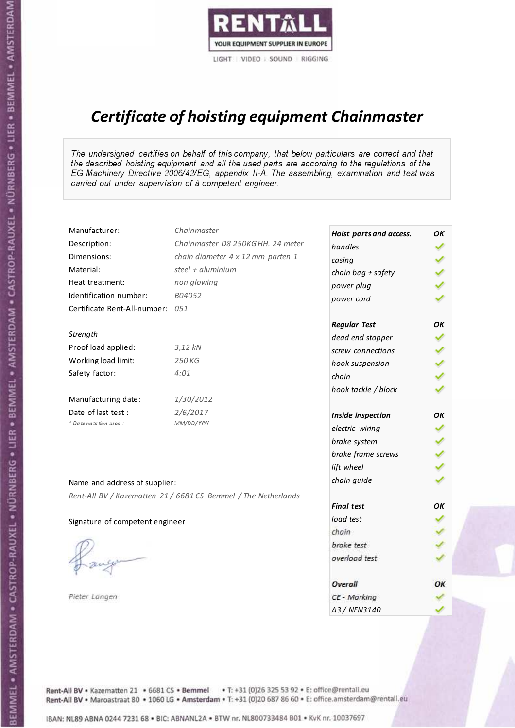RENTALL

YOUR EQUIPMENT SUPPLIER IN EUROPE

LIGHT | VIDEO | SOUND | RIGGING

# *Certificate of hoisting equipment Chainmaster*

*The undersigned certifies on behalf of this company, that below particulars are correct and that the described hoisting equipment and all the used parts are according to the regulations of the EG Machinery Directive 2006/42/EG, appendix II-A. The assembling, examination and test was carried out under supervision of à competent engineer.*

| | |
|---|---|
| Manufacturer: | *Chainmaster* |
| Description: | *Chainmaster D8 250KG HH. 24 meter* |
| Dimensions: | *chain diameter 4 x 12 mm parten 1* |
| Material: | *steel + aluminium* |
| Heat treatment: | *non glowing* |
| Identification number: | *B04052* |
| Certificate Rent-All-number: | *051* |

*Strength*

| | |
|---|---|
| Proof load applied: | *3,12 kN* |
| Working load limit: | *250 KG* |
| Safety factor: | *4:01* |

| | |
|---|---|
| Manufacturing date: | *1/30/2012* |
| Date of last test : | *2/6/2017* |
| *\* Date notation used :* | *MM/DD/YYYY* |

| Hoist parts and access. | OK |
|---|---|
| handles | ✓ |
| casing | ✓ |
| chain bag + safety | ✓ |
| power plug | ✓ |
| power cord | ✓ |
| **Regular Test** | **OK** |
| dead end stopper | ✓ |
| screw connections | ✓ |
| hook suspension | ✓ |
| chain | ✓ |
| hook tackle / block | ✓ |
| **Inside inspection** | **OK** |
| electric wiring | ✓ |
| brake system | ✓ |
| brake frame screws | ✓ |
| lift wheel | ✓ |
| chain guide | ✓ |
| **Final test** | **OK** |
| load test | ✓ |
| chain | ✓ |
| brake test | ✓ |
| overload test | ✓ |
| **Overall** | **OK** |
| CE - Marking | ✓ |
| A3 / NEN3140 | ✓ |

Name and address of supplier:

*Rent-All BV / Kazematten 21 / 6681 CS Bemmel / The Netherlands*

Signature of competent engineer

*Pieter Langen*

Rent-All BV • Kazematten 21 • 6681 CS • **Bemmel** • T: +31 (0)26 325 53 92 • E: office@rentall.eu
Rent-All BV • Maroastraat 80 • 1060 LG • **Amsterdam** • T: +31 (0)20 687 86 60 • E: office.amsterdam@rentall.eu

IBAN: NL89 ABNA 0244 7231 68 • BIC: ABNANL2A • BTW nr. NL800733484 B01 • KvK nr. 10037697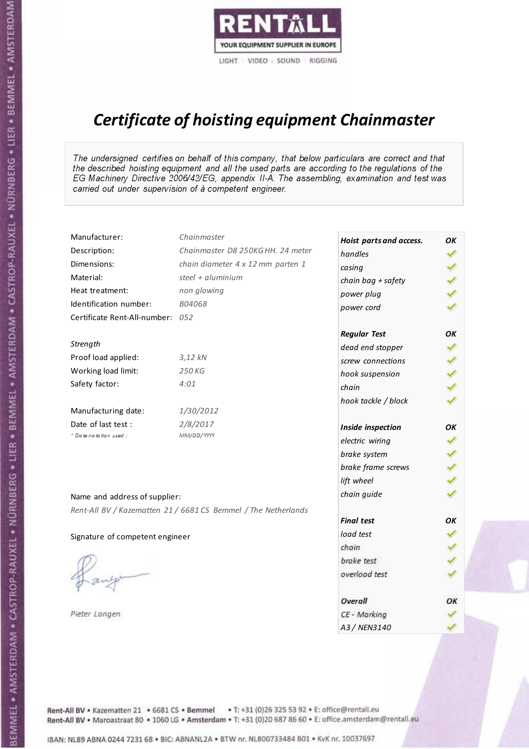RENTALL

YOUR EQUIPMENT SUPPLIER IN EUROPE

LIGHT | VIDEO | SOUND | RIGGING

# *Certificate of hoisting equipment Chainmaster*

*The undersigned certifies on behalf of this company, that below particulars are correct and that the described hoisting equipment and all the used parts are according to the regulations of the EG Machinery Directive 2006/42/EG, appendix II-A. The assembling, examination and test was carried out under supervision of à competent engineer.*

| | |
|---|---|
| Manufacturer: | *Chainmaster* |
| Description: | *Chainmaster D8 250KG HH. 24 meter* |
| Dimensions: | *chain diameter 4 x 12 mm parten 1* |
| Material: | *steel + aluminium* |
| Heat treatment: | *non glowing* |
| Identification number: | *B04068* |
| Certificate Rent-All-number: | *052* |

*Strength*

| | |
|---|---|
| Proof load applied: | *3,12 kN* |
| Working load limit: | *250 KG* |
| Safety factor: | *4:01* |

| | |
|---|---|
| Manufacturing date: | *1/30/2012* |
| Date of last test : | *2/8/2017* |
| *\* Date notation used :* | *MM/DD/YYYY* |

Name and address of supplier:

*Rent-All BV / Kazematten 21 / 6681 CS Bemmel / The Netherlands*

Signature of competent engineer

*Pieter Langen*

| ***Hoist parts and access.*** | ***OK*** |
|---|---|
| *handles* | ✓ |
| *casing* | ✓ |
| *chain bag + safety* | ✓ |
| *power plug* | ✓ |
| *power cord* | ✓ |
| ***Regular Test*** | ***OK*** |
| *dead end stopper* | ✓ |
| *screw connections* | ✓ |
| *hook suspension* | ✓ |
| *chain* | ✓ |
| *hook tackle / block* | ✓ |
| ***Inside inspection*** | ***OK*** |
| *electric wiring* | ✓ |
| *brake system* | ✓ |
| *brake frame screws* | ✓ |
| *lift wheel* | ✓ |
| *chain guide* | ✓ |
| ***Final test*** | ***OK*** |
| *load test* | ✓ |
| *chain* | ✓ |
| *brake test* | ✓ |
| *overload test* | ✓ |
| ***Overall*** | ***OK*** |
| *CE - Marking* | ✓ |
| *A3 / NEN3140* | ✓ |

Rent-All BV • Kazematten 21 • 6681 CS • **Bemmel** • T: +31 (0)26 325 53 92 • E: office@rentall.eu
Rent-All BV • Maroastraat 80 • 1060 LG • **Amsterdam** • T: +31 (0)20 687 86 60 • E: office.amsterdam@rentall.eu

IBAN: NL89 ABNA 0244 7231 68 • BIC: ABNANL2A • BTW nr. NL800733484 B01 • KvK nr. 10037697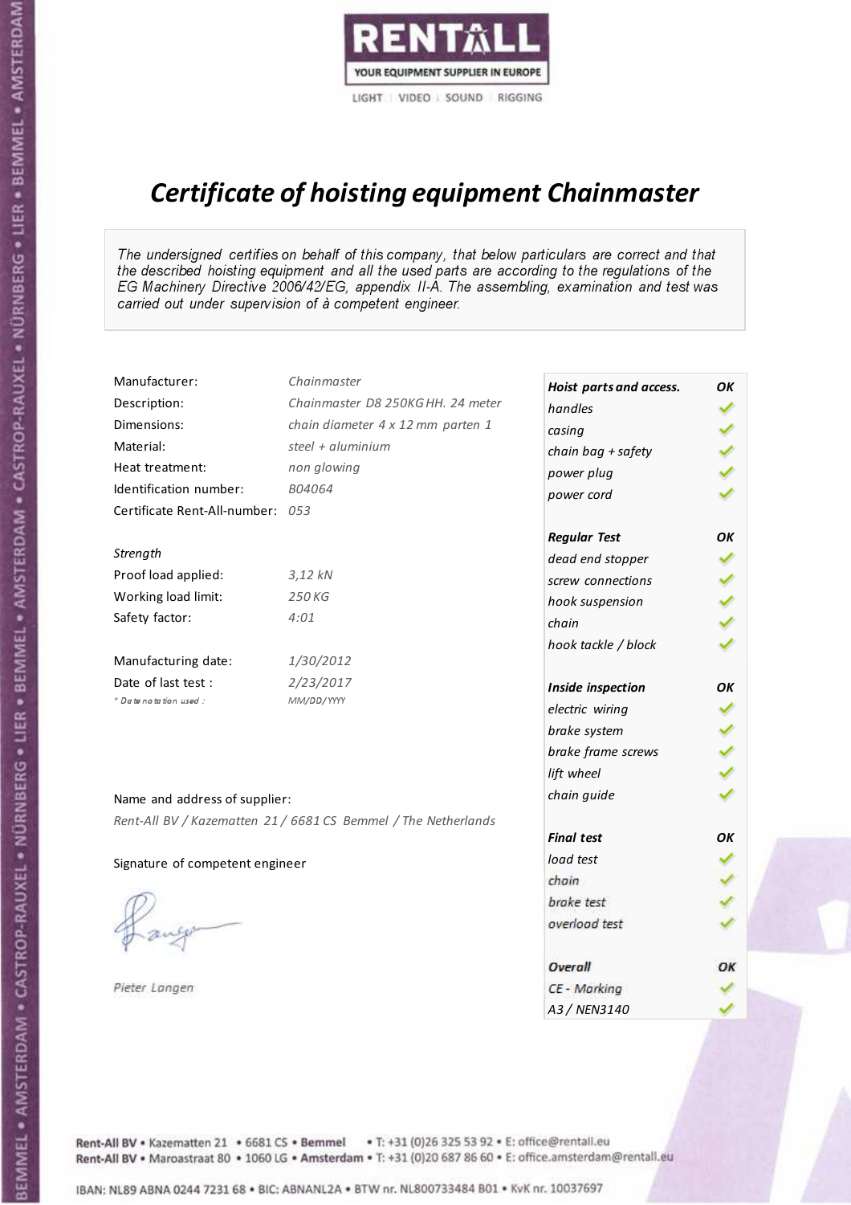RENTALL
YOUR EQUIPMENT SUPPLIER IN EUROPE
LIGHT | VIDEO | SOUND | RIGGING

# *Certificate of hoisting equipment Chainmaster*

*The undersigned certifies on behalf of this company, that below particulars are correct and that the described hoisting equipment and all the used parts are according to the regulations of the EG Machinery Directive 2006/42/EG, appendix II-A. The assembling, examination and test was carried out under supervision of à competent engineer.*

| | |
|---|---|
| Manufacturer: | *Chainmaster* |
| Description: | *Chainmaster D8 250KG HH. 24 meter* |
| Dimensions: | *chain diameter 4 x 12 mm parten 1* |
| Material: | *steel + aluminium* |
| Heat treatment: | *non glowing* |
| Identification number: | *B04064* |
| Certificate Rent-All-number: | *053* |

*Strength*

| | |
|---|---|
| Proof load applied: | *3,12 kN* |
| Working load limit: | *250 KG* |
| Safety factor: | *4:01* |

| | |
|---|---|
| Manufacturing date: | *1/30/2012* |
| Date of last test : | *2/23/2017* |
| *\* Date notation used :* | *MM/DD/YYYY* |

| Hoist parts and access. | OK |
|---|---|
| handles | ✓ |
| casing | ✓ |
| chain bag + safety | ✓ |
| power plug | ✓ |
| power cord | ✓ |
| **Regular Test** | **OK** |
| dead end stopper | ✓ |
| screw connections | ✓ |
| hook suspension | ✓ |
| chain | ✓ |
| hook tackle / block | ✓ |
| **Inside inspection** | **OK** |
| electric wiring | ✓ |
| brake system | ✓ |
| brake frame screws | ✓ |
| lift wheel | ✓ |
| chain guide | ✓ |
| **Final test** | **OK** |
| load test | ✓ |
| chain | ✓ |
| brake test | ✓ |
| overload test | ✓ |
| **Overall** | **OK** |
| CE - Marking | ✓ |
| A3 / NEN3140 | ✓ |

Name and address of supplier:

*Rent-All BV / Kazematten 21 / 6681 CS Bemmel / The Netherlands*

Signature of competent engineer

*Pieter Langen*

Rent-All BV • Kazematten 21 • 6681 CS • Bemmel • T: +31 (0)26 325 53 92 • E: office@rentall.eu
Rent-All BV • Maroastraat 80 • 1060 LG • Amsterdam • T: +31 (0)20 687 86 60 • E: office.amsterdam@rentall.eu

IBAN: NL89 ABNA 0244 7231 68 • BIC: ABNANL2A • BTW nr. NL800733484 B01 • KvK nr. 10037697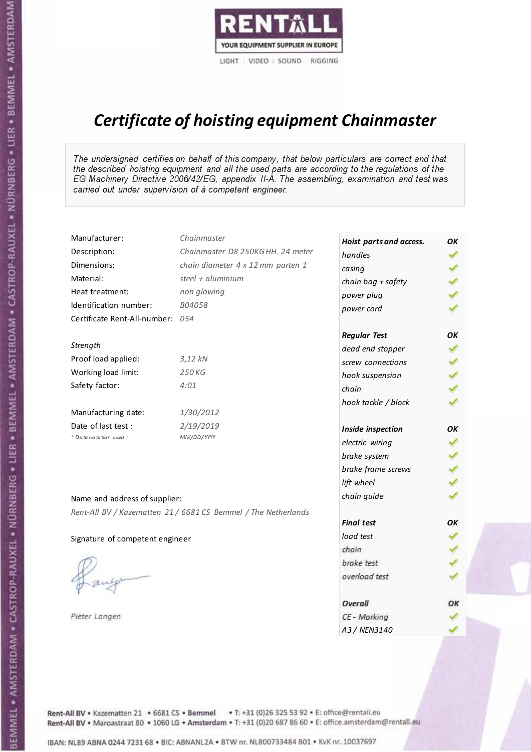RENTALL
YOUR EQUIPMENT SUPPLIER IN EUROPE
LIGHT | VIDEO | SOUND | RIGGING

# *Certificate of hoisting equipment Chainmaster*

*The undersigned certifies on behalf of this company, that below particulars are correct and that the described hoisting equipment and all the used parts are according to the regulations of the EG Machinery Directive 2006/42/EG, appendix II-A. The assembling, examination and test was carried out under supervision of à competent engineer.*

| | |
|---|---|
| Manufacturer: | *Chainmaster* |
| Description: | *Chainmaster D8 250KG HH. 24 meter* |
| Dimensions: | *chain diameter 4 x 12 mm parten 1* |
| Material: | *steel + aluminium* |
| Heat treatment: | *non glowing* |
| Identification number: | *B04058* |
| Certificate Rent-All-number: | *054* |

*Strength*

| | |
|---|---|
| Proof load applied: | *3,12 kN* |
| Working load limit: | *250 KG* |
| Safety factor: | *4:01* |

| | |
|---|---|
| Manufacturing date: | *1/30/2012* |
| Date of last test : | *2/19/2019* |
| * Date notation used : | *MM/DD/YYYY* |

Name and address of supplier:

*Rent-All BV / Kazematten 21 / 6681 CS Bemmel / The Netherlands*

Signature of competent engineer

*Pieter Langen*

| ***Hoist parts and access.*** | ***OK*** |
|---|---|
| *handles* | ✓ |
| *casing* | ✓ |
| *chain bag + safety* | ✓ |
| *power plug* | ✓ |
| *power cord* | ✓ |
| ***Regular Test*** | ***OK*** |
| *dead end stopper* | ✓ |
| *screw connections* | ✓ |
| *hook suspension* | ✓ |
| *chain* | ✓ |
| *hook tackle / block* | ✓ |
| ***Inside inspection*** | ***OK*** |
| *electric wiring* | ✓ |
| *brake system* | ✓ |
| *brake frame screws* | ✓ |
| *lift wheel* | ✓ |
| *chain guide* | ✓ |
| ***Final test*** | ***OK*** |
| *load test* | ✓ |
| *chain* | ✓ |
| *brake test* | ✓ |
| *overload test* | ✓ |
| ***Overall*** | ***OK*** |
| *CE - Marking* | ✓ |
| *A3 / NEN3140* | ✓ |

Rent-All BV • Kazematten 21 • 6681 CS • **Bemmel** • T: +31 (0)26 325 53 92 • E: office@rentall.eu
Rent-All BV • Maroastraat 80 • 1060 LG • **Amsterdam** • T: +31 (0)20 687 86 60 • E: office.amsterdam@rentall.eu

IBAN: NL89 ABNA 0244 7231 68 • BIC: ABNANL2A • BTW nr. NL800733484 B01 • KvK nr. 10037697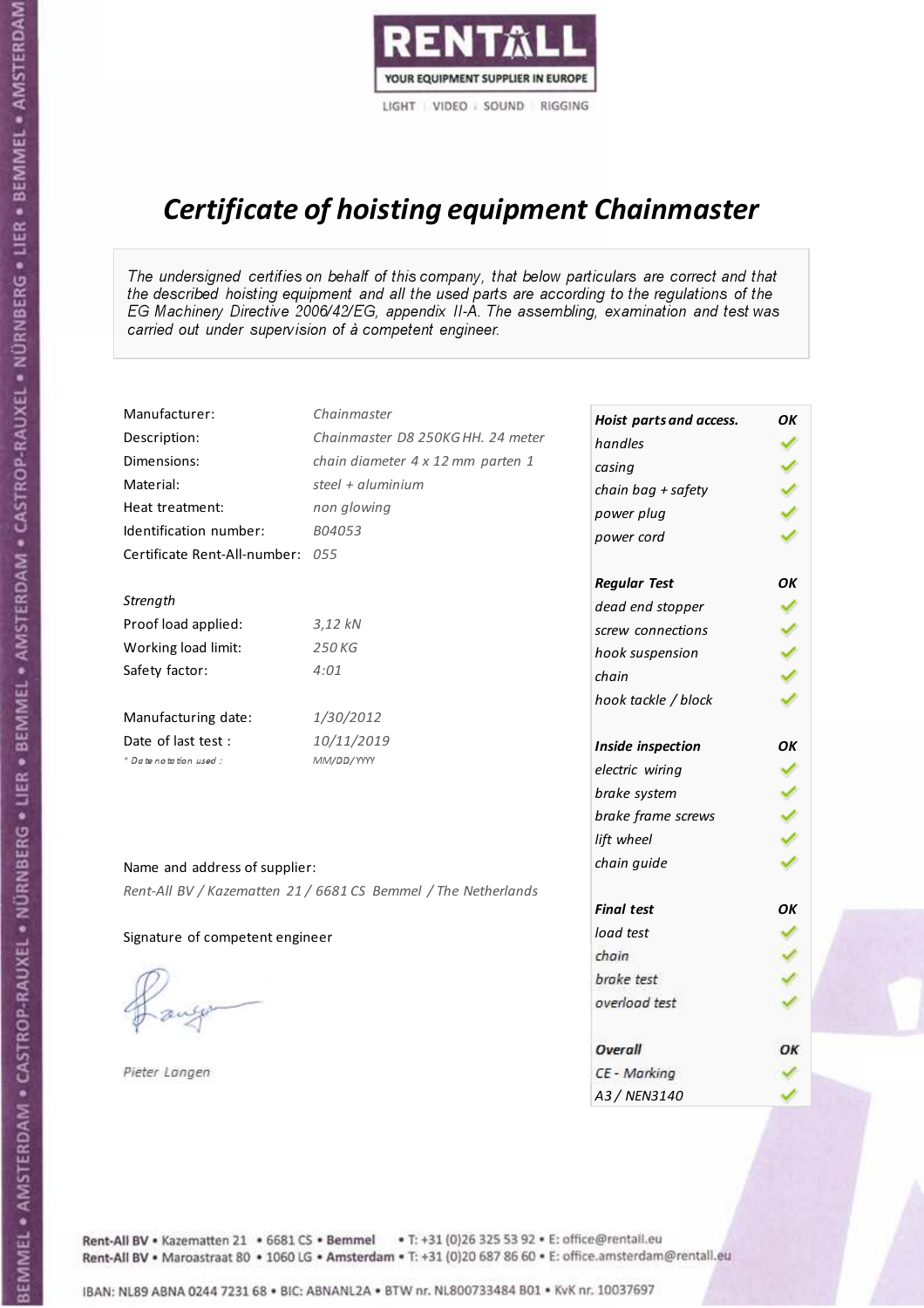RENTALL
YOUR EQUIPMENT SUPPLIER IN EUROPE
LIGHT | VIDEO | SOUND | RIGGING

# *Certificate of hoisting equipment Chainmaster*

*The undersigned certifies on behalf of this company, that below particulars are correct and that the described hoisting equipment and all the used parts are according to the regulations of the EG Machinery Directive 2006/42/EG, appendix II-A. The assembling, examination and test was carried out under supervision of à competent engineer.*

| | |
|---|---|
| Manufacturer: | *Chainmaster* |
| Description: | *Chainmaster D8 250KG HH. 24 meter* |
| Dimensions: | *chain diameter 4 x 12 mm parten 1* |
| Material: | *steel + aluminium* |
| Heat treatment: | *non glowing* |
| Identification number: | *B04053* |
| Certificate Rent-All-number: | *055* |

*Strength*

| | |
|---|---|
| Proof load applied: | *3,12 kN* |
| Working load limit: | *250 KG* |
| Safety factor: | *4:01* |

| | |
|---|---|
| Manufacturing date: | *1/30/2012* |
| Date of last test : | *10/11/2019* |
| *\* Date notation used :* | *MM/DD/YYYY* |

| *Hoist parts and access.* | *OK* |
|---|---|
| *handles* | ✓ |
| *casing* | ✓ |
| *chain bag + safety* | ✓ |
| *power plug* | ✓ |
| *power cord* | ✓ |
| ***Regular Test*** | ***OK*** |
| *dead end stopper* | ✓ |
| *screw connections* | ✓ |
| *hook suspension* | ✓ |
| *chain* | ✓ |
| *hook tackle / block* | ✓ |
| ***Inside inspection*** | ***OK*** |
| *electric wiring* | ✓ |
| *brake system* | ✓ |
| *brake frame screws* | ✓ |
| *lift wheel* | ✓ |
| *chain guide* | ✓ |
| ***Final test*** | ***OK*** |
| *load test* | ✓ |
| *chain* | ✓ |
| *brake test* | ✓ |
| *overload test* | ✓ |
| ***Overall*** | ***OK*** |
| *CE - Marking* | ✓ |
| *A3 / NEN3140* | ✓ |

Name and address of supplier:

*Rent-All BV / Kazematten 21 / 6681 CS Bemmel / The Netherlands*

Signature of competent engineer

*Pieter Langen*

Rent-All BV • Kazematten 21 • 6681 CS • **Bemmel** • T: +31 (0)26 325 53 92 • E: office@rentall.eu
Rent-All BV • Maroastraat 80 • 1060 LG • **Amsterdam** • T: +31 (0)20 687 86 60 • E: office.amsterdam@rentall.eu

IBAN: NL89 ABNA 0244 7231 68 • BIC: ABNANL2A • BTW nr. NL800733484 B01 • KvK nr. 10037697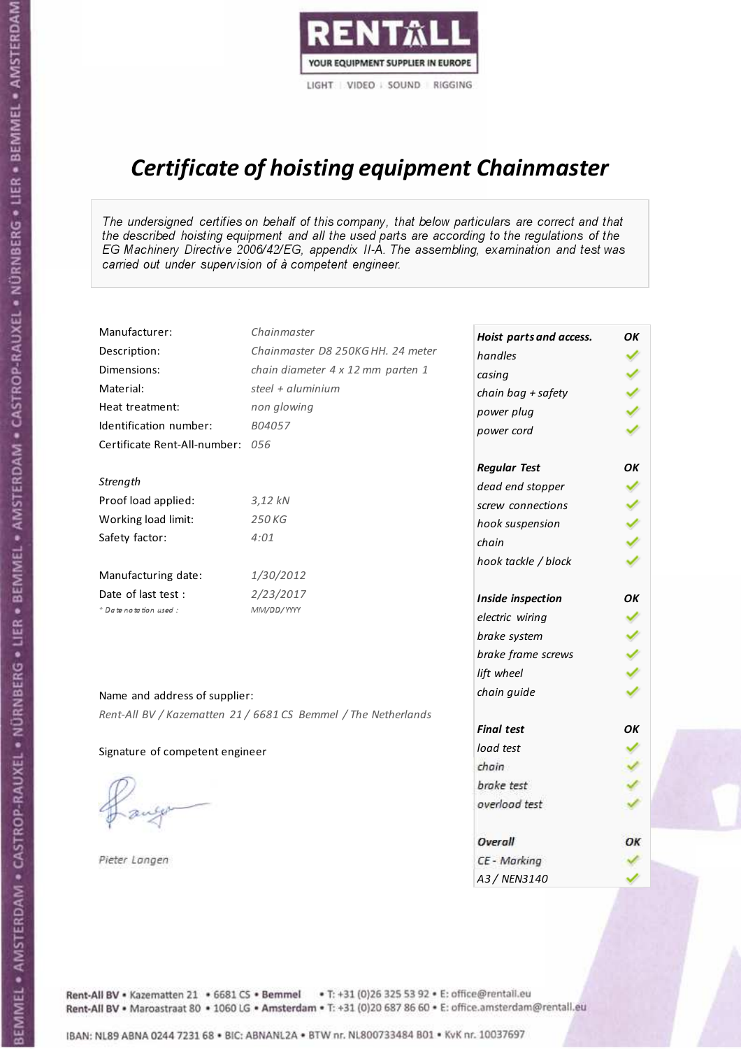RENTALL
YOUR EQUIPMENT SUPPLIER IN EUROPE
LIGHT | VIDEO | SOUND | RIGGING

# *Certificate of hoisting equipment Chainmaster*

*The undersigned certifies on behalf of this company, that below particulars are correct and that the described hoisting equipment and all the used parts are according to the regulations of the EG Machinery Directive 2006/42/EG, appendix II-A. The assembling, examination and test was carried out under supervision of à competent engineer.*

| | |
|---|---|
| Manufacturer: | *Chainmaster* |
| Description: | *Chainmaster D8 250KG HH. 24 meter* |
| Dimensions: | *chain diameter 4 x 12 mm parten 1* |
| Material: | *steel + aluminium* |
| Heat treatment: | *non glowing* |
| Identification number: | *B04057* |
| Certificate Rent-All-number: | *056* |

*Strength*

| | |
|---|---|
| Proof load applied: | *3,12 kN* |
| Working load limit: | *250 KG* |
| Safety factor: | *4:01* |

| | |
|---|---|
| Manufacturing date: | *1/30/2012* |
| Date of last test : | *2/23/2017* |
| * *Date notation used :* | *MM/DD/YYYY* |

Name and address of supplier:

*Rent-All BV / Kazematten 21 / 6681 CS Bemmel / The Netherlands*

Signature of competent engineer

*Pieter Langen*

| ***Hoist parts and access.*** | ***OK*** |
|---|---|
| *handles* | ✓ |
| *casing* | ✓ |
| *chain bag + safety* | ✓ |
| *power plug* | ✓ |
| *power cord* | ✓ |
| ***Regular Test*** | ***OK*** |
| *dead end stopper* | ✓ |
| *screw connections* | ✓ |
| *hook suspension* | ✓ |
| *chain* | ✓ |
| *hook tackle / block* | ✓ |
| ***Inside inspection*** | ***OK*** |
| *electric wiring* | ✓ |
| *brake system* | ✓ |
| *brake frame screws* | ✓ |
| *lift wheel* | ✓ |
| *chain guide* | ✓ |
| ***Final test*** | ***OK*** |
| *load test* | ✓ |
| *chain* | ✓ |
| *brake test* | ✓ |
| *overload test* | ✓ |
| ***Overall*** | ***OK*** |
| *CE - Marking* | ✓ |
| *A3 / NEN3140* | ✓ |

Rent-All BV • Kazematten 21 • 6681 CS • **Bemmel** • T: +31 (0)26 325 53 92 • E: office@rentall.eu
Rent-All BV • Maroastraat 80 • 1060 LG • **Amsterdam** • T: +31 (0)20 687 86 60 • E: office.amsterdam@rentall.eu

IBAN: NL89 ABNA 0244 7231 68 • BIC: ABNANL2A • BTW nr. NL800733484 B01 • KvK nr. 10037697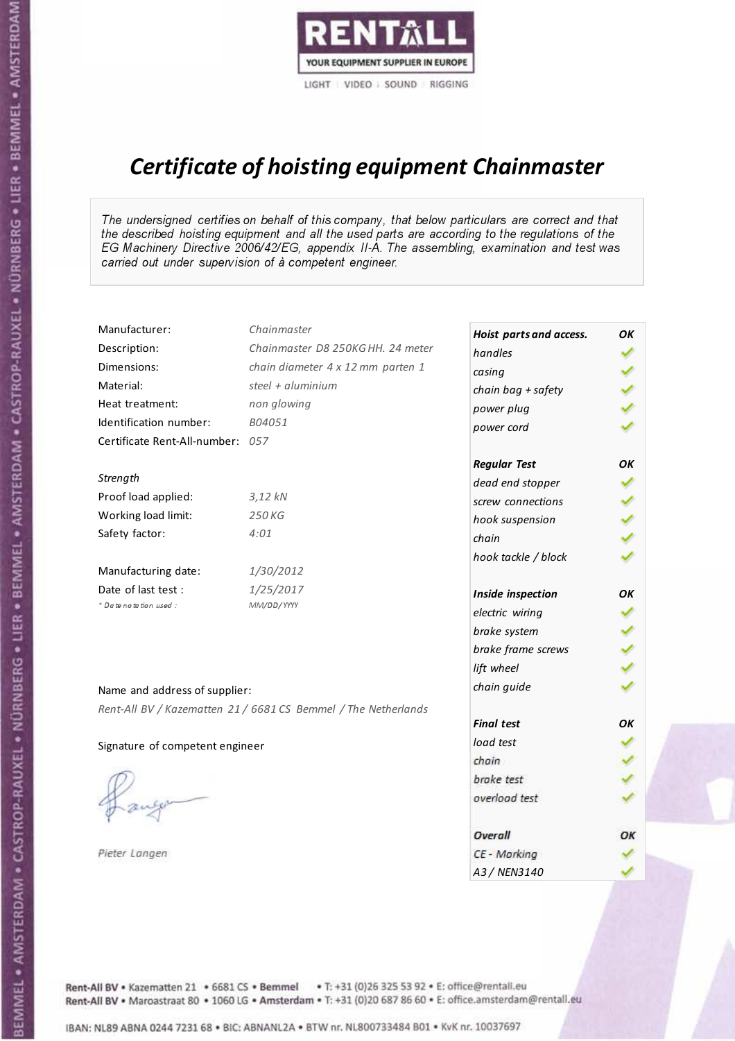RENTALL
YOUR EQUIPMENT SUPPLIER IN EUROPE
LIGHT | VIDEO | SOUND | RIGGING

# *Certificate of hoisting equipment Chainmaster*

*The undersigned certifies on behalf of this company, that below particulars are correct and that the described hoisting equipment and all the used parts are according to the regulations of the EG Machinery Directive 2006/42/EG, appendix II-A. The assembling, examination and test was carried out under supervision of à competent engineer.*

| | |
|---|---|
| Manufacturer: | *Chainmaster* |
| Description: | *Chainmaster D8 250KG HH. 24 meter* |
| Dimensions: | *chain diameter 4 x 12 mm parten 1* |
| Material: | *steel + aluminium* |
| Heat treatment: | *non glowing* |
| Identification number: | *B04051* |
| Certificate Rent-All-number: | *057* |

*Strength*

| | |
|---|---|
| Proof load applied: | *3,12 kN* |
| Working load limit: | *250 KG* |
| Safety factor: | *4:01* |

| | |
|---|---|
| Manufacturing date: | *1/30/2012* |
| Date of last test : | *1/25/2017* |
| *\* Date notation used :* | *MM/DD/YYYY* |

Name and address of supplier:

*Rent-All BV / Kazematten 21 / 6681 CS Bemmel / The Netherlands*

Signature of competent engineer

*Pieter Langen*

| ***Hoist parts and access.*** | ***OK*** |
|---|---|
| *handles* | ✓ |
| *casing* | ✓ |
| *chain bag + safety* | ✓ |
| *power plug* | ✓ |
| *power cord* | ✓ |
| ***Regular Test*** | ***OK*** |
| *dead end stopper* | ✓ |
| *screw connections* | ✓ |
| *hook suspension* | ✓ |
| *chain* | ✓ |
| *hook tackle / block* | ✓ |
| ***Inside inspection*** | ***OK*** |
| *electric wiring* | ✓ |
| *brake system* | ✓ |
| *brake frame screws* | ✓ |
| *lift wheel* | ✓ |
| *chain guide* | ✓ |
| ***Final test*** | ***OK*** |
| *load test* | ✓ |
| *chain* | ✓ |
| *brake test* | ✓ |
| *overload test* | ✓ |
| ***Overall*** | ***OK*** |
| *CE - Marking* | ✓ |
| *A3 / NEN3140* | ✓ |

Rent-All BV • Kazematten 21 • 6681 CS • **Bemmel** • T: +31 (0)26 325 53 92 • E: office@rentall.eu
Rent-All BV • Maroastraat 80 • 1060 LG • **Amsterdam** • T: +31 (0)20 687 86 60 • E: office.amsterdam@rentall.eu

IBAN: NL89 ABNA 0244 7231 68 • BIC: ABNANL2A • BTW nr. NL800733484 B01 • KvK nr. 10037697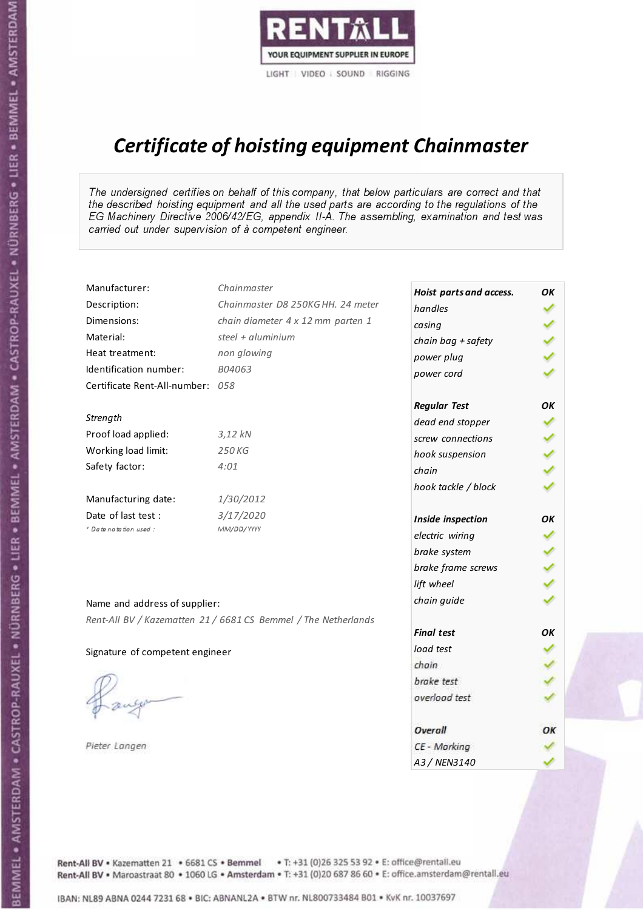RENTALL
YOUR EQUIPMENT SUPPLIER IN EUROPE
LIGHT | VIDEO | SOUND | RIGGING

# *Certificate of hoisting equipment Chainmaster*

*The undersigned certifies on behalf of this company, that below particulars are correct and that the described hoisting equipment and all the used parts are according to the regulations of the EG Machinery Directive 2006/42/EG, appendix II-A. The assembling, examination and test was carried out under supervision of à competent engineer.*

| | |
|---|---|
| Manufacturer: | *Chainmaster* |
| Description: | *Chainmaster D8 250KG HH. 24 meter* |
| Dimensions: | *chain diameter 4 x 12 mm parten 1* |
| Material: | *steel + aluminium* |
| Heat treatment: | *non glowing* |
| Identification number: | *B04063* |
| Certificate Rent-All-number: | *058* |

*Strength*

| | |
|---|---|
| Proof load applied: | *3,12 kN* |
| Working load limit: | *250 KG* |
| Safety factor: | *4:01* |

| | |
|---|---|
| Manufacturing date: | *1/30/2012* |
| Date of last test : | *3/17/2020* |
| *\* Date notation used :* | *MM/DD/YYYY* |

| ***Hoist parts and access.*** | ***OK*** |
|---|---|
| *handles* | ✓ |
| *casing* | ✓ |
| *chain bag + safety* | ✓ |
| *power plug* | ✓ |
| *power cord* | ✓ |
| ***Regular Test*** | ***OK*** |
| *dead end stopper* | ✓ |
| *screw connections* | ✓ |
| *hook suspension* | ✓ |
| *chain* | ✓ |
| *hook tackle / block* | ✓ |
| ***Inside inspection*** | ***OK*** |
| *electric wiring* | ✓ |
| *brake system* | ✓ |
| *brake frame screws* | ✓ |
| *lift wheel* | ✓ |
| *chain guide* | ✓ |
| ***Final test*** | ***OK*** |
| *load test* | ✓ |
| *chain* | ✓ |
| *brake test* | ✓ |
| *overload test* | ✓ |
| ***Overall*** | ***OK*** |
| *CE - Marking* | ✓ |
| *A3 / NEN3140* | ✓ |

Name and address of supplier:

*Rent-All BV / Kazematten 21 / 6681 CS Bemmel / The Netherlands*

Signature of competent engineer

*Pieter Langen*

Rent-All BV • Kazematten 21 • 6681 CS • **Bemmel** • T: +31 (0)26 325 53 92 • E: office@rentall.eu
Rent-All BV • Maroastraat 80 • 1060 LG • **Amsterdam** • T: +31 (0)20 687 86 60 • E: office.amsterdam@rentall.eu

IBAN: NL89 ABNA 0244 7231 68 • BIC: ABNANL2A • BTW nr. NL800733484 B01 • KvK nr. 10037697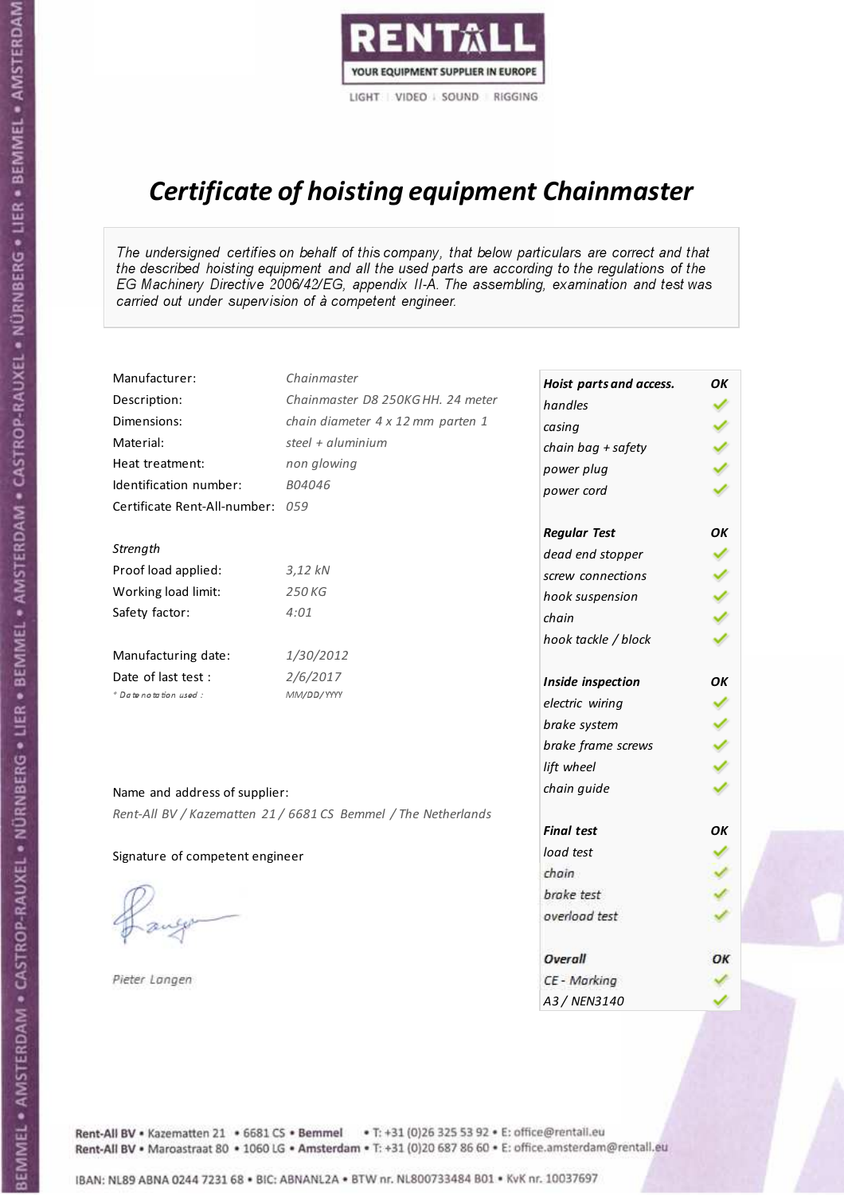RENTALL

YOUR EQUIPMENT SUPPLIER IN EUROPE

LIGHT | VIDEO | SOUND | RIGGING

# *Certificate of hoisting equipment Chainmaster*

*The undersigned certifies on behalf of this company, that below particulars are correct and that the described hoisting equipment and all the used parts are according to the regulations of the EG Machinery Directive 2006/42/EG, appendix II-A. The assembling, examination and test was carried out under supervision of à competent engineer.*

| | |
|---|---|
| Manufacturer: | *Chainmaster* |
| Description: | *Chainmaster D8 250KG HH. 24 meter* |
| Dimensions: | *chain diameter 4 x 12 mm parten 1* |
| Material: | *steel + aluminium* |
| Heat treatment: | *non glowing* |
| Identification number: | *B04046* |
| Certificate Rent-All-number: | *059* |

*Strength*

| | |
|---|---|
| Proof load applied: | *3,12 kN* |
| Working load limit: | *250 KG* |
| Safety factor: | *4:01* |

| | |
|---|---|
| Manufacturing date: | *1/30/2012* |
| Date of last test : | *2/6/2017* |
| *\* Date notation used :* | *MM/DD/YYYY* |

| ***Hoist parts and access.*** | ***OK*** |
|---|---|
| *handles* | ✓ |
| *casing* | ✓ |
| *chain bag + safety* | ✓ |
| *power plug* | ✓ |
| *power cord* | ✓ |
| ***Regular Test*** | ***OK*** |
| *dead end stopper* | ✓ |
| *screw connections* | ✓ |
| *hook suspension* | ✓ |
| *chain* | ✓ |
| *hook tackle / block* | ✓ |
| ***Inside inspection*** | ***OK*** |
| *electric wiring* | ✓ |
| *brake system* | ✓ |
| *brake frame screws* | ✓ |
| *lift wheel* | ✓ |
| *chain guide* | ✓ |
| ***Final test*** | ***OK*** |
| *load test* | ✓ |
| *chain* | ✓ |
| *brake test* | ✓ |
| *overload test* | ✓ |
| ***Overall*** | ***OK*** |
| *CE - Marking* | ✓ |
| *A3 / NEN3140* | ✓ |

Name and address of supplier:

*Rent-All BV / Kazematten 21 / 6681 CS Bemmel / The Netherlands*

Signature of competent engineer

*Pieter Langen*

Rent-All BV • Kazematten 21 • 6681 CS • **Bemmel** • T: +31 (0)26 325 53 92 • E: office@rentall.eu
Rent-All BV • Maroastraat 80 • 1060 LG • **Amsterdam** • T: +31 (0)20 687 86 60 • E: office.amsterdam@rentall.eu

IBAN: NL89 ABNA 0244 7231 68 • BIC: ABNANL2A • BTW nr. NL800733484 B01 • KvK nr. 10037697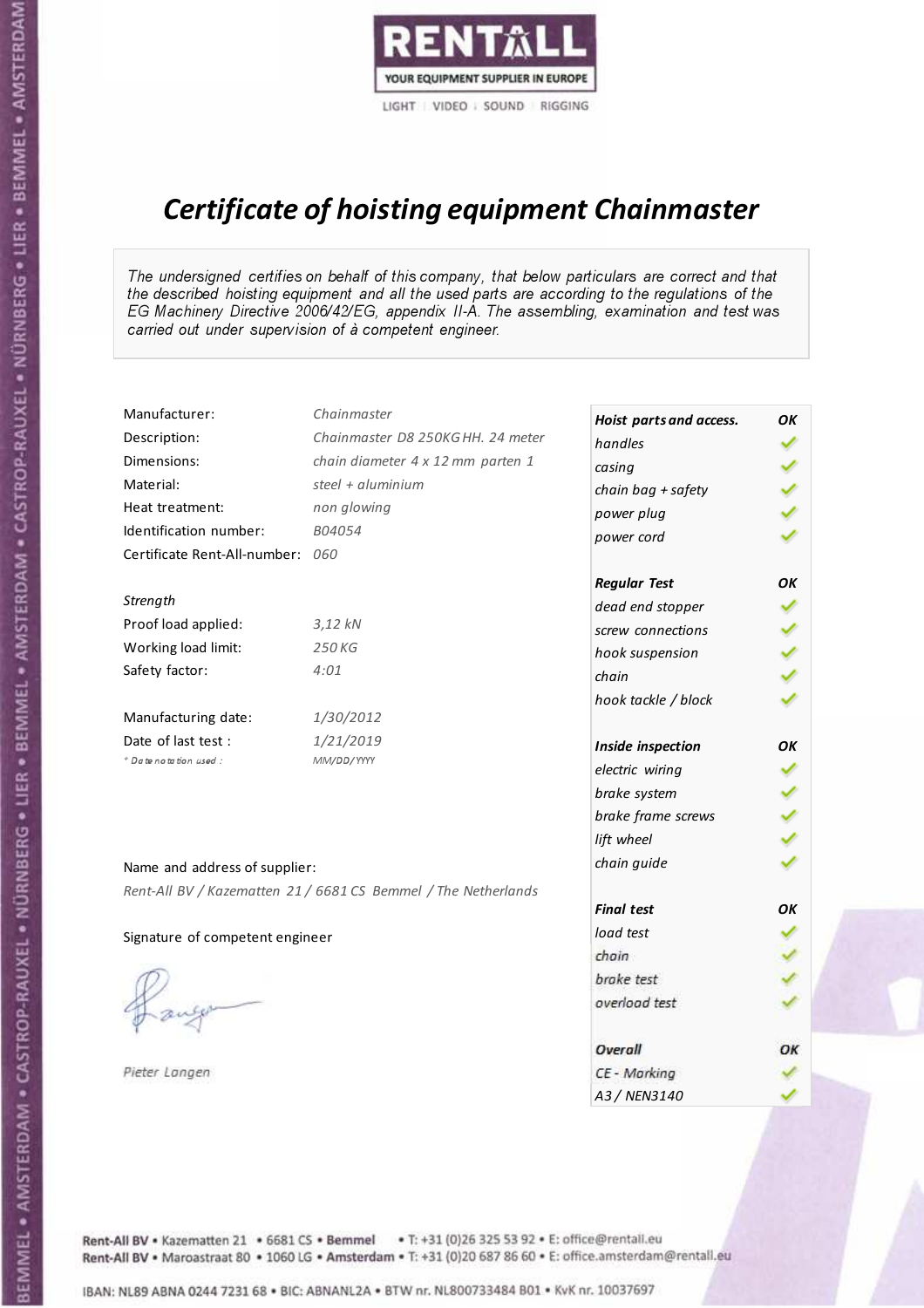RENTALL

YOUR EQUIPMENT SUPPLIER IN EUROPE

LIGHT | VIDEO | SOUND | RIGGING

# Certificate of hoisting equipment Chainmaster

*The undersigned certifies on behalf of this company, that below particulars are correct and that the described hoisting equipment and all the used parts are according to the regulations of the EG Machinery Directive 2006/42/EG, appendix II-A. The assembling, examination and test was carried out under supervision of à competent engineer.*

| | |
|---|---|
| Manufacturer: | *Chainmaster* |
| Description: | *Chainmaster D8 250KG HH. 24 meter* |
| Dimensions: | *chain diameter 4 x 12 mm parten 1* |
| Material: | *steel + aluminium* |
| Heat treatment: | *non glowing* |
| Identification number: | *B04054* |
| Certificate Rent-All-number: | *060* |

*Strength*

| | |
|---|---|
| Proof load applied: | *3,12 kN* |
| Working load limit: | *250 KG* |
| Safety factor: | *4:01* |

| | |
|---|---|
| Manufacturing date: | *1/30/2012* |
| Date of last test : | *1/21/2019* |
| * Date notation used : | *MM/DD/YYYY* |

Name and address of supplier:

*Rent-All BV / Kazematten 21 / 6681 CS Bemmel / The Netherlands*

Signature of competent engineer

*Pieter Langen*

| ***Hoist parts and access.*** | ***OK*** |
|---|---|
| *handles* | ✓ |
| *casing* | ✓ |
| *chain bag + safety* | ✓ |
| *power plug* | ✓ |
| *power cord* | ✓ |
| ***Regular Test*** | ***OK*** |
| *dead end stopper* | ✓ |
| *screw connections* | ✓ |
| *hook suspension* | ✓ |
| *chain* | ✓ |
| *hook tackle / block* | ✓ |
| ***Inside inspection*** | ***OK*** |
| *electric wiring* | ✓ |
| *brake system* | ✓ |
| *brake frame screws* | ✓ |
| *lift wheel* | ✓ |
| *chain guide* | ✓ |
| ***Final test*** | ***OK*** |
| *load test* | ✓ |
| *chain* | ✓ |
| *brake test* | ✓ |
| *overload test* | ✓ |
| ***Overall*** | ***OK*** |
| *CE - Marking* | ✓ |
| *A3 / NEN3140* | ✓ |

Rent-All BV • Kazematten 21 • 6681 CS • **Bemmel** • T: +31 (0)26 325 53 92 • E: office@rentall.eu
Rent-All BV • Maroastraat 80 • 1060 LG • **Amsterdam** • T: +31 (0)20 687 86 60 • E: office.amsterdam@rentall.eu

IBAN: NL89 ABNA 0244 7231 68 • BIC: ABNANL2A • BTW nr. NL800733484 B01 • KvK nr. 10037697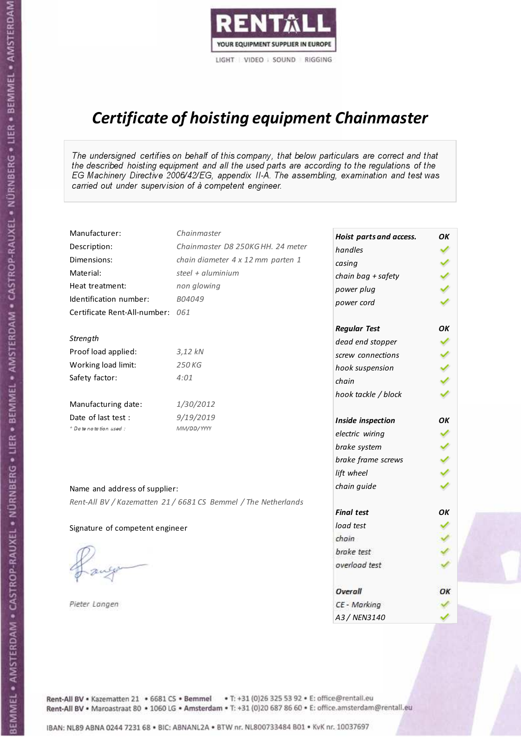RENTALL
YOUR EQUIPMENT SUPPLIER IN EUROPE
LIGHT | VIDEO | SOUND | RIGGING

# *Certificate of hoisting equipment Chainmaster*

*The undersigned certifies on behalf of this company, that below particulars are correct and that the described hoisting equipment and all the used parts are according to the regulations of the EG Machinery Directive 2006/42/EG, appendix II-A. The assembling, examination and test was carried out under supervision of à competent engineer.*

| | |
|---|---|
| Manufacturer: | *Chainmaster* |
| Description: | *Chainmaster D8 250KG HH. 24 meter* |
| Dimensions: | *chain diameter 4 x 12 mm parten 1* |
| Material: | *steel + aluminium* |
| Heat treatment: | *non glowing* |
| Identification number: | *B04049* |
| Certificate Rent-All-number: | *061* |

*Strength*

| | |
|---|---|
| Proof load applied: | *3,12 kN* |
| Working load limit: | *250 KG* |
| Safety factor: | *4:01* |

| | |
|---|---|
| Manufacturing date: | *1/30/2012* |
| Date of last test : | *9/19/2019* |
| *\* Date notation used :* | *MM/DD/YYYY* |

| | |
|---|---|
| ***Hoist parts and access.*** | ***OK*** |
| *handles* | ✓ |
| *casing* | ✓ |
| *chain bag + safety* | ✓ |
| *power plug* | ✓ |
| *power cord* | ✓ |
| ***Regular Test*** | ***OK*** |
| *dead end stopper* | ✓ |
| *screw connections* | ✓ |
| *hook suspension* | ✓ |
| *chain* | ✓ |
| *hook tackle / block* | ✓ |
| ***Inside inspection*** | ***OK*** |
| *electric wiring* | ✓ |
| *brake system* | ✓ |
| *brake frame screws* | ✓ |
| *lift wheel* | ✓ |
| *chain guide* | ✓ |
| ***Final test*** | ***OK*** |
| *load test* | ✓ |
| *chain* | ✓ |
| *brake test* | ✓ |
| *overload test* | ✓ |
| ***Overall*** | ***OK*** |
| *CE - Marking* | ✓ |
| *A3 / NEN3140* | ✓ |

Name and address of supplier:

*Rent-All BV / Kazematten 21 / 6681 CS Bemmel / The Netherlands*

Signature of competent engineer

*Pieter Langen*

Rent-All BV • Kazematten 21 • 6681 CS • **Bemmel** • T: +31 (0)26 325 53 92 • E: office@rentall.eu
Rent-All BV • Maroastraat 80 • 1060 LG • **Amsterdam** • T: +31 (0)20 687 86 60 • E: office.amsterdam@rentall.eu

IBAN: NL89 ABNA 0244 7231 68 • BIC: ABNANL2A • BTW nr. NL800733484 B01 • KvK nr. 10037697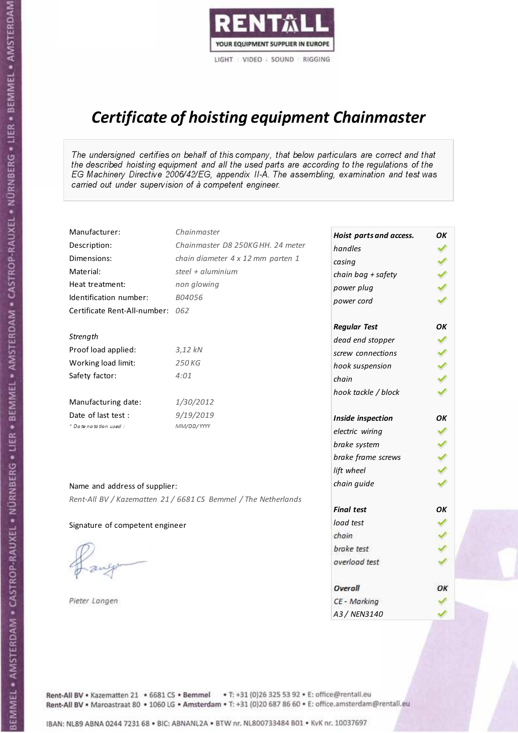RENTALL
YOUR EQUIPMENT SUPPLIER IN EUROPE
LIGHT | VIDEO | SOUND | RIGGING

# *Certificate of hoisting equipment Chainmaster*

*The undersigned certifies on behalf of this company, that below particulars are correct and that the described hoisting equipment and all the used parts are according to the regulations of the EG Machinery Directive 2006/42/EG, appendix II-A. The assembling, examination and test was carried out under supervision of à competent engineer.*

| | |
|---|---|
| Manufacturer: | *Chainmaster* |
| Description: | *Chainmaster D8 250KG HH. 24 meter* |
| Dimensions: | *chain diameter 4 x 12 mm parten 1* |
| Material: | *steel + aluminium* |
| Heat treatment: | *non glowing* |
| Identification number: | *B04056* |
| Certificate Rent-All-number: | *062* |

*Strength*

| | |
|---|---|
| Proof load applied: | *3,12 kN* |
| Working load limit: | *250 KG* |
| Safety factor: | *4:01* |

| | |
|---|---|
| Manufacturing date: | *1/30/2012* |
| Date of last test : | *9/19/2019* |
| *\* Date notation used :* | *MM/DD/YYYY* |

Name and address of supplier:

*Rent-All BV / Kazematten 21 / 6681 CS Bemmel / The Netherlands*

Signature of competent engineer

*Pieter Langen*

| ***Hoist parts and access.*** | ***OK*** |
|---|---|
| *handles* | ✓ |
| *casing* | ✓ |
| *chain bag + safety* | ✓ |
| *power plug* | ✓ |
| *power cord* | ✓ |
| ***Regular Test*** | ***OK*** |
| *dead end stopper* | ✓ |
| *screw connections* | ✓ |
| *hook suspension* | ✓ |
| *chain* | ✓ |
| *hook tackle / block* | ✓ |
| ***Inside inspection*** | ***OK*** |
| *electric wiring* | ✓ |
| *brake system* | ✓ |
| *brake frame screws* | ✓ |
| *lift wheel* | ✓ |
| *chain guide* | ✓ |
| ***Final test*** | ***OK*** |
| *load test* | ✓ |
| *chain* | ✓ |
| *brake test* | ✓ |
| *overload test* | ✓ |
| ***Overall*** | ***OK*** |
| *CE - Marking* | ✓ |
| *A3 / NEN3140* | ✓ |

Rent-All BV • Kazematten 21 • 6681 CS • **Bemmel** • T: +31 (0)26 325 53 92 • E: office@rentall.eu
Rent-All BV • Maroastraat 80 • 1060 LG • **Amsterdam** • T: +31 (0)20 687 86 60 • E: office.amsterdam@rentall.eu

IBAN: NL89 ABNA 0244 7231 68 • BIC: ABNANL2A • BTW nr. NL800733484 B01 • KvK nr. 10037697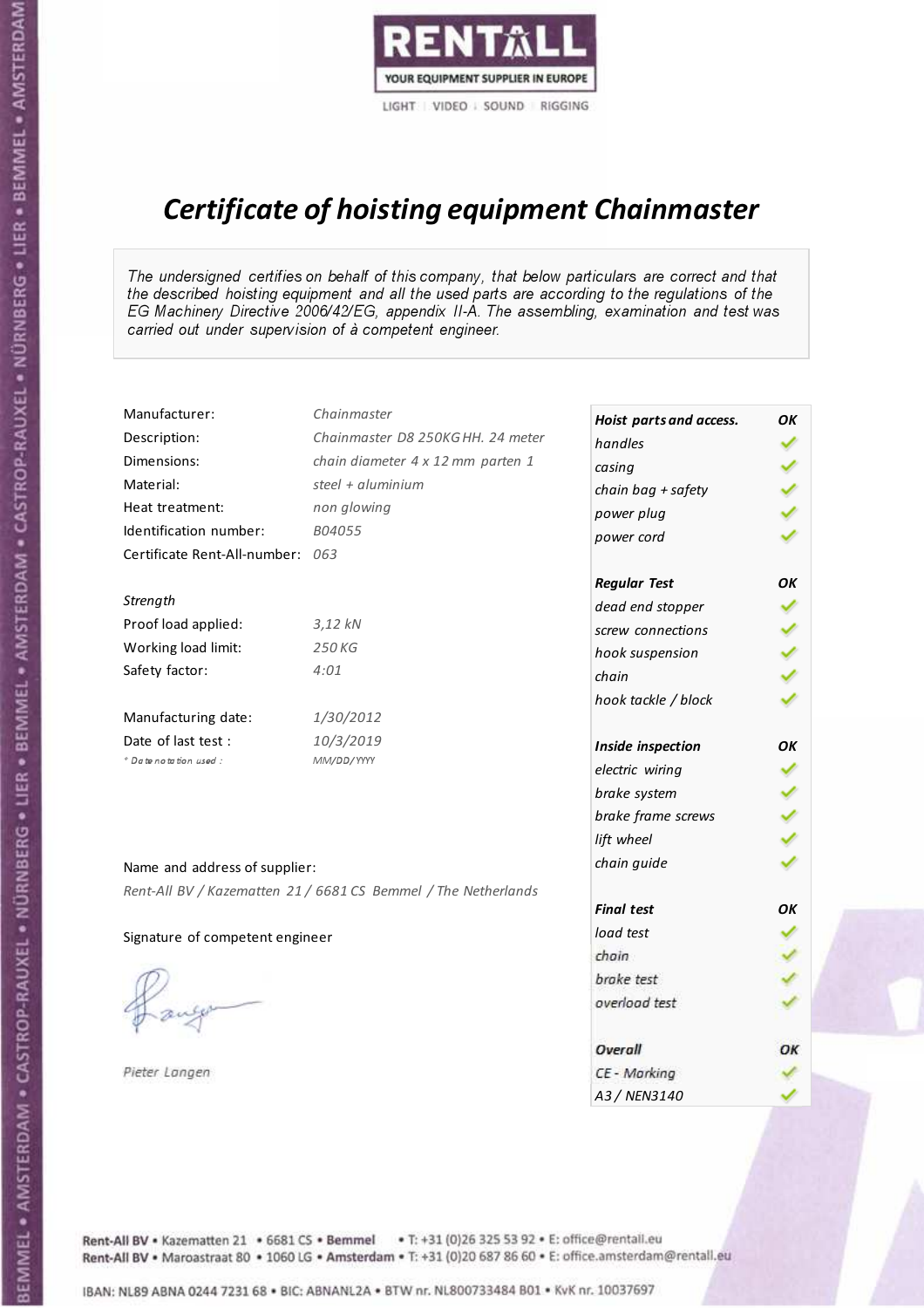RENTALL

YOUR EQUIPMENT SUPPLIER IN EUROPE

LIGHT | VIDEO | SOUND | RIGGING

# *Certificate of hoisting equipment Chainmaster*

*The undersigned certifies on behalf of this company, that below particulars are correct and that the described hoisting equipment and all the used parts are according to the regulations of the EG Machinery Directive 2006/42/EG, appendix II-A. The assembling, examination and test was carried out under supervision of à competent engineer.*

| | |
|---|---|
| Manufacturer: | *Chainmaster* |
| Description: | *Chainmaster D8 250KG HH. 24 meter* |
| Dimensions: | *chain diameter 4 x 12 mm parten 1* |
| Material: | *steel + aluminium* |
| Heat treatment: | *non glowing* |
| Identification number: | *B04055* |
| Certificate Rent-All-number: | *063* |

*Strength*

| | |
|---|---|
| Proof load applied: | *3,12 kN* |
| Working load limit: | *250 KG* |
| Safety factor: | *4:01* |

| | |
|---|---|
| Manufacturing date: | *1/30/2012* |
| Date of last test : | *10/3/2019* |
| *\* Date notation used :* | *MM/DD/YYYY* |

Name and address of supplier:

*Rent-All BV / Kazematten 21 / 6681 CS Bemmel / The Netherlands*

Signature of competent engineer

*Pieter Langen*

| ***Hoist parts and access.*** | ***OK*** |
|---|---|
| *handles* | ✓ |
| *casing* | ✓ |
| *chain bag + safety* | ✓ |
| *power plug* | ✓ |
| *power cord* | ✓ |
| ***Regular Test*** | ***OK*** |
| *dead end stopper* | ✓ |
| *screw connections* | ✓ |
| *hook suspension* | ✓ |
| *chain* | ✓ |
| *hook tackle / block* | ✓ |
| ***Inside inspection*** | ***OK*** |
| *electric wiring* | ✓ |
| *brake system* | ✓ |
| *brake frame screws* | ✓ |
| *lift wheel* | ✓ |
| *chain guide* | ✓ |
| ***Final test*** | ***OK*** |
| *load test* | ✓ |
| *chain* | ✓ |
| *brake test* | ✓ |
| *overload test* | ✓ |
| ***Overall*** | ***OK*** |
| *CE - Marking* | ✓ |
| *A3 / NEN3140* | ✓ |

Rent-All BV • Kazematten 21 • 6681 CS • **Bemmel** • T: +31 (0)26 325 53 92 • E: office@rentall.eu
Rent-All BV • Maroastraat 80 • 1060 LG • **Amsterdam** • T: +31 (0)20 687 86 60 • E: office.amsterdam@rentall.eu

IBAN: NL89 ABNA 0244 7231 68 • BIC: ABNANL2A • BTW nr. NL800733484 B01 • KvK nr. 10037697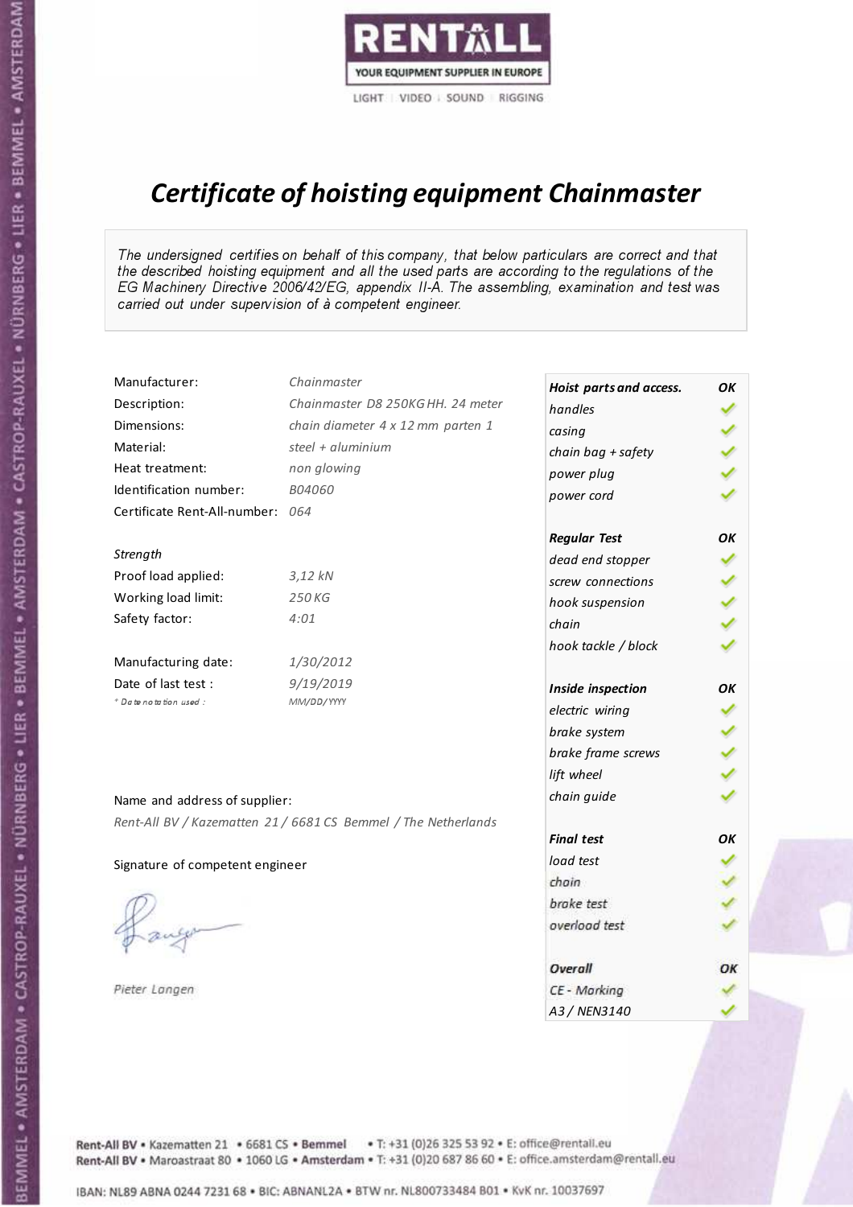RENTALL
YOUR EQUIPMENT SUPPLIER IN EUROPE
LIGHT | VIDEO | SOUND | RIGGING

# *Certificate of hoisting equipment Chainmaster*

*The undersigned certifies on behalf of this company, that below particulars are correct and that the described hoisting equipment and all the used parts are according to the regulations of the EG Machinery Directive 2006/42/EG, appendix II-A. The assembling, examination and test was carried out under supervision of à competent engineer.*

| | |
|---|---|
| Manufacturer: | *Chainmaster* |
| Description: | *Chainmaster D8 250KG HH. 24 meter* |
| Dimensions: | *chain diameter 4 x 12 mm parten 1* |
| Material: | *steel + aluminium* |
| Heat treatment: | *non glowing* |
| Identification number: | *B04060* |
| Certificate Rent-All-number: | *064* |

*Strength*

| | |
|---|---|
| Proof load applied: | *3,12 kN* |
| Working load limit: | *250 KG* |
| Safety factor: | *4:01* |

| | |
|---|---|
| Manufacturing date: | *1/30/2012* |
| Date of last test : | *9/19/2019* |
| *\* Date notation used :* | *MM/DD/YYYY* |

| *Hoist parts and access.* | *OK* |
|---|---|
| *handles* | ✓ |
| *casing* | ✓ |
| *chain bag + safety* | ✓ |
| *power plug* | ✓ |
| *power cord* | ✓ |
| ***Regular Test*** | ***OK*** |
| *dead end stopper* | ✓ |
| *screw connections* | ✓ |
| *hook suspension* | ✓ |
| *chain* | ✓ |
| *hook tackle / block* | ✓ |
| ***Inside inspection*** | ***OK*** |
| *electric wiring* | ✓ |
| *brake system* | ✓ |
| *brake frame screws* | ✓ |
| *lift wheel* | ✓ |
| *chain guide* | ✓ |
| ***Final test*** | ***OK*** |
| *load test* | ✓ |
| *chain* | ✓ |
| *brake test* | ✓ |
| *overload test* | ✓ |
| ***Overall*** | ***OK*** |
| *CE - Marking* | ✓ |
| *A3 / NEN3140* | ✓ |

Name and address of supplier:

*Rent-All BV / Kazematten 21 / 6681 CS Bemmel / The Netherlands*

Signature of competent engineer

*Pieter Langen*

Rent-All BV • Kazematten 21 • 6681 CS • **Bemmel** • T: +31 (0)26 325 53 92 • E: office@rentall.eu
Rent-All BV • Maroastraat 80 • 1060 LG • **Amsterdam** • T: +31 (0)20 687 86 60 • E: office.amsterdam@rentall.eu

IBAN: NL89 ABNA 0244 7231 68 • BIC: ABNANL2A • BTW nr. NL800733484 B01 • KvK nr. 10037697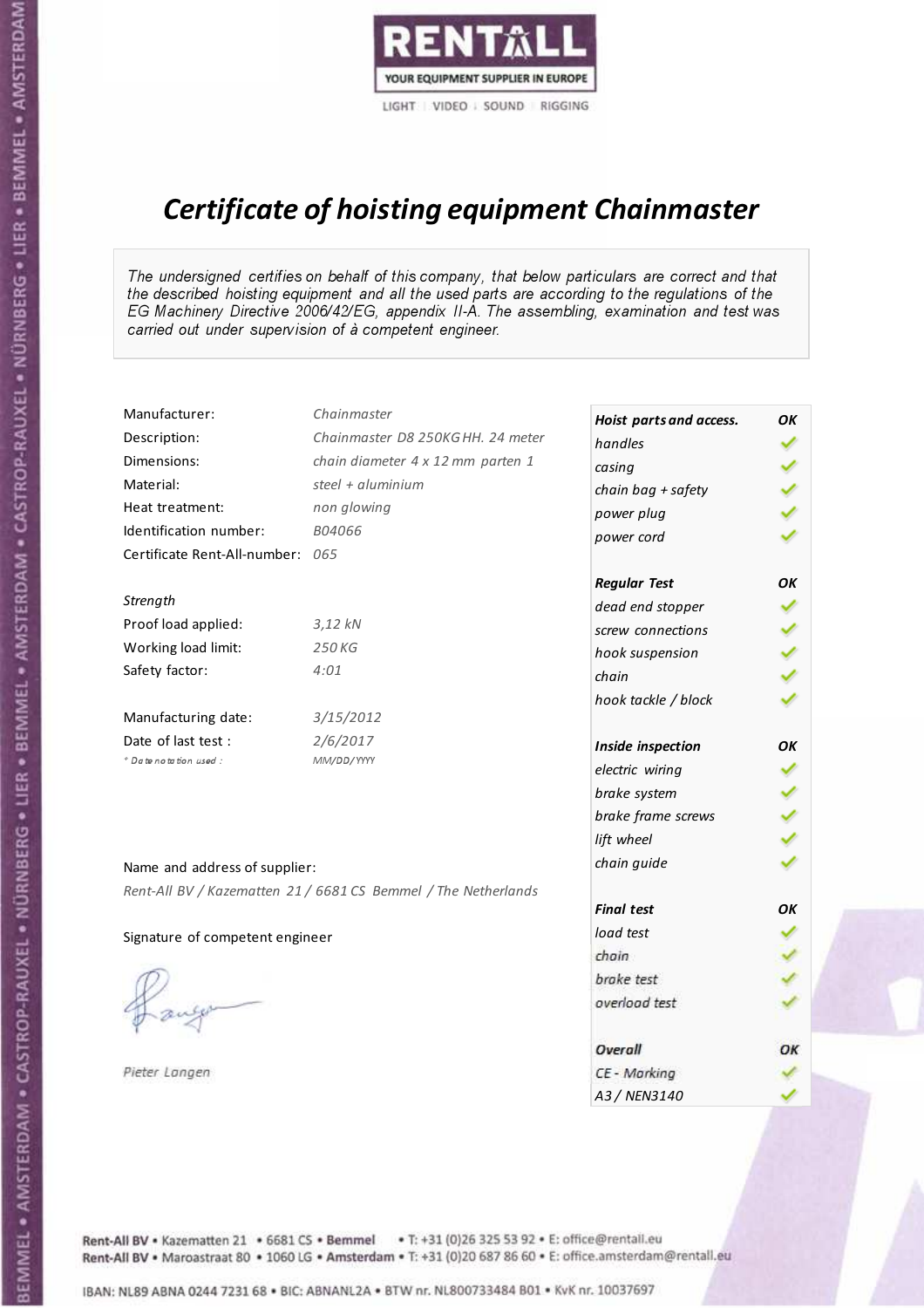RENTALL
YOUR EQUIPMENT SUPPLIER IN EUROPE
LIGHT | VIDEO | SOUND | RIGGING

# *Certificate of hoisting equipment Chainmaster*

*The undersigned certifies on behalf of this company, that below particulars are correct and that the described hoisting equipment and all the used parts are according to the regulations of the EG Machinery Directive 2006/42/EG, appendix II-A. The assembling, examination and test was carried out under supervision of à competent engineer.*

| | |
|---|---|
| Manufacturer: | *Chainmaster* |
| Description: | *Chainmaster D8 250KG HH. 24 meter* |
| Dimensions: | *chain diameter 4 x 12 mm parten 1* |
| Material: | *steel + aluminium* |
| Heat treatment: | *non glowing* |
| Identification number: | *B04066* |
| Certificate Rent-All-number: | *065* |

*Strength*

| | |
|---|---|
| Proof load applied: | *3,12 kN* |
| Working load limit: | *250 KG* |
| Safety factor: | *4:01* |

| | |
|---|---|
| Manufacturing date: | *3/15/2012* |
| Date of last test : | *2/6/2017* |
| *\* Date notation used :* | *MM/DD/YYYY* |

Name and address of supplier:

*Rent-All BV / Kazematten 21 / 6681 CS Bemmel / The Netherlands*

Signature of competent engineer

*Pieter Langen*

| ***Hoist parts and access.*** | ***OK*** |
|---|---|
| *handles* | ✓ |
| *casing* | ✓ |
| *chain bag + safety* | ✓ |
| *power plug* | ✓ |
| *power cord* | ✓ |
| ***Regular Test*** | ***OK*** |
| *dead end stopper* | ✓ |
| *screw connections* | ✓ |
| *hook suspension* | ✓ |
| *chain* | ✓ |
| *hook tackle / block* | ✓ |
| ***Inside inspection*** | ***OK*** |
| *electric wiring* | ✓ |
| *brake system* | ✓ |
| *brake frame screws* | ✓ |
| *lift wheel* | ✓ |
| *chain guide* | ✓ |
| ***Final test*** | ***OK*** |
| *load test* | ✓ |
| *chain* | ✓ |
| *brake test* | ✓ |
| *overload test* | ✓ |
| ***Overall*** | ***OK*** |
| *CE - Marking* | ✓ |
| *A3 / NEN3140* | ✓ |

Rent-All BV • Kazematten 21 • 6681 CS • **Bemmel** • T: +31 (0)26 325 53 92 • E: office@rentall.eu
Rent-All BV • Maroastraat 80 • 1060 LG • **Amsterdam** • T: +31 (0)20 687 86 60 • E: office.amsterdam@rentall.eu

IBAN: NL89 ABNA 0244 7231 68 • BIC: ABNANL2A • BTW nr. NL800733484 B01 • KvK nr. 10037697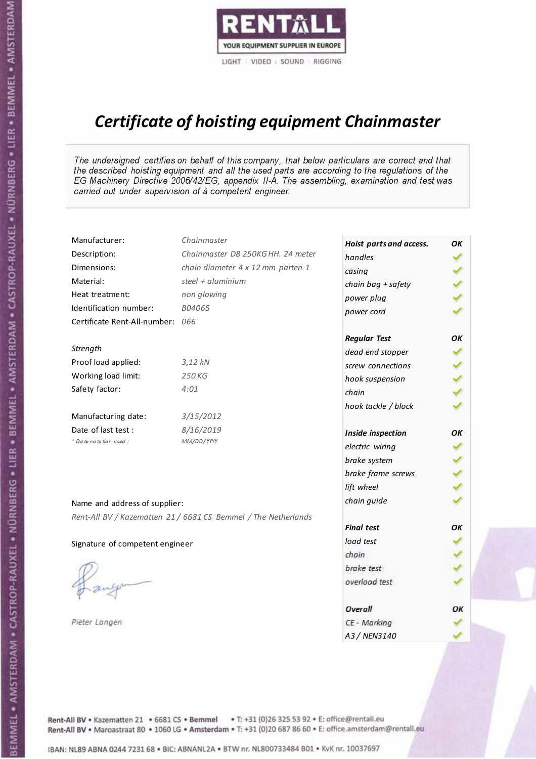RENTALL

YOUR EQUIPMENT SUPPLIER IN EUROPE

LIGHT | VIDEO | SOUND | RIGGING

# Certificate of hoisting equipment Chainmaster

*The undersigned certifies on behalf of this company, that below particulars are correct and that the described hoisting equipment and all the used parts are according to the regulations of the EG Machinery Directive 2006/42/EG, appendix II-A. The assembling, examination and test was carried out under supervision of à competent engineer.*

| | |
|---|---|
| Manufacturer: | Chainmaster |
| Description: | Chainmaster D8 250KG HH. 24 meter |
| Dimensions: | chain diameter 4 x 12 mm parten 1 |
| Material: | steel + aluminium |
| Heat treatment: | non glowing |
| Identification number: | B04065 |
| Certificate Rent-All-number: | 066 |

**Strength**

| | |
|---|---|
| Proof load applied: | 3,12 kN |
| Working load limit: | 250 KG |
| Safety factor: | 4:01 |

| | |
|---|---|
| Manufacturing date: | 3/15/2012 |
| Date of last test : | 8/16/2019 |
| * Date notation used : | MM/DD/YYYY |

Name and address of supplier:

*Rent-All BV / Kazematten 21 / 6681 CS Bemmel / The Netherlands*

Signature of competent engineer

*Pieter Langen*

| Hoist parts and access. | OK |
|---|---|
| handles | ✓ |
| casing | ✓ |
| chain bag + safety | ✓ |
| power plug | ✓ |
| power cord | ✓ |
| **Regular Test** | **OK** |
| dead end stopper | ✓ |
| screw connections | ✓ |
| hook suspension | ✓ |
| chain | ✓ |
| hook tackle / block | ✓ |
| **Inside inspection** | **OK** |
| electric wiring | ✓ |
| brake system | ✓ |
| brake frame screws | ✓ |
| lift wheel | ✓ |
| chain guide | ✓ |
| **Final test** | **OK** |
| load test | ✓ |
| chain | ✓ |
| brake test | ✓ |
| overload test | ✓ |
| **Overall** | **OK** |
| CE - Marking | ✓ |
| A3 / NEN3140 | ✓ |

Rent-All BV • Kazematten 21 • 6681 CS • Bemmel • T: +31 (0)26 325 53 92 • E: office@rentall.eu
Rent-All BV • Maroastraat 80 • 1060 LG • Amsterdam • T: +31 (0)20 687 86 60 • E: office.amsterdam@rentall.eu

IBAN: NL89 ABNA 0244 7231 68 • BIC: ABNANL2A • BTW nr. NL800733484 B01 • KvK nr. 10037697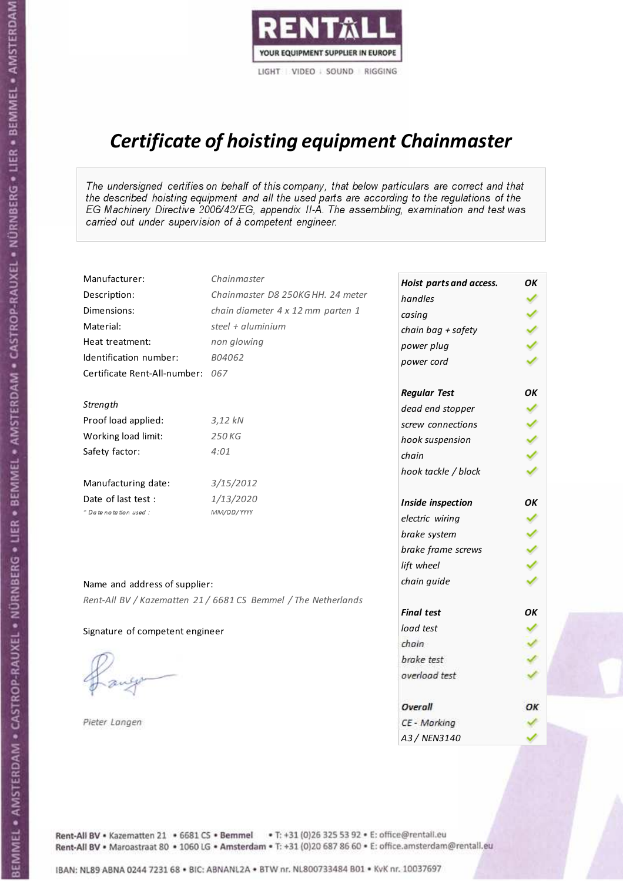RENTALL
YOUR EQUIPMENT SUPPLIER IN EUROPE
LIGHT | VIDEO | SOUND | RIGGING

# Certificate of hoisting equipment Chainmaster

*The undersigned certifies on behalf of this company, that below particulars are correct and that the described hoisting equipment and all the used parts are according to the regulations of the EG Machinery Directive 2006/42/EG, appendix II-A. The assembling, examination and test was carried out under supervision of à competent engineer.*

| | |
|---|---|
| Manufacturer: | Chainmaster |
| Description: | Chainmaster D8 250KG HH. 24 meter |
| Dimensions: | chain diameter 4 x 12 mm parten 1 |
| Material: | steel + aluminium |
| Heat treatment: | non glowing |
| Identification number: | B04062 |
| Certificate Rent-All-number: | 067 |

*Strength*

| | |
|---|---|
| Proof load applied: | 3,12 kN |
| Working load limit: | 250 KG |
| Safety factor: | 4:01 |

| | |
|---|---|
| Manufacturing date: | 3/15/2012 |
| Date of last test : | 1/13/2020 |
| * Date notation used : | MM/DD/YYYY |

| Hoist parts and access. | OK |
|---|---|
| handles | ✓ |
| casing | ✓ |
| chain bag + safety | ✓ |
| power plug | ✓ |
| power cord | ✓ |
| **Regular Test** | **OK** |
| dead end stopper | ✓ |
| screw connections | ✓ |
| hook suspension | ✓ |
| chain | ✓ |
| hook tackle / block | ✓ |
| **Inside inspection** | **OK** |
| electric wiring | ✓ |
| brake system | ✓ |
| brake frame screws | ✓ |
| lift wheel | ✓ |
| chain guide | ✓ |
| **Final test** | **OK** |
| load test | ✓ |
| chain | ✓ |
| brake test | ✓ |
| overload test | ✓ |
| **Overall** | **OK** |
| CE - Marking | ✓ |
| A3 / NEN3140 | ✓ |

Name and address of supplier:

*Rent-All BV / Kazematten 21 / 6681 CS Bemmel / The Netherlands*

Signature of competent engineer

*Pieter Langen*

Rent-All BV • Kazematten 21 • 6681 CS • Bemmel • T: +31 (0)26 325 53 92 • E: office@rentall.eu
Rent-All BV • Maroastraat 80 • 1060 LG • Amsterdam • T: +31 (0)20 687 86 60 • E: office.amsterdam@rentall.eu

IBAN: NL89 ABNA 0244 7231 68 • BIC: ABNANL2A • BTW nr. NL800733484 B01 • KvK nr. 10037697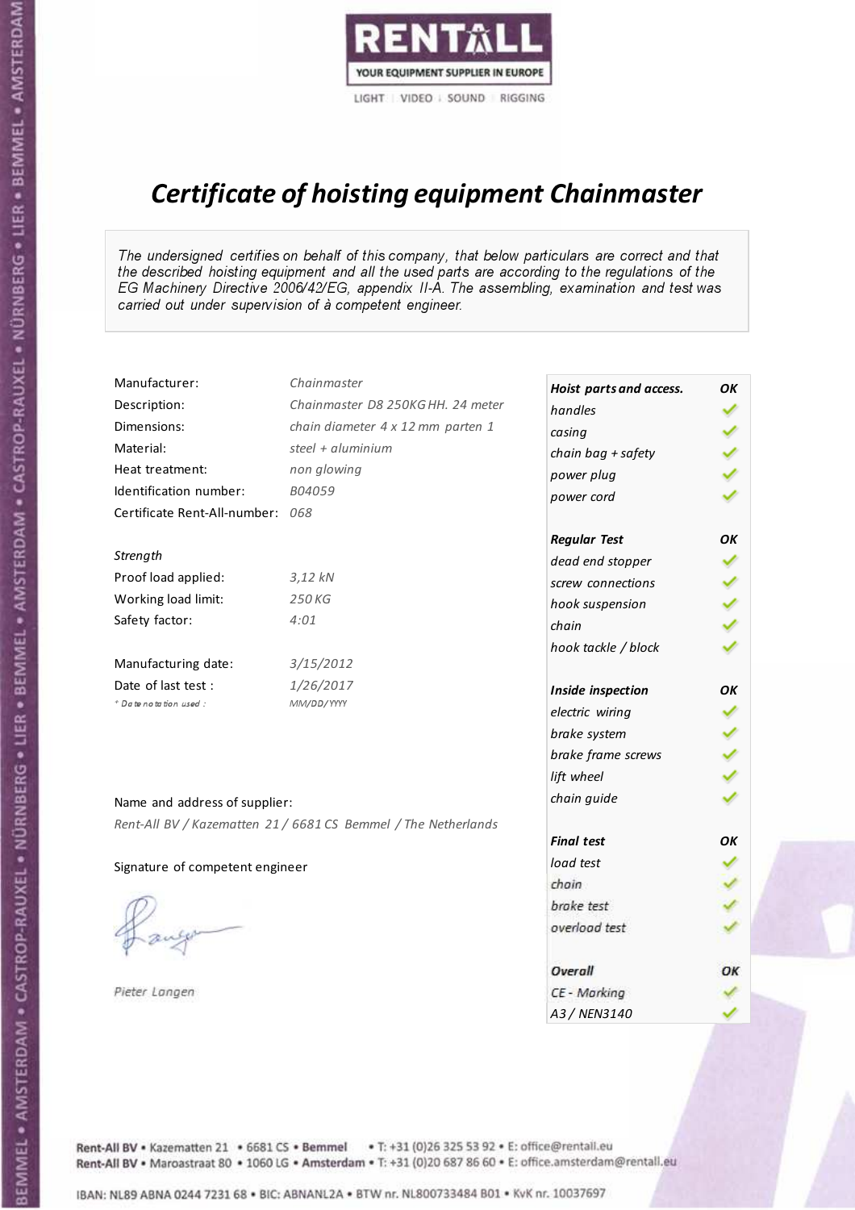RENTALL

YOUR EQUIPMENT SUPPLIER IN EUROPE

LIGHT | VIDEO | SOUND | RIGGING

# *Certificate of hoisting equipment Chainmaster*

*The undersigned certifies on behalf of this company, that below particulars are correct and that the described hoisting equipment and all the used parts are according to the regulations of the EG Machinery Directive 2006/42/EG, appendix II-A. The assembling, examination and test was carried out under supervision of à competent engineer.*

| | |
|---|---|
| Manufacturer: | *Chainmaster* |
| Description: | *Chainmaster D8 250KG HH. 24 meter* |
| Dimensions: | *chain diameter 4 x 12 mm parten 1* |
| Material: | *steel + aluminium* |
| Heat treatment: | *non glowing* |
| Identification number: | *B04059* |
| Certificate Rent-All-number: | *068* |

*Strength*

| | |
|---|---|
| Proof load applied: | *3,12 kN* |
| Working load limit: | *250 KG* |
| Safety factor: | *4:01* |

| | |
|---|---|
| Manufacturing date: | *3/15/2012* |
| Date of last test : | *1/26/2017* |
| *\* Date notation used :* | *MM/DD/YYYY* |

| ***Hoist parts and access.*** | ***OK*** |
|---|---|
| *handles* | ✓ |
| *casing* | ✓ |
| *chain bag + safety* | ✓ |
| *power plug* | ✓ |
| *power cord* | ✓ |
| ***Regular Test*** | ***OK*** |
| *dead end stopper* | ✓ |
| *screw connections* | ✓ |
| *hook suspension* | ✓ |
| *chain* | ✓ |
| *hook tackle / block* | ✓ |
| ***Inside inspection*** | ***OK*** |
| *electric wiring* | ✓ |
| *brake system* | ✓ |
| *brake frame screws* | ✓ |
| *lift wheel* | ✓ |
| *chain guide* | ✓ |
| ***Final test*** | ***OK*** |
| *load test* | ✓ |
| *chain* | ✓ |
| *brake test* | ✓ |
| *overload test* | ✓ |
| ***Overall*** | ***OK*** |
| *CE - Marking* | ✓ |
| *A3 / NEN3140* | ✓ |

Name and address of supplier:

*Rent-All BV / Kazematten 21 / 6681 CS Bemmel / The Netherlands*

Signature of competent engineer

*Pieter Langen*

Rent-All BV • Kazematten 21 • 6681 CS • **Bemmel** • T: +31 (0)26 325 53 92 • E: office@rentall.eu
Rent-All BV • Maroastraat 80 • 1060 LG • **Amsterdam** • T: +31 (0)20 687 86 60 • E: office.amsterdam@rentall.eu

IBAN: NL89 ABNA 0244 7231 68 • BIC: ABNANL2A • BTW nr. NL800733484 B01 • KvK nr. 10037697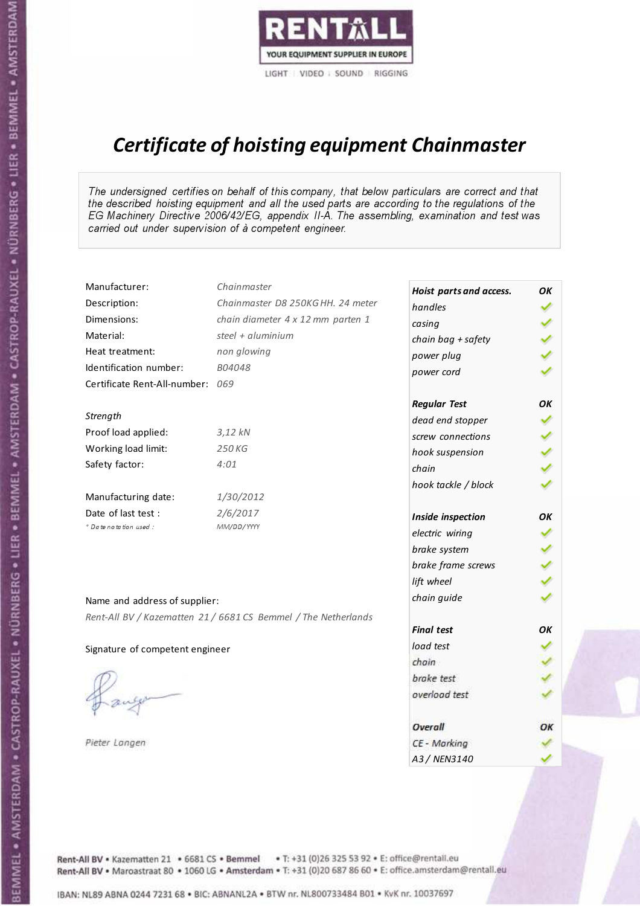RENTALL
YOUR EQUIPMENT SUPPLIER IN EUROPE
LIGHT | VIDEO | SOUND | RIGGING

# *Certificate of hoisting equipment Chainmaster*

*The undersigned certifies on behalf of this company, that below particulars are correct and that the described hoisting equipment and all the used parts are according to the regulations of the EG Machinery Directive 2006/42/EG, appendix II-A. The assembling, examination and test was carried out under supervision of à competent engineer.*

| | |
|---|---|
| Manufacturer: | *Chainmaster* |
| Description: | *Chainmaster D8 250KG HH. 24 meter* |
| Dimensions: | *chain diameter 4 x 12 mm parten 1* |
| Material: | *steel + aluminium* |
| Heat treatment: | *non glowing* |
| Identification number: | *B04048* |
| Certificate Rent-All-number: | *069* |

*Strength*

| | |
|---|---|
| Proof load applied: | *3,12 kN* |
| Working load limit: | *250 KG* |
| Safety factor: | *4:01* |

| | |
|---|---|
| Manufacturing date: | *1/30/2012* |
| Date of last test : | *2/6/2017* |
| *\* Date notation used :* | *MM/DD/YYYY* |

Name and address of supplier:

*Rent-All BV / Kazematten 21 / 6681 CS Bemmel / The Netherlands*

Signature of competent engineer

*Pieter Langen*

| ***Hoist parts and access.*** | ***OK*** |
|---|---|
| *handles* | ✓ |
| *casing* | ✓ |
| *chain bag + safety* | ✓ |
| *power plug* | ✓ |
| *power cord* | ✓ |
| ***Regular Test*** | ***OK*** |
| *dead end stopper* | ✓ |
| *screw connections* | ✓ |
| *hook suspension* | ✓ |
| *chain* | ✓ |
| *hook tackle / block* | ✓ |
| ***Inside inspection*** | ***OK*** |
| *electric wiring* | ✓ |
| *brake system* | ✓ |
| *brake frame screws* | ✓ |
| *lift wheel* | ✓ |
| *chain guide* | ✓ |
| ***Final test*** | ***OK*** |
| *load test* | ✓ |
| *chain* | ✓ |
| *brake test* | ✓ |
| *overload test* | ✓ |
| ***Overall*** | ***OK*** |
| *CE - Marking* | ✓ |
| *A3 / NEN3140* | ✓ |

Rent-All BV • Kazematten 21 • 6681 CS • **Bemmel** • T: +31 (0)26 325 53 92 • E: office@rentall.eu
Rent-All BV • Maroastraat 80 • 1060 LG • **Amsterdam** • T: +31 (0)20 687 86 60 • E: office.amsterdam@rentall.eu

IBAN: NL89 ABNA 0244 7231 68 • BIC: ABNANL2A • BTW nr. NL800733484 B01 • KvK nr. 10037697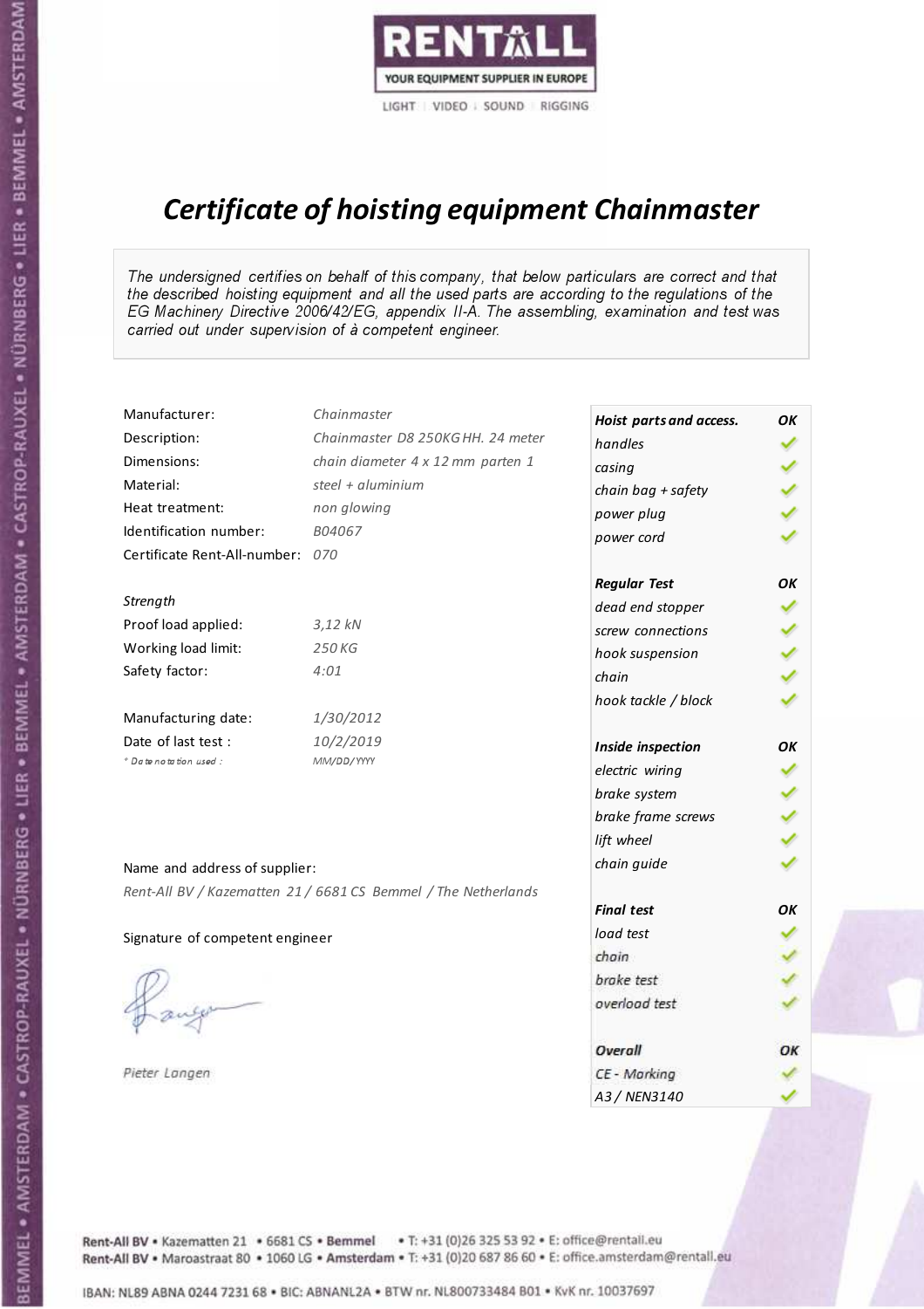RENTALL

YOUR EQUIPMENT SUPPLIER IN EUROPE

LIGHT | VIDEO | SOUND | RIGGING

# *Certificate of hoisting equipment Chainmaster*

*The undersigned certifies on behalf of this company, that below particulars are correct and that the described hoisting equipment and all the used parts are according to the regulations of the EG Machinery Directive 2006/42/EG, appendix II-A. The assembling, examination and test was carried out under supervision of à competent engineer.*

| | |
|---|---|
| Manufacturer: | *Chainmaster* |
| Description: | *Chainmaster D8 250KG HH. 24 meter* |
| Dimensions: | *chain diameter 4 x 12 mm parten 1* |
| Material: | *steel + aluminium* |
| Heat treatment: | *non glowing* |
| Identification number: | *B04067* |
| Certificate Rent-All-number: | *070* |

*Strength*

| | |
|---|---|
| Proof load applied: | *3,12 kN* |
| Working load limit: | *250 KG* |
| Safety factor: | *4:01* |

| | |
|---|---|
| Manufacturing date: | *1/30/2012* |
| Date of last test : | *10/2/2019* |
| *\* Date notation used :* | *MM/DD/YYYY* |

| *Hoist parts and access.* | *OK* |
|---|---|
| *handles* | ✓ |
| *casing* | ✓ |
| *chain bag + safety* | ✓ |
| *power plug* | ✓ |
| *power cord* | ✓ |
| ***Regular Test*** | ***OK*** |
| *dead end stopper* | ✓ |
| *screw connections* | ✓ |
| *hook suspension* | ✓ |
| *chain* | ✓ |
| *hook tackle / block* | ✓ |
| ***Inside inspection*** | ***OK*** |
| *electric wiring* | ✓ |
| *brake system* | ✓ |
| *brake frame screws* | ✓ |
| *lift wheel* | ✓ |
| *chain guide* | ✓ |
| ***Final test*** | ***OK*** |
| *load test* | ✓ |
| *chain* | ✓ |
| *brake test* | ✓ |
| *overload test* | ✓ |
| ***Overall*** | ***OK*** |
| *CE - Marking* | ✓ |
| *A3 / NEN3140* | ✓ |

Name and address of supplier:

*Rent-All BV / Kazematten 21 / 6681 CS Bemmel / The Netherlands*

Signature of competent engineer

*Pieter Langen*

Rent-All BV • Kazematten 21 • 6681 CS • **Bemmel** • T: +31 (0)26 325 53 92 • E: office@rentall.eu
Rent-All BV • Maroastraat 80 • 1060 LG • **Amsterdam** • T: +31 (0)20 687 86 60 • E: office.amsterdam@rentall.eu

IBAN: NL89 ABNA 0244 7231 68 • BIC: ABNANL2A • BTW nr. NL800733484 B01 • KvK nr. 10037697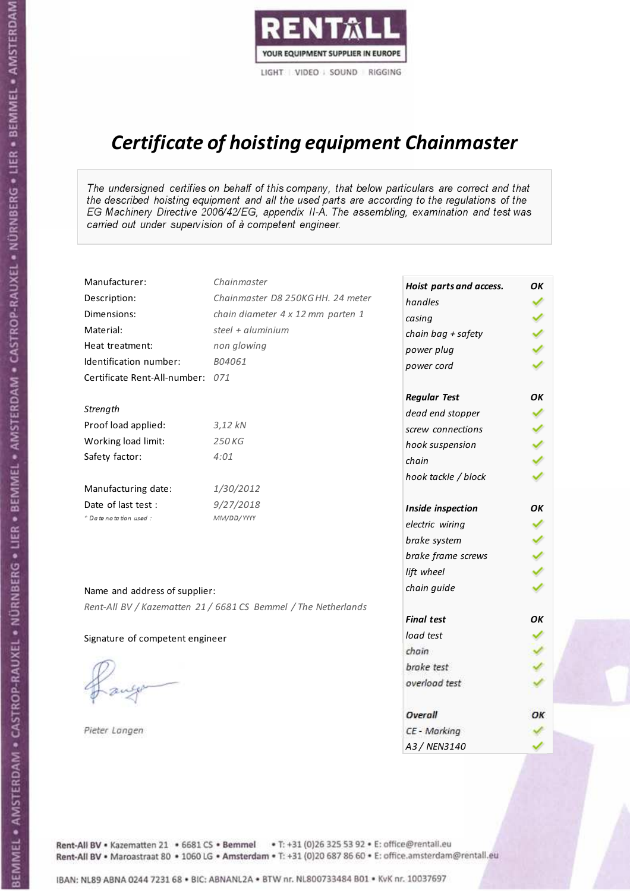RENTALL
YOUR EQUIPMENT SUPPLIER IN EUROPE
LIGHT | VIDEO | SOUND | RIGGING

# *Certificate of hoisting equipment Chainmaster*

*The undersigned certifies on behalf of this company, that below particulars are correct and that the described hoisting equipment and all the used parts are according to the regulations of the EG Machinery Directive 2006/42/EG, appendix II-A. The assembling, examination and test was carried out under supervision of à competent engineer.*

| | |
|---|---|
| Manufacturer: | *Chainmaster* |
| Description: | *Chainmaster D8 250KG HH. 24 meter* |
| Dimensions: | *chain diameter 4 x 12 mm parten 1* |
| Material: | *steel + aluminium* |
| Heat treatment: | *non glowing* |
| Identification number: | *B04061* |
| Certificate Rent-All-number: | *071* |

*Strength*

| | |
|---|---|
| Proof load applied: | *3,12 kN* |
| Working load limit: | *250 KG* |
| Safety factor: | *4:01* |

| | |
|---|---|
| Manufacturing date: | *1/30/2012* |
| Date of last test : | *9/27/2018* |
| *\* Date notation used :* | *MM/DD/YYYY* |

| ***Hoist parts and access.*** | ***OK*** |
|---|---|
| *handles* | ✓ |
| *casing* | ✓ |
| *chain bag + safety* | ✓ |
| *power plug* | ✓ |
| *power cord* | ✓ |
| ***Regular Test*** | ***OK*** |
| *dead end stopper* | ✓ |
| *screw connections* | ✓ |
| *hook suspension* | ✓ |
| *chain* | ✓ |
| *hook tackle / block* | ✓ |
| ***Inside inspection*** | ***OK*** |
| *electric wiring* | ✓ |
| *brake system* | ✓ |
| *brake frame screws* | ✓ |
| *lift wheel* | ✓ |
| *chain guide* | ✓ |
| ***Final test*** | ***OK*** |
| *load test* | ✓ |
| *chain* | ✓ |
| *brake test* | ✓ |
| *overload test* | ✓ |
| ***Overall*** | ***OK*** |
| *CE - Marking* | ✓ |
| *A3 / NEN3140* | ✓ |

Name and address of supplier:

*Rent-All BV / Kazematten 21 / 6681 CS Bemmel / The Netherlands*

Signature of competent engineer

*Pieter Langen*

Rent-All BV • Kazematten 21 • 6681 CS • **Bemmel** • T: +31 (0)26 325 53 92 • E: office@rentall.eu
Rent-All BV • Maroastraat 80 • 1060 LG • **Amsterdam** • T: +31 (0)20 687 86 60 • E: office.amsterdam@rentall.eu

IBAN: NL89 ABNA 0244 7231 68 • BIC: ABNANL2A • BTW nr. NL800733484 B01 • KvK nr. 10037697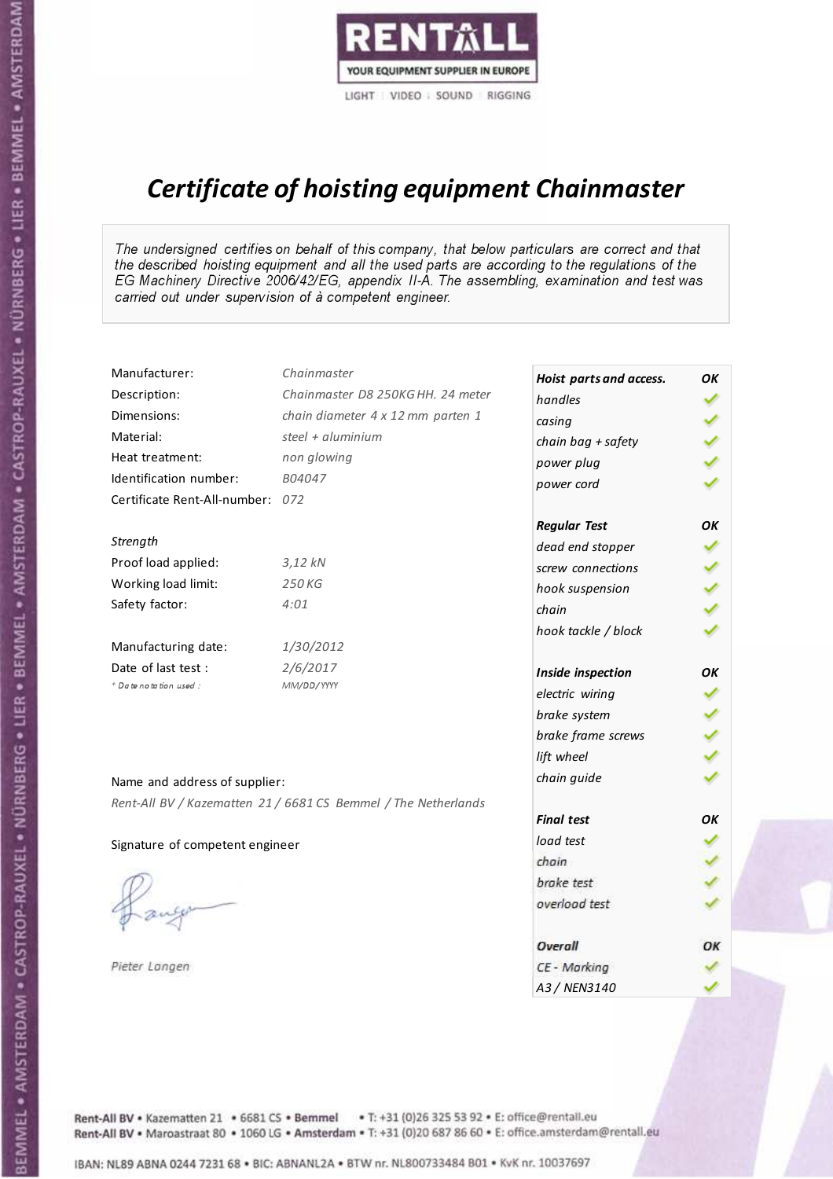RENTALL
YOUR EQUIPMENT SUPPLIER IN EUROPE
LIGHT | VIDEO | SOUND | RIGGING

# *Certificate of hoisting equipment Chainmaster*

*The undersigned certifies on behalf of this company, that below particulars are correct and that the described hoisting equipment and all the used parts are according to the regulations of the EG Machinery Directive 2006/42/EG, appendix II-A. The assembling, examination and test was carried out under supervision of à competent engineer.*

| | |
|---|---|
| Manufacturer: | *Chainmaster* |
| Description: | *Chainmaster D8 250KG HH. 24 meter* |
| Dimensions: | *chain diameter 4 x 12 mm parten 1* |
| Material: | *steel + aluminium* |
| Heat treatment: | *non glowing* |
| Identification number: | *B04047* |
| Certificate Rent-All-number: | *072* |
| *Strength* | |
| Proof load applied: | *3,12 kN* |
| Working load limit: | *250 KG* |
| Safety factor: | *4:01* |
| Manufacturing date: | *1/30/2012* |
| Date of last test : | *2/6/2017* |
| *\* Date notation used :* | *MM/DD/YYYY* |

| *Hoist parts and access.* | *OK* |
|---|---|
| *handles* | ✓ |
| *casing* | ✓ |
| *chain bag + safety* | ✓ |
| *power plug* | ✓ |
| *power cord* | ✓ |
| ***Regular Test*** | ***OK*** |
| *dead end stopper* | ✓ |
| *screw connections* | ✓ |
| *hook suspension* | ✓ |
| *chain* | ✓ |
| *hook tackle / block* | ✓ |
| ***Inside inspection*** | ***OK*** |
| *electric wiring* | ✓ |
| *brake system* | ✓ |
| *brake frame screws* | ✓ |
| *lift wheel* | ✓ |
| *chain guide* | ✓ |
| ***Final test*** | ***OK*** |
| *load test* | ✓ |
| *chain* | ✓ |
| *brake test* | ✓ |
| *overload test* | ✓ |
| ***Overall*** | ***OK*** |
| *CE - Marking* | ✓ |
| *A3 / NEN3140* | ✓ |

Name and address of supplier:

*Rent-All BV / Kazematten 21 / 6681 CS Bemmel / The Netherlands*

Signature of competent engineer

*Pieter Langen*

Rent-All BV • Kazematten 21 • 6681 CS • Bemmel • T: +31 (0)26 325 53 92 • E: office@rentall.eu
Rent-All BV • Maroastraat 80 • 1060 LG • Amsterdam • T: +31 (0)20 687 86 60 • E: office.amsterdam@rentall.eu

IBAN: NL89 ABNA 0244 7231 68 • BIC: ABNANL2A • BTW nr. NL800733484 B01 • KvK nr. 10037697